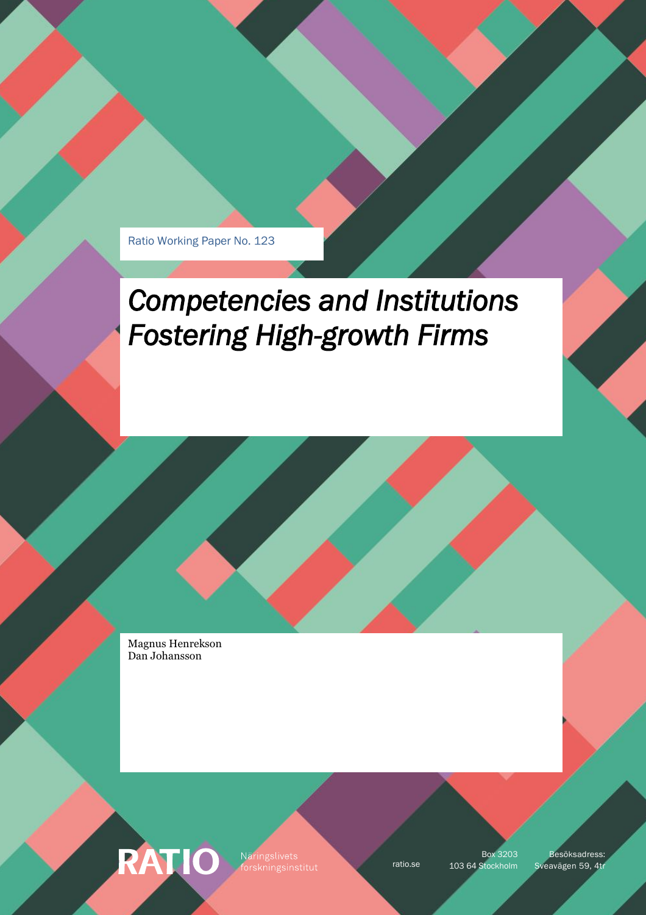Ratio Working Paper No. 123

# *Competencies and Institutions Fostering High-growth Firms*

Magnus Henrekson
Dan Johansson

RATIO Näringslivets forskningsinstitut

ratio.se

Box 3203
103 64 Stockholm

Besöksadress:
Sveavägen 59, 4tr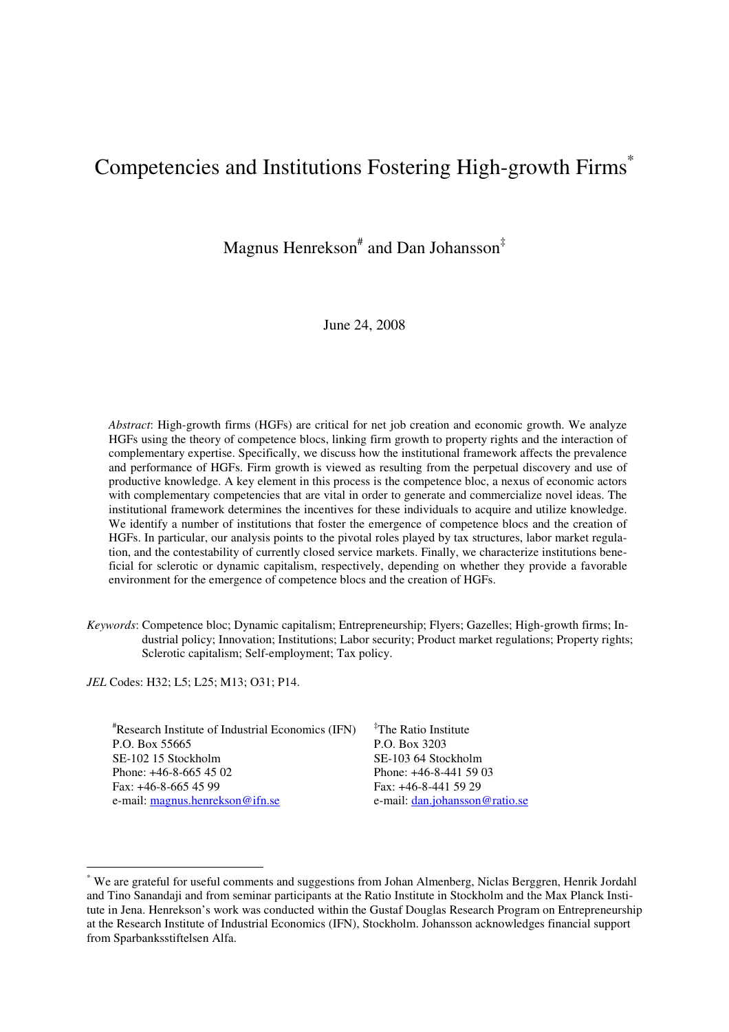# Competencies and Institutions Fostering High-growth Firms[*]

Magnus Henrekson[#] and Dan Johansson[‡]

June 24, 2008

*Abstract*: High-growth firms (HGFs) are critical for net job creation and economic growth. We analyze HGFs using the theory of competence blocs, linking firm growth to property rights and the interaction of complementary expertise. Specifically, we discuss how the institutional framework affects the prevalence and performance of HGFs. Firm growth is viewed as resulting from the perpetual discovery and use of productive knowledge. A key element in this process is the competence bloc, a nexus of economic actors with complementary competencies that are vital in order to generate and commercialize novel ideas. The institutional framework determines the incentives for these individuals to acquire and utilize knowledge. We identify a number of institutions that foster the emergence of competence blocs and the creation of HGFs. In particular, our analysis points to the pivotal roles played by tax structures, labor market regulation, and the contestability of currently closed service markets. Finally, we characterize institutions beneficial for sclerotic or dynamic capitalism, respectively, depending on whether they provide a favorable environment for the emergence of competence blocs and the creation of HGFs.

*Keywords*: Competence bloc; Dynamic capitalism; Entrepreneurship; Flyers; Gazelles; High-growth firms; Industrial policy; Innovation; Institutions; Labor security; Product market regulations; Property rights; Sclerotic capitalism; Self-employment; Tax policy.

*JEL* Codes: H32; L5; L25; M13; O31; P14.

[#]Research Institute of Industrial Economics (IFN)
P.O. Box 55665
SE-102 15 Stockholm
Phone: +46-8-665 45 02
Fax: +46-8-665 45 99
e-mail: magnus.henrekson@ifn.se

[‡]The Ratio Institute
P.O. Box 3203
SE-103 64 Stockholm
Phone: +46-8-441 59 03
Fax: +46-8-441 59 29
e-mail: dan.johansson@ratio.se

[*] We are grateful for useful comments and suggestions from Johan Almenberg, Niclas Berggren, Henrik Jordahl and Tino Sanandaji and from seminar participants at the Ratio Institute in Stockholm and the Max Planck Institute in Jena. Henrekson's work was conducted within the Gustaf Douglas Research Program on Entrepreneurship at the Research Institute of Industrial Economics (IFN), Stockholm. Johansson acknowledges financial support from Sparbanksstiftelsen Alfa.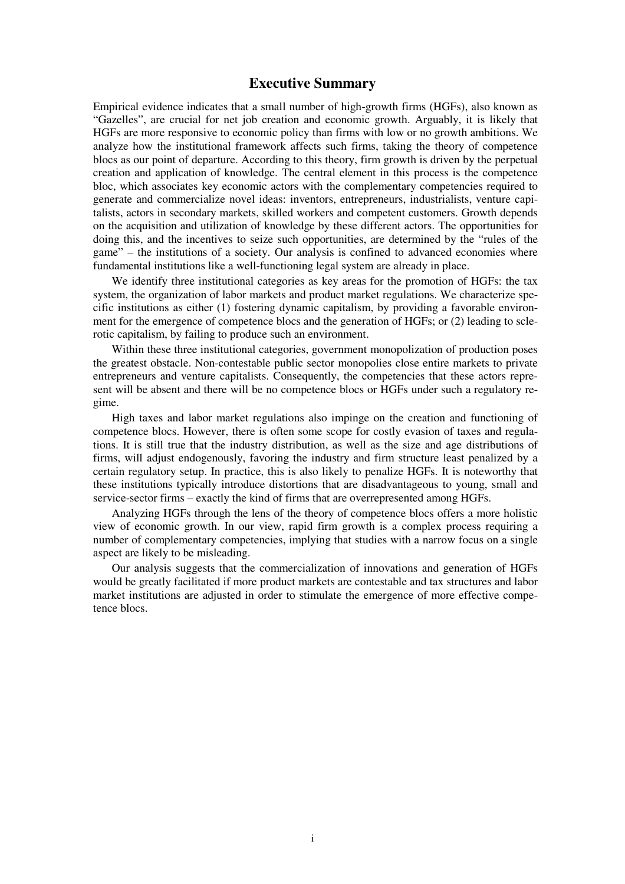# Executive Summary

Empirical evidence indicates that a small number of high-growth firms (HGFs), also known as "Gazelles", are crucial for net job creation and economic growth. Arguably, it is likely that HGFs are more responsive to economic policy than firms with low or no growth ambitions. We analyze how the institutional framework affects such firms, taking the theory of competence blocs as our point of departure. According to this theory, firm growth is driven by the perpetual creation and application of knowledge. The central element in this process is the competence bloc, which associates key economic actors with the complementary competencies required to generate and commercialize novel ideas: inventors, entrepreneurs, industrialists, venture capitalists, actors in secondary markets, skilled workers and competent customers. Growth depends on the acquisition and utilization of knowledge by these different actors. The opportunities for doing this, and the incentives to seize such opportunities, are determined by the "rules of the game" – the institutions of a society. Our analysis is confined to advanced economies where fundamental institutions like a well-functioning legal system are already in place.

We identify three institutional categories as key areas for the promotion of HGFs: the tax system, the organization of labor markets and product market regulations. We characterize specific institutions as either (1) fostering dynamic capitalism, by providing a favorable environment for the emergence of competence blocs and the generation of HGFs; or (2) leading to sclerotic capitalism, by failing to produce such an environment.

Within these three institutional categories, government monopolization of production poses the greatest obstacle. Non-contestable public sector monopolies close entire markets to private entrepreneurs and venture capitalists. Consequently, the competencies that these actors represent will be absent and there will be no competence blocs or HGFs under such a regulatory regime.

High taxes and labor market regulations also impinge on the creation and functioning of competence blocs. However, there is often some scope for costly evasion of taxes and regulations. It is still true that the industry distribution, as well as the size and age distributions of firms, will adjust endogenously, favoring the industry and firm structure least penalized by a certain regulatory setup. In practice, this is also likely to penalize HGFs. It is noteworthy that these institutions typically introduce distortions that are disadvantageous to young, small and service-sector firms – exactly the kind of firms that are overrepresented among HGFs.

Analyzing HGFs through the lens of the theory of competence blocs offers a more holistic view of economic growth. In our view, rapid firm growth is a complex process requiring a number of complementary competencies, implying that studies with a narrow focus on a single aspect are likely to be misleading.

Our analysis suggests that the commercialization of innovations and generation of HGFs would be greatly facilitated if more product markets are contestable and tax structures and labor market institutions are adjusted in order to stimulate the emergence of more effective competence blocs.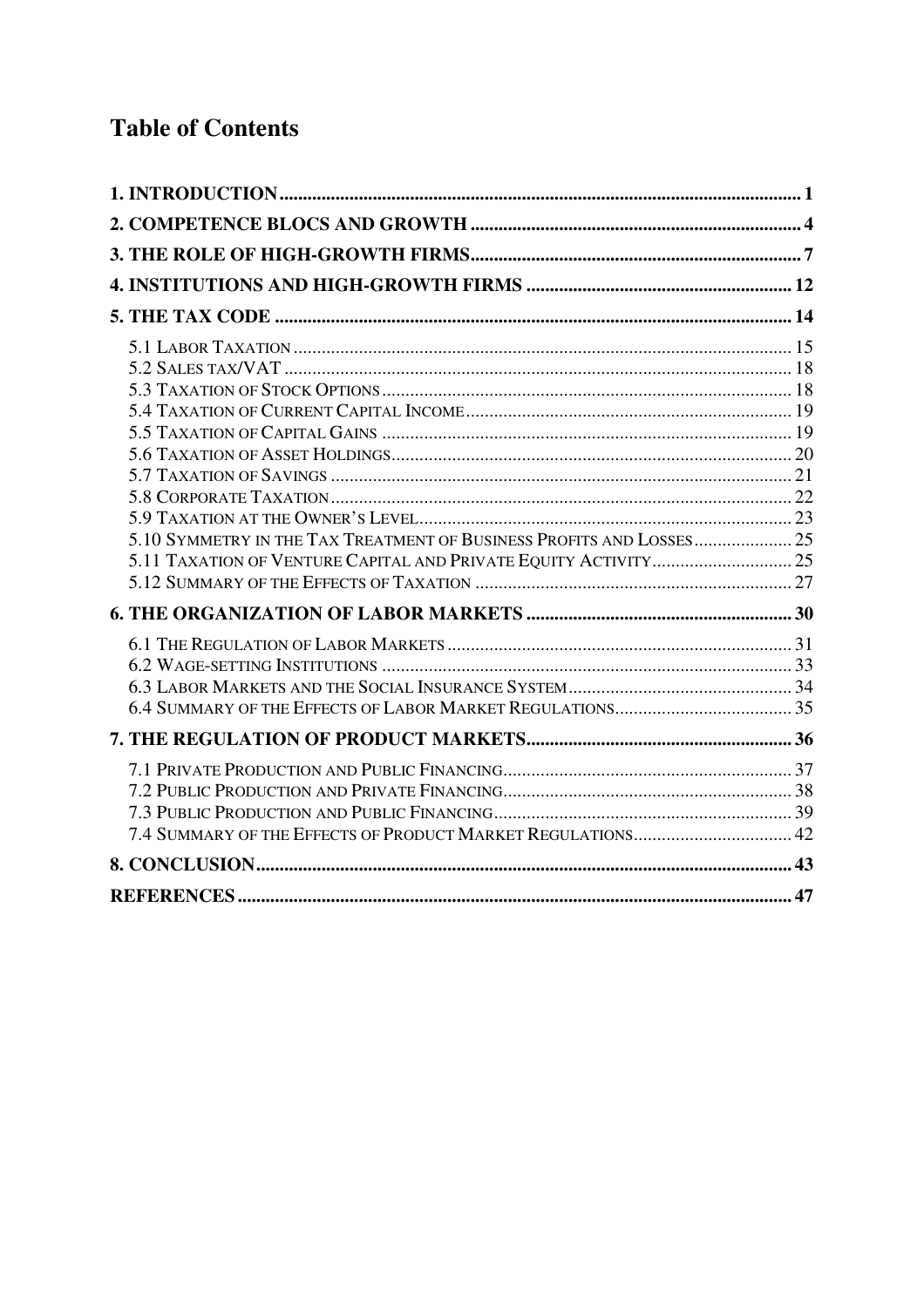# Table of Contents

**1. INTRODUCTION** .......... 1

**2. COMPETENCE BLOCS AND GROWTH** .......... 4

**3. THE ROLE OF HIGH-GROWTH FIRMS** .......... 7

**4. INSTITUTIONS AND HIGH-GROWTH FIRMS** .......... 12

**5. THE TAX CODE** .......... 14

- 5.1 LABOR TAXATION .......... 15
- 5.2 SALES TAX/VAT .......... 18
- 5.3 TAXATION OF STOCK OPTIONS .......... 18
- 5.4 TAXATION OF CURRENT CAPITAL INCOME .......... 19
- 5.5 TAXATION OF CAPITAL GAINS .......... 19
- 5.6 TAXATION OF ASSET HOLDINGS .......... 20
- 5.7 TAXATION OF SAVINGS .......... 21
- 5.8 CORPORATE TAXATION .......... 22
- 5.9 TAXATION AT THE OWNER'S LEVEL .......... 23
- 5.10 SYMMETRY IN THE TAX TREATMENT OF BUSINESS PROFITS AND LOSSES .......... 25
- 5.11 TAXATION OF VENTURE CAPITAL AND PRIVATE EQUITY ACTIVITY .......... 25
- 5.12 SUMMARY OF THE EFFECTS OF TAXATION .......... 27

**6. THE ORGANIZATION OF LABOR MARKETS** .......... 30

- 6.1 THE REGULATION OF LABOR MARKETS .......... 31
- 6.2 WAGE-SETTING INSTITUTIONS .......... 33
- 6.3 LABOR MARKETS AND THE SOCIAL INSURANCE SYSTEM .......... 34
- 6.4 SUMMARY OF THE EFFECTS OF LABOR MARKET REGULATIONS .......... 35

**7. THE REGULATION OF PRODUCT MARKETS** .......... 36

- 7.1 PRIVATE PRODUCTION AND PUBLIC FINANCING .......... 37
- 7.2 PUBLIC PRODUCTION AND PRIVATE FINANCING .......... 38
- 7.3 PUBLIC PRODUCTION AND PUBLIC FINANCING .......... 39
- 7.4 SUMMARY OF THE EFFECTS OF PRODUCT MARKET REGULATIONS .......... 42

**8. CONCLUSION** .......... 43

**REFERENCES** .......... 47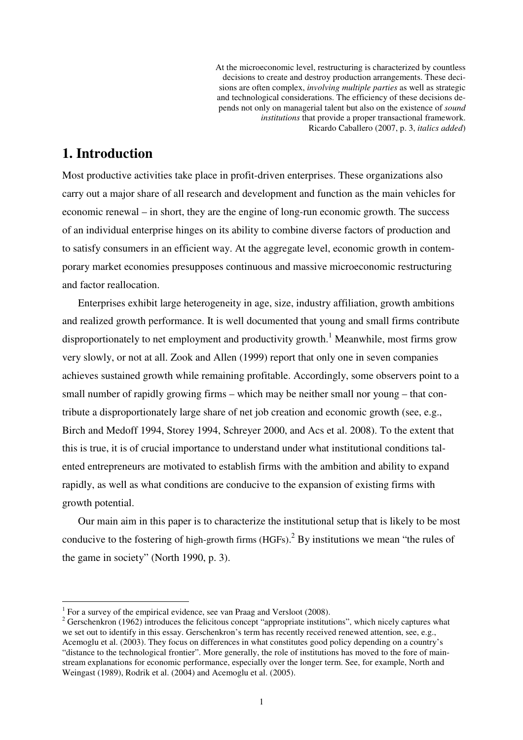At the microeconomic level, restructuring is characterized by countless decisions to create and destroy production arrangements. These decisions are often complex, *involving multiple parties* as well as strategic and technological considerations. The efficiency of these decisions depends not only on managerial talent but also on the existence of *sound institutions* that provide a proper transactional framework.
Ricardo Caballero (2007, p. 3, *italics added*)

# 1. Introduction

Most productive activities take place in profit-driven enterprises. These organizations also carry out a major share of all research and development and function as the main vehicles for economic renewal – in short, they are the engine of long-run economic growth. The success of an individual enterprise hinges on its ability to combine diverse factors of production and to satisfy consumers in an efficient way. At the aggregate level, economic growth in contemporary market economies presupposes continuous and massive microeconomic restructuring and factor reallocation.

Enterprises exhibit large heterogeneity in age, size, industry affiliation, growth ambitions and realized growth performance. It is well documented that young and small firms contribute disproportionately to net employment and productivity growth.[1] Meanwhile, most firms grow very slowly, or not at all. Zook and Allen (1999) report that only one in seven companies achieves sustained growth while remaining profitable. Accordingly, some observers point to a small number of rapidly growing firms – which may be neither small nor young – that contribute a disproportionately large share of net job creation and economic growth (see, e.g., Birch and Medoff 1994, Storey 1994, Schreyer 2000, and Acs et al. 2008). To the extent that this is true, it is of crucial importance to understand under what institutional conditions talented entrepreneurs are motivated to establish firms with the ambition and ability to expand rapidly, as well as what conditions are conducive to the expansion of existing firms with growth potential.

Our main aim in this paper is to characterize the institutional setup that is likely to be most conducive to the fostering of high-growth firms (HGFs).[2] By institutions we mean "the rules of the game in society" (North 1990, p. 3).

[1] For a survey of the empirical evidence, see van Praag and Versloot (2008).

[2] Gerschenkron (1962) introduces the felicitous concept "appropriate institutions", which nicely captures what we set out to identify in this essay. Gerschenkron's term has recently received renewed attention, see, e.g., Acemoglu et al. (2003). They focus on differences in what constitutes good policy depending on a country's "distance to the technological frontier". More generally, the role of institutions has moved to the fore of mainstream explanations for economic performance, especially over the longer term. See, for example, North and Weingast (1989), Rodrik et al. (2004) and Acemoglu et al. (2005).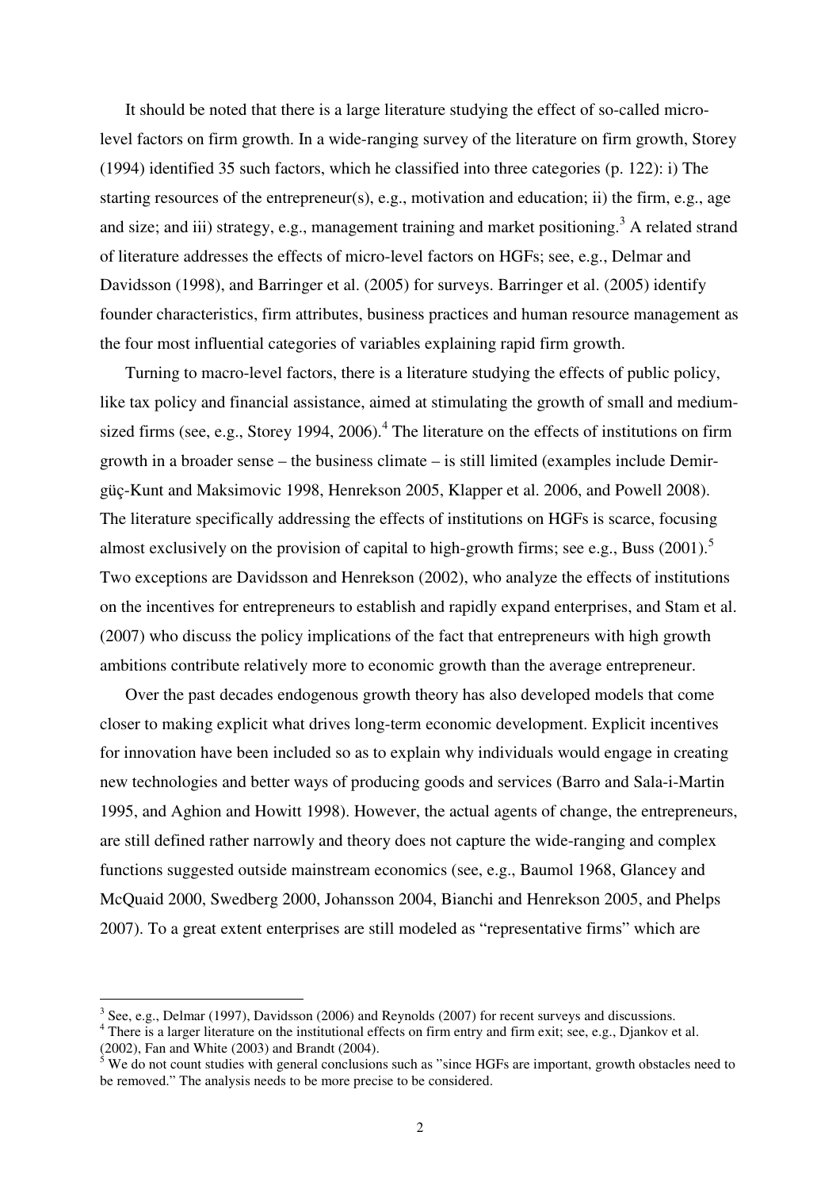It should be noted that there is a large literature studying the effect of so-called micro-level factors on firm growth. In a wide-ranging survey of the literature on firm growth, Storey (1994) identified 35 such factors, which he classified into three categories (p. 122): i) The starting resources of the entrepreneur(s), e.g., motivation and education; ii) the firm, e.g., age and size; and iii) strategy, e.g., management training and market positioning.[3] A related strand of literature addresses the effects of micro-level factors on HGFs; see, e.g., Delmar and Davidsson (1998), and Barringer et al. (2005) for surveys. Barringer et al. (2005) identify founder characteristics, firm attributes, business practices and human resource management as the four most influential categories of variables explaining rapid firm growth.

Turning to macro-level factors, there is a literature studying the effects of public policy, like tax policy and financial assistance, aimed at stimulating the growth of small and medium-sized firms (see, e.g., Storey 1994, 2006).[4] The literature on the effects of institutions on firm growth in a broader sense – the business climate – is still limited (examples include Demirgüç-Kunt and Maksimovic 1998, Henrekson 2005, Klapper et al. 2006, and Powell 2008). The literature specifically addressing the effects of institutions on HGFs is scarce, focusing almost exclusively on the provision of capital to high-growth firms; see e.g., Buss (2001).[5] Two exceptions are Davidsson and Henrekson (2002), who analyze the effects of institutions on the incentives for entrepreneurs to establish and rapidly expand enterprises, and Stam et al. (2007) who discuss the policy implications of the fact that entrepreneurs with high growth ambitions contribute relatively more to economic growth than the average entrepreneur.

Over the past decades endogenous growth theory has also developed models that come closer to making explicit what drives long-term economic development. Explicit incentives for innovation have been included so as to explain why individuals would engage in creating new technologies and better ways of producing goods and services (Barro and Sala-i-Martin 1995, and Aghion and Howitt 1998). However, the actual agents of change, the entrepreneurs, are still defined rather narrowly and theory does not capture the wide-ranging and complex functions suggested outside mainstream economics (see, e.g., Baumol 1968, Glancey and McQuaid 2000, Swedberg 2000, Johansson 2004, Bianchi and Henrekson 2005, and Phelps 2007). To a great extent enterprises are still modeled as "representative firms" which are

[3] See, e.g., Delmar (1997), Davidsson (2006) and Reynolds (2007) for recent surveys and discussions.

[4] There is a larger literature on the institutional effects on firm entry and firm exit; see, e.g., Djankov et al. (2002), Fan and White (2003) and Brandt (2004).

[5] We do not count studies with general conclusions such as "since HGFs are important, growth obstacles need to be removed." The analysis needs to be more precise to be considered.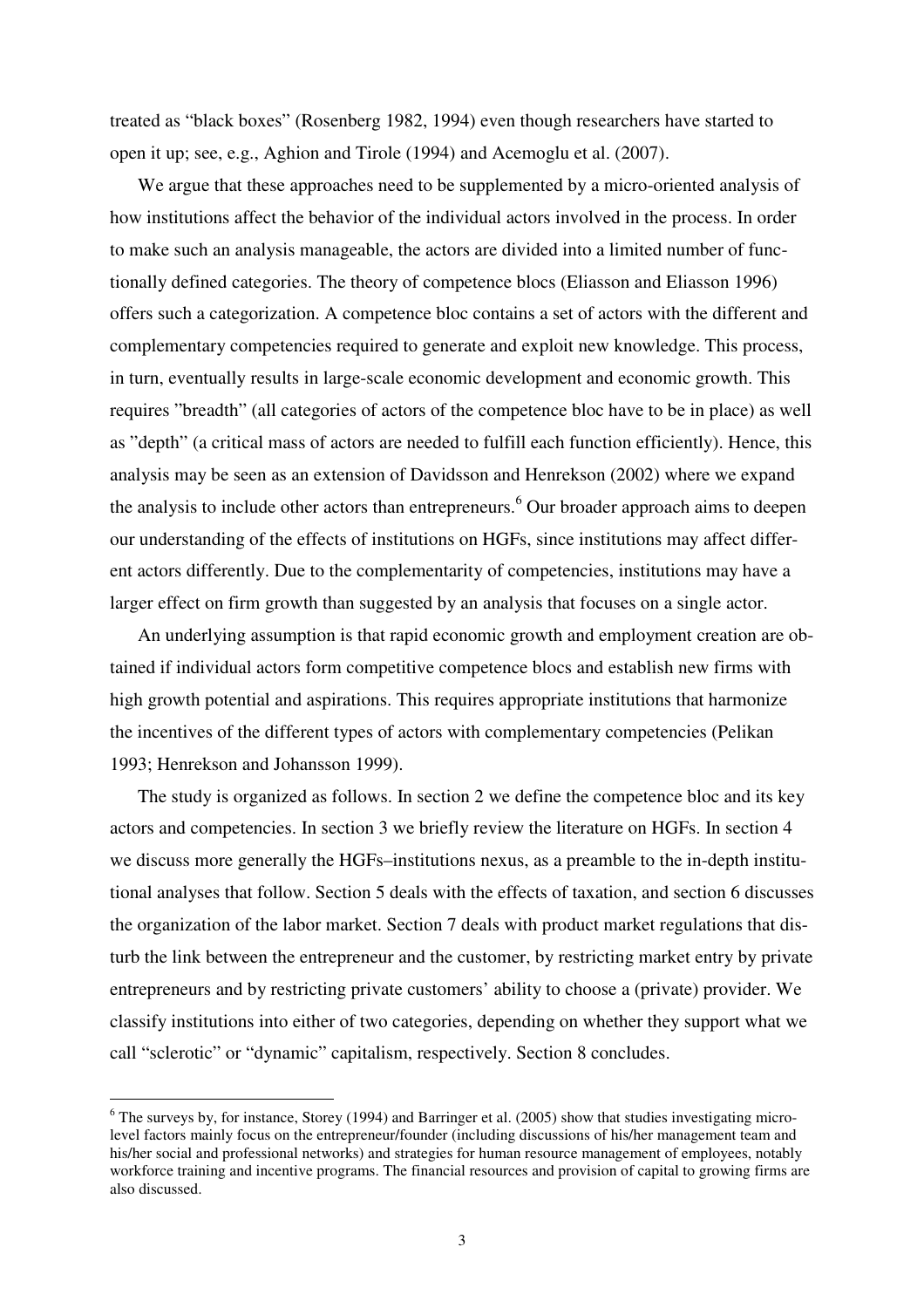treated as "black boxes" (Rosenberg 1982, 1994) even though researchers have started to open it up; see, e.g., Aghion and Tirole (1994) and Acemoglu et al. (2007).

We argue that these approaches need to be supplemented by a micro-oriented analysis of how institutions affect the behavior of the individual actors involved in the process. In order to make such an analysis manageable, the actors are divided into a limited number of functionally defined categories. The theory of competence blocs (Eliasson and Eliasson 1996) offers such a categorization. A competence bloc contains a set of actors with the different and complementary competencies required to generate and exploit new knowledge. This process, in turn, eventually results in large-scale economic development and economic growth. This requires "breadth" (all categories of actors of the competence bloc have to be in place) as well as "depth" (a critical mass of actors are needed to fulfill each function efficiently). Hence, this analysis may be seen as an extension of Davidsson and Henrekson (2002) where we expand the analysis to include other actors than entrepreneurs.[6] Our broader approach aims to deepen our understanding of the effects of institutions on HGFs, since institutions may affect different actors differently. Due to the complementarity of competencies, institutions may have a larger effect on firm growth than suggested by an analysis that focuses on a single actor.

An underlying assumption is that rapid economic growth and employment creation are obtained if individual actors form competitive competence blocs and establish new firms with high growth potential and aspirations. This requires appropriate institutions that harmonize the incentives of the different types of actors with complementary competencies (Pelikan 1993; Henrekson and Johansson 1999).

The study is organized as follows. In section 2 we define the competence bloc and its key actors and competencies. In section 3 we briefly review the literature on HGFs. In section 4 we discuss more generally the HGFs–institutions nexus, as a preamble to the in-depth institutional analyses that follow. Section 5 deals with the effects of taxation, and section 6 discusses the organization of the labor market. Section 7 deals with product market regulations that disturb the link between the entrepreneur and the customer, by restricting market entry by private entrepreneurs and by restricting private customers' ability to choose a (private) provider. We classify institutions into either of two categories, depending on whether they support what we call "sclerotic" or "dynamic" capitalism, respectively. Section 8 concludes.

[6] The surveys by, for instance, Storey (1994) and Barringer et al. (2005) show that studies investigating micro-level factors mainly focus on the entrepreneur/founder (including discussions of his/her management team and his/her social and professional networks) and strategies for human resource management of employees, notably workforce training and incentive programs. The financial resources and provision of capital to growing firms are also discussed.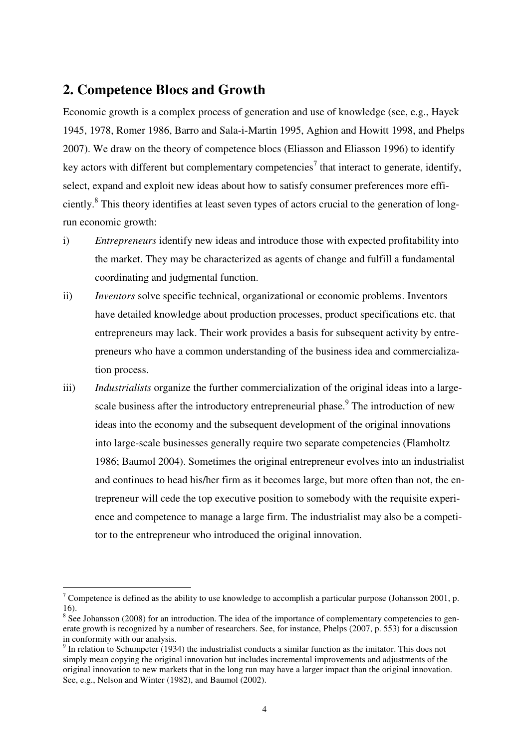## 2. Competence Blocs and Growth

Economic growth is a complex process of generation and use of knowledge (see, e.g., Hayek 1945, 1978, Romer 1986, Barro and Sala-i-Martin 1995, Aghion and Howitt 1998, and Phelps 2007). We draw on the theory of competence blocs (Eliasson and Eliasson 1996) to identify key actors with different but complementary competencies[7] that interact to generate, identify, select, expand and exploit new ideas about how to satisfy consumer preferences more efficiently.[8] This theory identifies at least seven types of actors crucial to the generation of long-run economic growth:

i) *Entrepreneurs* identify new ideas and introduce those with expected profitability into the market. They may be characterized as agents of change and fulfill a fundamental coordinating and judgmental function.

ii) *Inventors* solve specific technical, organizational or economic problems. Inventors have detailed knowledge about production processes, product specifications etc. that entrepreneurs may lack. Their work provides a basis for subsequent activity by entrepreneurs who have a common understanding of the business idea and commercialization process.

iii) *Industrialists* organize the further commercialization of the original ideas into a large-scale business after the introductory entrepreneurial phase.[9] The introduction of new ideas into the economy and the subsequent development of the original innovations into large-scale businesses generally require two separate competencies (Flamholtz 1986; Baumol 2004). Sometimes the original entrepreneur evolves into an industrialist and continues to head his/her firm as it becomes large, but more often than not, the entrepreneur will cede the top executive position to somebody with the requisite experience and competence to manage a large firm. The industrialist may also be a competitor to the entrepreneur who introduced the original innovation.

---

[7] Competence is defined as the ability to use knowledge to accomplish a particular purpose (Johansson 2001, p. 16).

[8] See Johansson (2008) for an introduction. The idea of the importance of complementary competencies to generate growth is recognized by a number of researchers. See, for instance, Phelps (2007, p. 553) for a discussion in conformity with our analysis.

[9] In relation to Schumpeter (1934) the industrialist conducts a similar function as the imitator. This does not simply mean copying the original innovation but includes incremental improvements and adjustments of the original innovation to new markets that in the long run may have a larger impact than the original innovation. See, e.g., Nelson and Winter (1982), and Baumol (2002).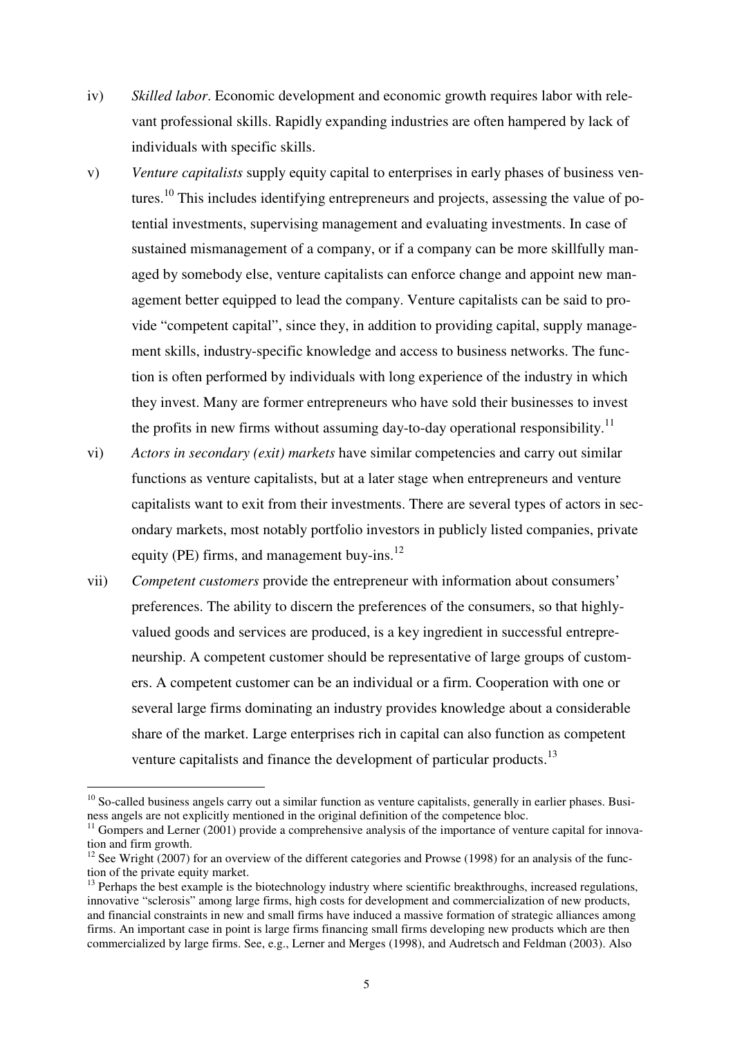iv) *Skilled labor*. Economic development and economic growth requires labor with relevant professional skills. Rapidly expanding industries are often hampered by lack of individuals with specific skills.

v) *Venture capitalists* supply equity capital to enterprises in early phases of business ventures.[10] This includes identifying entrepreneurs and projects, assessing the value of potential investments, supervising management and evaluating investments. In case of sustained mismanagement of a company, or if a company can be more skillfully managed by somebody else, venture capitalists can enforce change and appoint new management better equipped to lead the company. Venture capitalists can be said to provide "competent capital", since they, in addition to providing capital, supply management skills, industry-specific knowledge and access to business networks. The function is often performed by individuals with long experience of the industry in which they invest. Many are former entrepreneurs who have sold their businesses to invest the profits in new firms without assuming day-to-day operational responsibility.[11]

vi) *Actors in secondary (exit) markets* have similar competencies and carry out similar functions as venture capitalists, but at a later stage when entrepreneurs and venture capitalists want to exit from their investments. There are several types of actors in secondary markets, most notably portfolio investors in publicly listed companies, private equity (PE) firms, and management buy-ins.[12]

vii) *Competent customers* provide the entrepreneur with information about consumers' preferences. The ability to discern the preferences of the consumers, so that highly-valued goods and services are produced, is a key ingredient in successful entrepreneurship. A competent customer should be representative of large groups of customers. A competent customer can be an individual or a firm. Cooperation with one or several large firms dominating an industry provides knowledge about a considerable share of the market. Large enterprises rich in capital can also function as competent venture capitalists and finance the development of particular products.[13]

---

[10] So-called business angels carry out a similar function as venture capitalists, generally in earlier phases. Business angels are not explicitly mentioned in the original definition of the competence bloc.

[11] Gompers and Lerner (2001) provide a comprehensive analysis of the importance of venture capital for innovation and firm growth.

[12] See Wright (2007) for an overview of the different categories and Prowse (1998) for an analysis of the function of the private equity market.

[13] Perhaps the best example is the biotechnology industry where scientific breakthroughs, increased regulations, innovative "sclerosis" among large firms, high costs for development and commercialization of new products, and financial constraints in new and small firms have induced a massive formation of strategic alliances among firms. An important case in point is large firms financing small firms developing new products which are then commercialized by large firms. See, e.g., Lerner and Merges (1998), and Audretsch and Feldman (2003). Also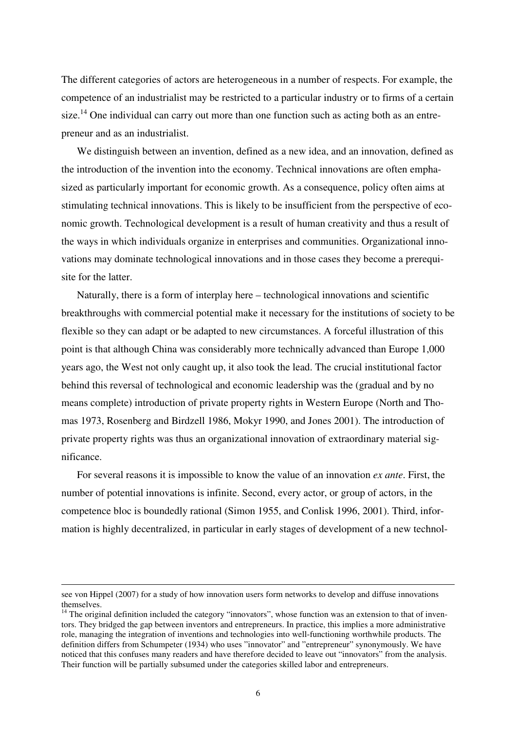The different categories of actors are heterogeneous in a number of respects. For example, the competence of an industrialist may be restricted to a particular industry or to firms of a certain size.[14] One individual can carry out more than one function such as acting both as an entrepreneur and as an industrialist.

We distinguish between an invention, defined as a new idea, and an innovation, defined as the introduction of the invention into the economy. Technical innovations are often emphasized as particularly important for economic growth. As a consequence, policy often aims at stimulating technical innovations. This is likely to be insufficient from the perspective of economic growth. Technological development is a result of human creativity and thus a result of the ways in which individuals organize in enterprises and communities. Organizational innovations may dominate technological innovations and in those cases they become a prerequisite for the latter.

Naturally, there is a form of interplay here – technological innovations and scientific breakthroughs with commercial potential make it necessary for the institutions of society to be flexible so they can adapt or be adapted to new circumstances. A forceful illustration of this point is that although China was considerably more technically advanced than Europe 1,000 years ago, the West not only caught up, it also took the lead. The crucial institutional factor behind this reversal of technological and economic leadership was the (gradual and by no means complete) introduction of private property rights in Western Europe (North and Thomas 1973, Rosenberg and Birdzell 1986, Mokyr 1990, and Jones 2001). The introduction of private property rights was thus an organizational innovation of extraordinary material significance.

For several reasons it is impossible to know the value of an innovation *ex ante*. First, the number of potential innovations is infinite. Second, every actor, or group of actors, in the competence bloc is boundedly rational (Simon 1955, and Conlisk 1996, 2001). Third, information is highly decentralized, in particular in early stages of development of a new technol-

---

see von Hippel (2007) for a study of how innovation users form networks to develop and diffuse innovations themselves.

[14] The original definition included the category "innovators", whose function was an extension to that of inventors. They bridged the gap between inventors and entrepreneurs. In practice, this implies a more administrative role, managing the integration of inventions and technologies into well-functioning worthwhile products. The definition differs from Schumpeter (1934) who uses "innovator" and "entrepreneur" synonymously. We have noticed that this confuses many readers and have therefore decided to leave out "innovators" from the analysis. Their function will be partially subsumed under the categories skilled labor and entrepreneurs.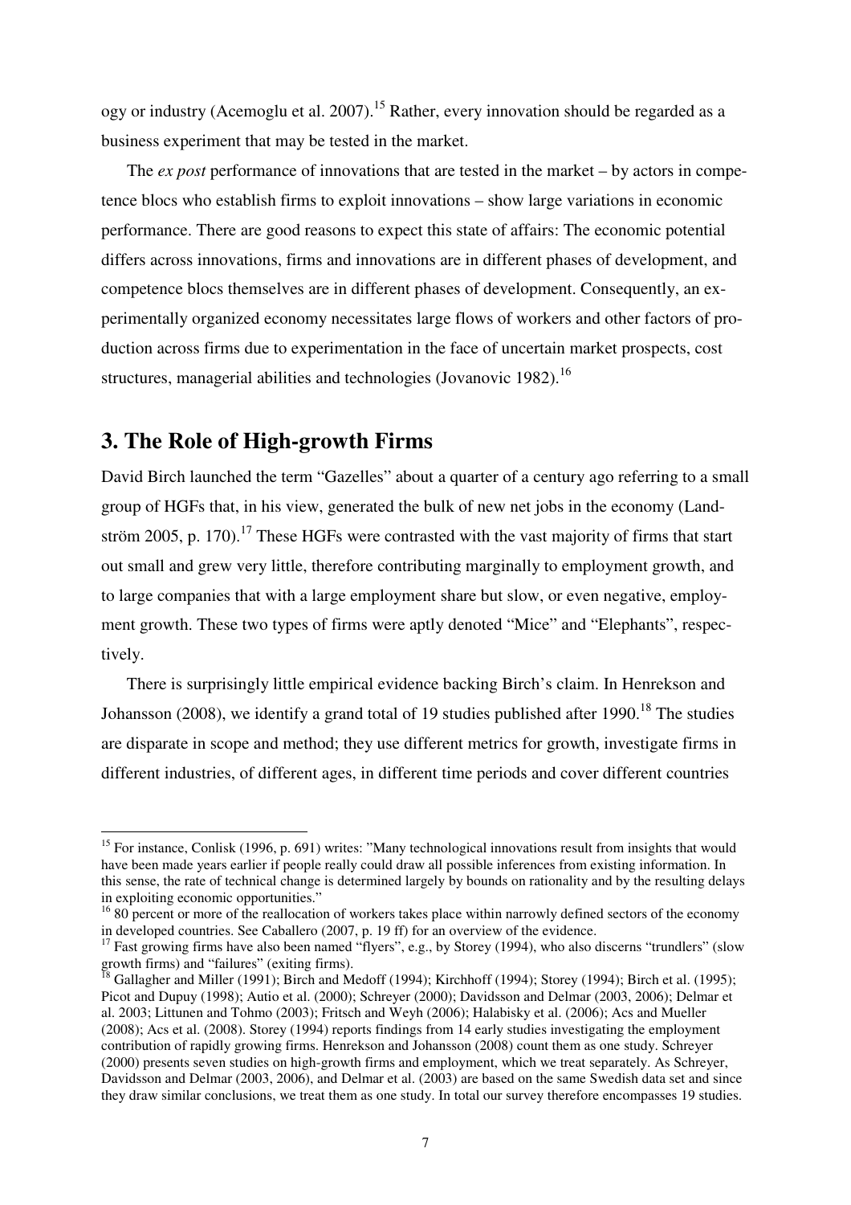ogy or industry (Acemoglu et al. 2007).[15] Rather, every innovation should be regarded as a business experiment that may be tested in the market.

The *ex post* performance of innovations that are tested in the market – by actors in competence blocs who establish firms to exploit innovations – show large variations in economic performance. There are good reasons to expect this state of affairs: The economic potential differs across innovations, firms and innovations are in different phases of development, and competence blocs themselves are in different phases of development. Consequently, an experimentally organized economy necessitates large flows of workers and other factors of production across firms due to experimentation in the face of uncertain market prospects, cost structures, managerial abilities and technologies (Jovanovic 1982).[16]

## 3. The Role of High-growth Firms

David Birch launched the term "Gazelles" about a quarter of a century ago referring to a small group of HGFs that, in his view, generated the bulk of new net jobs in the economy (Landström 2005, p. 170).[17] These HGFs were contrasted with the vast majority of firms that start out small and grew very little, therefore contributing marginally to employment growth, and to large companies that with a large employment share but slow, or even negative, employment growth. These two types of firms were aptly denoted "Mice" and "Elephants", respectively.

There is surprisingly little empirical evidence backing Birch's claim. In Henrekson and Johansson (2008), we identify a grand total of 19 studies published after 1990.[18] The studies are disparate in scope and method; they use different metrics for growth, investigate firms in different industries, of different ages, in different time periods and cover different countries

---

[15] For instance, Conlisk (1996, p. 691) writes: "Many technological innovations result from insights that would have been made years earlier if people really could draw all possible inferences from existing information. In this sense, the rate of technical change is determined largely by bounds on rationality and by the resulting delays in exploiting economic opportunities."

[16] 80 percent or more of the reallocation of workers takes place within narrowly defined sectors of the economy in developed countries. See Caballero (2007, p. 19 ff) for an overview of the evidence.

[17] Fast growing firms have also been named "flyers", e.g., by Storey (1994), who also discerns "trundlers" (slow growth firms) and "failures" (exiting firms).

[18] Gallagher and Miller (1991); Birch and Medoff (1994); Kirchhoff (1994); Storey (1994); Birch et al. (1995); Picot and Dupuy (1998); Autio et al. (2000); Schreyer (2000); Davidsson and Delmar (2003, 2006); Delmar et al. 2003; Littunen and Tohmo (2003); Fritsch and Weyh (2006); Halabisky et al. (2006); Acs and Mueller (2008); Acs et al. (2008). Storey (1994) reports findings from 14 early studies investigating the employment contribution of rapidly growing firms. Henrekson and Johansson (2008) count them as one study. Schreyer (2000) presents seven studies on high-growth firms and employment, which we treat separately. As Schreyer, Davidsson and Delmar (2003, 2006), and Delmar et al. (2003) are based on the same Swedish data set and since they draw similar conclusions, we treat them as one study. In total our survey therefore encompasses 19 studies.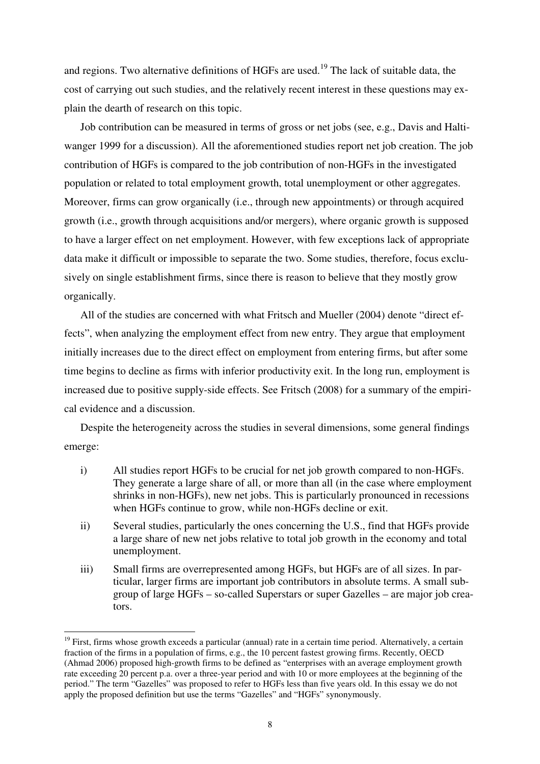and regions. Two alternative definitions of HGFs are used.[19] The lack of suitable data, the cost of carrying out such studies, and the relatively recent interest in these questions may explain the dearth of research on this topic.

Job contribution can be measured in terms of gross or net jobs (see, e.g., Davis and Haltiwanger 1999 for a discussion). All the aforementioned studies report net job creation. The job contribution of HGFs is compared to the job contribution of non-HGFs in the investigated population or related to total employment growth, total unemployment or other aggregates. Moreover, firms can grow organically (i.e., through new appointments) or through acquired growth (i.e., growth through acquisitions and/or mergers), where organic growth is supposed to have a larger effect on net employment. However, with few exceptions lack of appropriate data make it difficult or impossible to separate the two. Some studies, therefore, focus exclusively on single establishment firms, since there is reason to believe that they mostly grow organically.

All of the studies are concerned with what Fritsch and Mueller (2004) denote "direct effects", when analyzing the employment effect from new entry. They argue that employment initially increases due to the direct effect on employment from entering firms, but after some time begins to decline as firms with inferior productivity exit. In the long run, employment is increased due to positive supply-side effects. See Fritsch (2008) for a summary of the empirical evidence and a discussion.

Despite the heterogeneity across the studies in several dimensions, some general findings emerge:

i) All studies report HGFs to be crucial for net job growth compared to non-HGFs. They generate a large share of all, or more than all (in the case where employment shrinks in non-HGFs), new net jobs. This is particularly pronounced in recessions when HGFs continue to grow, while non-HGFs decline or exit.

ii) Several studies, particularly the ones concerning the U.S., find that HGFs provide a large share of new net jobs relative to total job growth in the economy and total unemployment.

iii) Small firms are overrepresented among HGFs, but HGFs are of all sizes. In particular, larger firms are important job contributors in absolute terms. A small subgroup of large HGFs – so-called Superstars or super Gazelles – are major job creators.

[19] First, firms whose growth exceeds a particular (annual) rate in a certain time period. Alternatively, a certain fraction of the firms in a population of firms, e.g., the 10 percent fastest growing firms. Recently, OECD (Ahmad 2006) proposed high-growth firms to be defined as "enterprises with an average employment growth rate exceeding 20 percent p.a. over a three-year period and with 10 or more employees at the beginning of the period." The term "Gazelles" was proposed to refer to HGFs less than five years old. In this essay we do not apply the proposed definition but use the terms "Gazelles" and "HGFs" synonymously.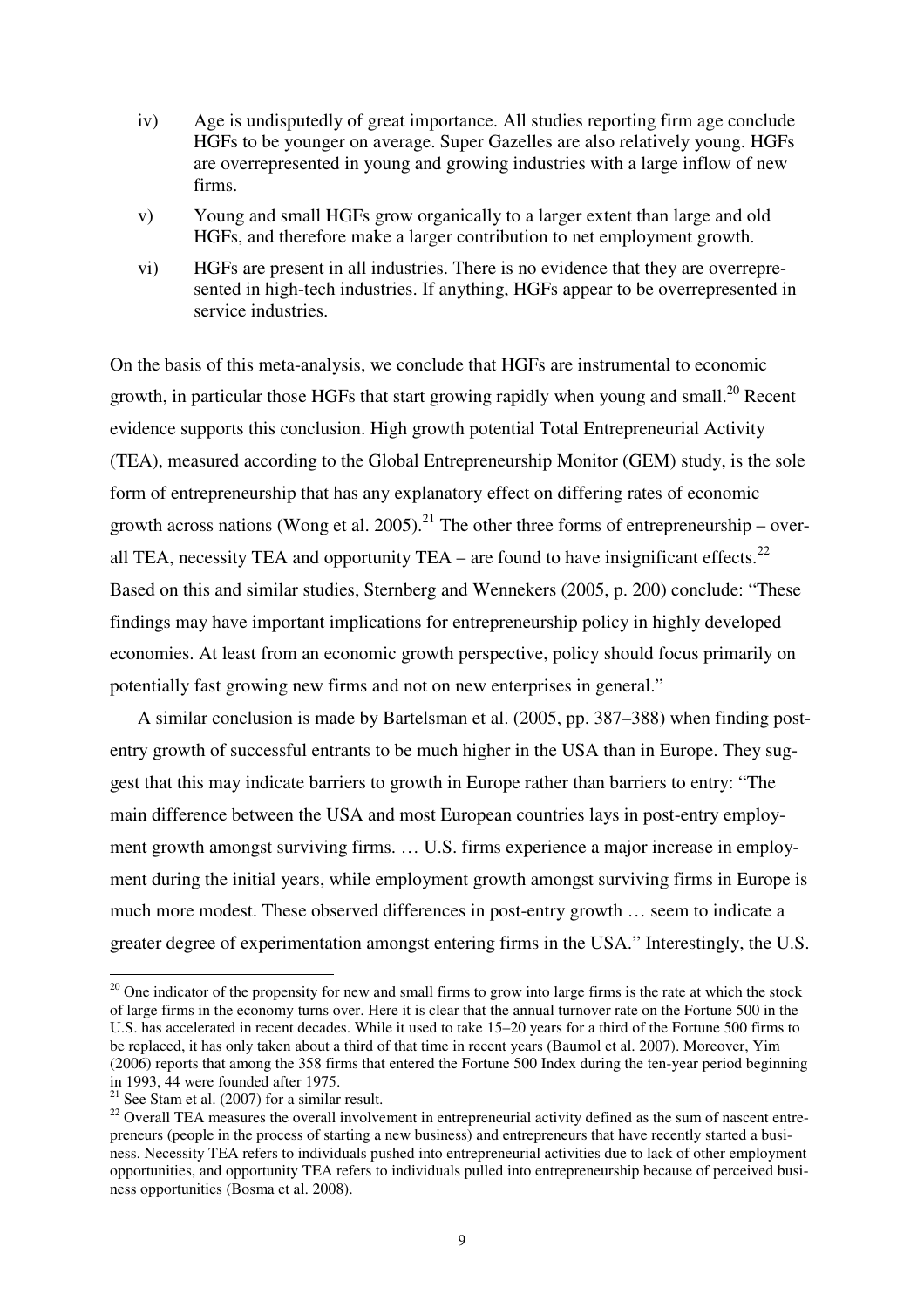iv) Age is undisputedly of great importance. All studies reporting firm age conclude HGFs to be younger on average. Super Gazelles are also relatively young. HGFs are overrepresented in young and growing industries with a large inflow of new firms.

v) Young and small HGFs grow organically to a larger extent than large and old HGFs, and therefore make a larger contribution to net employment growth.

vi) HGFs are present in all industries. There is no evidence that they are overrepresented in high-tech industries. If anything, HGFs appear to be overrepresented in service industries.

On the basis of this meta-analysis, we conclude that HGFs are instrumental to economic growth, in particular those HGFs that start growing rapidly when young and small.[20] Recent evidence supports this conclusion. High growth potential Total Entrepreneurial Activity (TEA), measured according to the Global Entrepreneurship Monitor (GEM) study, is the sole form of entrepreneurship that has any explanatory effect on differing rates of economic growth across nations (Wong et al. 2005).[21] The other three forms of entrepreneurship – overall TEA, necessity TEA and opportunity TEA – are found to have insignificant effects.[22] Based on this and similar studies, Sternberg and Wennekers (2005, p. 200) conclude: "These findings may have important implications for entrepreneurship policy in highly developed economies. At least from an economic growth perspective, policy should focus primarily on potentially fast growing new firms and not on new enterprises in general."

A similar conclusion is made by Bartelsman et al. (2005, pp. 387–388) when finding post-entry growth of successful entrants to be much higher in the USA than in Europe. They suggest that this may indicate barriers to growth in Europe rather than barriers to entry: "The main difference between the USA and most European countries lays in post-entry employment growth amongst surviving firms. … U.S. firms experience a major increase in employment during the initial years, while employment growth amongst surviving firms in Europe is much more modest. These observed differences in post-entry growth … seem to indicate a greater degree of experimentation amongst entering firms in the USA." Interestingly, the U.S.

[20] One indicator of the propensity for new and small firms to grow into large firms is the rate at which the stock of large firms in the economy turns over. Here it is clear that the annual turnover rate on the Fortune 500 in the U.S. has accelerated in recent decades. While it used to take 15–20 years for a third of the Fortune 500 firms to be replaced, it has only taken about a third of that time in recent years (Baumol et al. 2007). Moreover, Yim (2006) reports that among the 358 firms that entered the Fortune 500 Index during the ten-year period beginning in 1993, 44 were founded after 1975.

[21] See Stam et al. (2007) for a similar result.

[22] Overall TEA measures the overall involvement in entrepreneurial activity defined as the sum of nascent entrepreneurs (people in the process of starting a new business) and entrepreneurs that have recently started a business. Necessity TEA refers to individuals pushed into entrepreneurial activities due to lack of other employment opportunities, and opportunity TEA refers to individuals pulled into entrepreneurship because of perceived business opportunities (Bosma et al. 2008).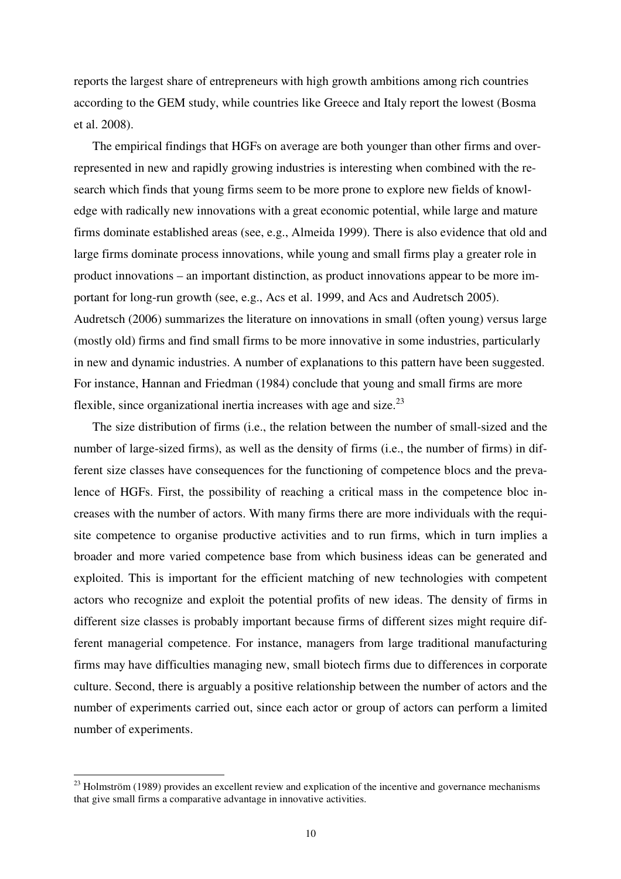reports the largest share of entrepreneurs with high growth ambitions among rich countries according to the GEM study, while countries like Greece and Italy report the lowest (Bosma et al. 2008).

The empirical findings that HGFs on average are both younger than other firms and over-represented in new and rapidly growing industries is interesting when combined with the research which finds that young firms seem to be more prone to explore new fields of knowledge with radically new innovations with a great economic potential, while large and mature firms dominate established areas (see, e.g., Almeida 1999). There is also evidence that old and large firms dominate process innovations, while young and small firms play a greater role in product innovations – an important distinction, as product innovations appear to be more important for long-run growth (see, e.g., Acs et al. 1999, and Acs and Audretsch 2005). Audretsch (2006) summarizes the literature on innovations in small (often young) versus large (mostly old) firms and find small firms to be more innovative in some industries, particularly in new and dynamic industries. A number of explanations to this pattern have been suggested. For instance, Hannan and Friedman (1984) conclude that young and small firms are more flexible, since organizational inertia increases with age and size.[23]

The size distribution of firms (i.e., the relation between the number of small-sized and the number of large-sized firms), as well as the density of firms (i.e., the number of firms) in different size classes have consequences for the functioning of competence blocs and the prevalence of HGFs. First, the possibility of reaching a critical mass in the competence bloc increases with the number of actors. With many firms there are more individuals with the requisite competence to organise productive activities and to run firms, which in turn implies a broader and more varied competence base from which business ideas can be generated and exploited. This is important for the efficient matching of new technologies with competent actors who recognize and exploit the potential profits of new ideas. The density of firms in different size classes is probably important because firms of different sizes might require different managerial competence. For instance, managers from large traditional manufacturing firms may have difficulties managing new, small biotech firms due to differences in corporate culture. Second, there is arguably a positive relationship between the number of actors and the number of experiments carried out, since each actor or group of actors can perform a limited number of experiments.

[23] Holmström (1989) provides an excellent review and explication of the incentive and governance mechanisms that give small firms a comparative advantage in innovative activities.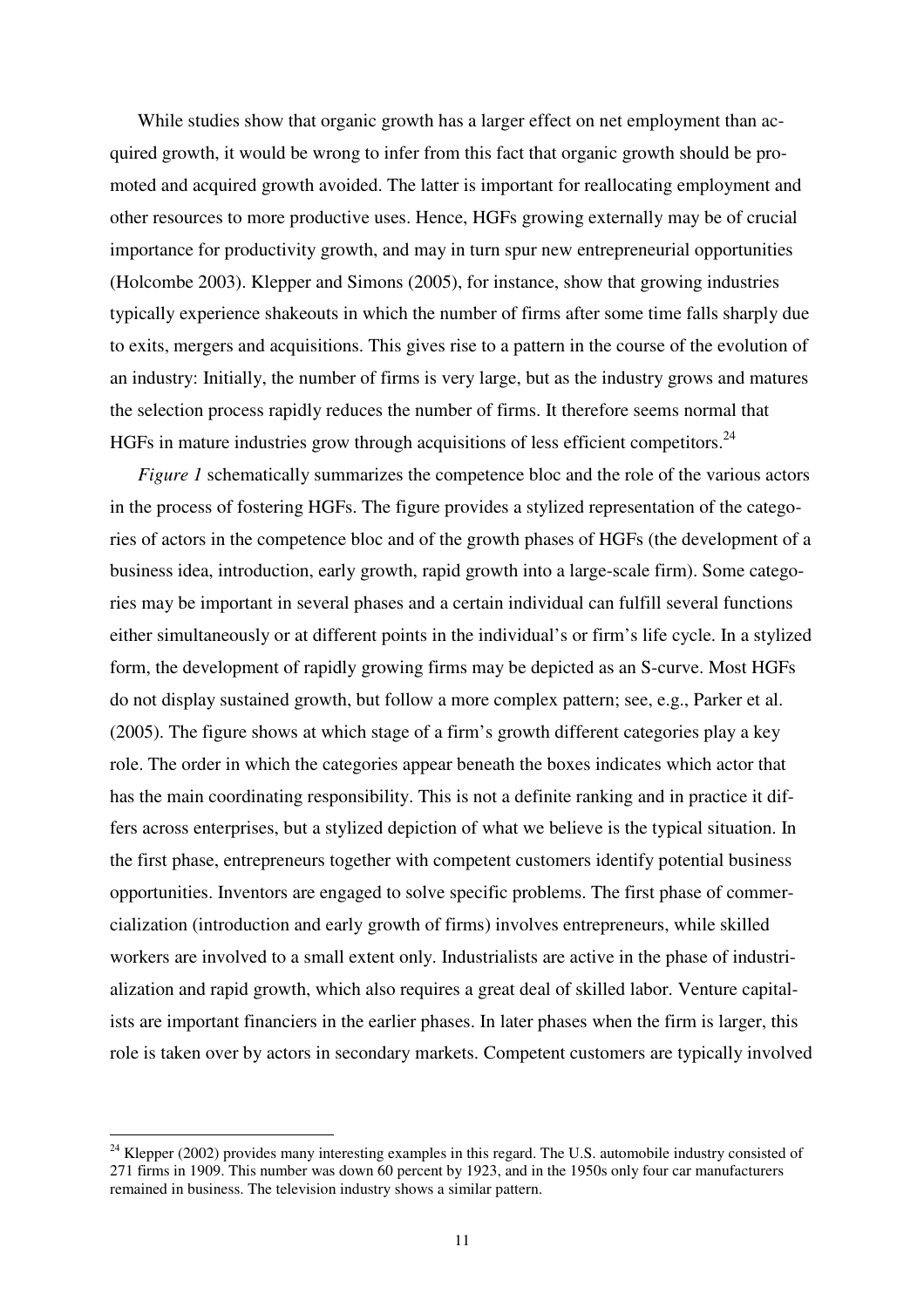While studies show that organic growth has a larger effect on net employment than acquired growth, it would be wrong to infer from this fact that organic growth should be promoted and acquired growth avoided. The latter is important for reallocating employment and other resources to more productive uses. Hence, HGFs growing externally may be of crucial importance for productivity growth, and may in turn spur new entrepreneurial opportunities (Holcombe 2003). Klepper and Simons (2005), for instance, show that growing industries typically experience shakeouts in which the number of firms after some time falls sharply due to exits, mergers and acquisitions. This gives rise to a pattern in the course of the evolution of an industry: Initially, the number of firms is very large, but as the industry grows and matures the selection process rapidly reduces the number of firms. It therefore seems normal that HGFs in mature industries grow through acquisitions of less efficient competitors.[24]

*Figure 1* schematically summarizes the competence bloc and the role of the various actors in the process of fostering HGFs. The figure provides a stylized representation of the categories of actors in the competence bloc and of the growth phases of HGFs (the development of a business idea, introduction, early growth, rapid growth into a large-scale firm). Some categories may be important in several phases and a certain individual can fulfill several functions either simultaneously or at different points in the individual's or firm's life cycle. In a stylized form, the development of rapidly growing firms may be depicted as an S-curve. Most HGFs do not display sustained growth, but follow a more complex pattern; see, e.g., Parker et al. (2005). The figure shows at which stage of a firm's growth different categories play a key role. The order in which the categories appear beneath the boxes indicates which actor that has the main coordinating responsibility. This is not a definite ranking and in practice it differs across enterprises, but a stylized depiction of what we believe is the typical situation. In the first phase, entrepreneurs together with competent customers identify potential business opportunities. Inventors are engaged to solve specific problems. The first phase of commercialization (introduction and early growth of firms) involves entrepreneurs, while skilled workers are involved to a small extent only. Industrialists are active in the phase of industrialization and rapid growth, which also requires a great deal of skilled labor. Venture capitalists are important financiers in the earlier phases. In later phases when the firm is larger, this role is taken over by actors in secondary markets. Competent customers are typically involved

[24] Klepper (2002) provides many interesting examples in this regard. The U.S. automobile industry consisted of 271 firms in 1909. This number was down 60 percent by 1923, and in the 1950s only four car manufacturers remained in business. The television industry shows a similar pattern.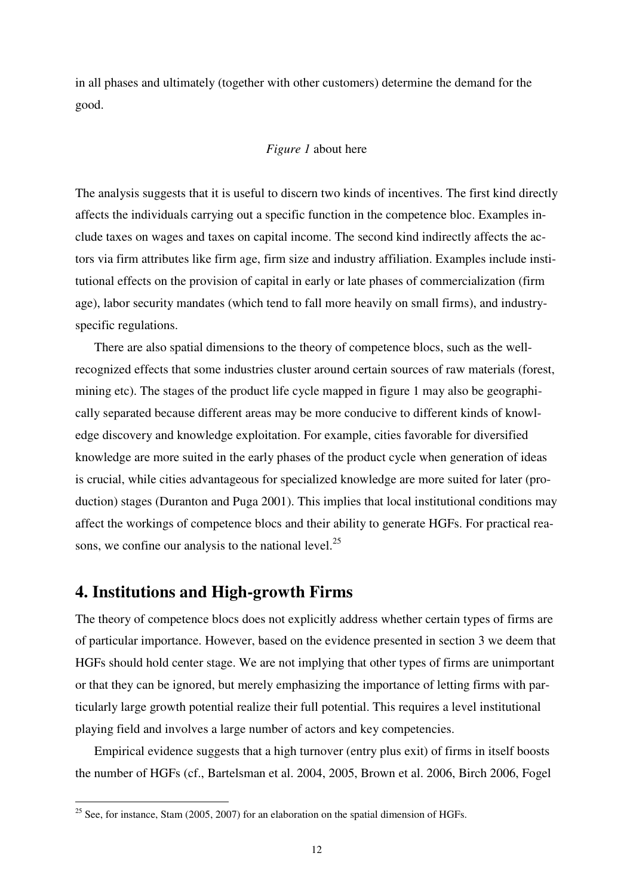in all phases and ultimately (together with other customers) determine the demand for the good.

*Figure 1* about here

The analysis suggests that it is useful to discern two kinds of incentives. The first kind directly affects the individuals carrying out a specific function in the competence bloc. Examples include taxes on wages and taxes on capital income. The second kind indirectly affects the actors via firm attributes like firm age, firm size and industry affiliation. Examples include institutional effects on the provision of capital in early or late phases of commercialization (firm age), labor security mandates (which tend to fall more heavily on small firms), and industry-specific regulations.

There are also spatial dimensions to the theory of competence blocs, such as the well-recognized effects that some industries cluster around certain sources of raw materials (forest, mining etc). The stages of the product life cycle mapped in figure 1 may also be geographically separated because different areas may be more conducive to different kinds of knowledge discovery and knowledge exploitation. For example, cities favorable for diversified knowledge are more suited in the early phases of the product cycle when generation of ideas is crucial, while cities advantageous for specialized knowledge are more suited for later (production) stages (Duranton and Puga 2001). This implies that local institutional conditions may affect the workings of competence blocs and their ability to generate HGFs. For practical reasons, we confine our analysis to the national level.[25]

## 4. Institutions and High-growth Firms

The theory of competence blocs does not explicitly address whether certain types of firms are of particular importance. However, based on the evidence presented in section 3 we deem that HGFs should hold center stage. We are not implying that other types of firms are unimportant or that they can be ignored, but merely emphasizing the importance of letting firms with particularly large growth potential realize their full potential. This requires a level institutional playing field and involves a large number of actors and key competencies.

Empirical evidence suggests that a high turnover (entry plus exit) of firms in itself boosts the number of HGFs (cf., Bartelsman et al. 2004, 2005, Brown et al. 2006, Birch 2006, Fogel

[25] See, for instance, Stam (2005, 2007) for an elaboration on the spatial dimension of HGFs.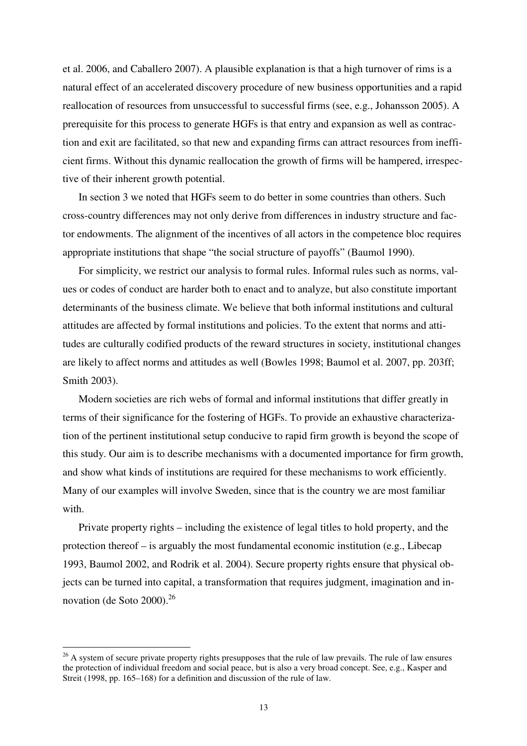et al. 2006, and Caballero 2007). A plausible explanation is that a high turnover of rims is a natural effect of an accelerated discovery procedure of new business opportunities and a rapid reallocation of resources from unsuccessful to successful firms (see, e.g., Johansson 2005). A prerequisite for this process to generate HGFs is that entry and expansion as well as contraction and exit are facilitated, so that new and expanding firms can attract resources from inefficient firms. Without this dynamic reallocation the growth of firms will be hampered, irrespective of their inherent growth potential.

In section 3 we noted that HGFs seem to do better in some countries than others. Such cross-country differences may not only derive from differences in industry structure and factor endowments. The alignment of the incentives of all actors in the competence bloc requires appropriate institutions that shape "the social structure of payoffs" (Baumol 1990).

For simplicity, we restrict our analysis to formal rules. Informal rules such as norms, values or codes of conduct are harder both to enact and to analyze, but also constitute important determinants of the business climate. We believe that both informal institutions and cultural attitudes are affected by formal institutions and policies. To the extent that norms and attitudes are culturally codified products of the reward structures in society, institutional changes are likely to affect norms and attitudes as well (Bowles 1998; Baumol et al. 2007, pp. 203ff; Smith 2003).

Modern societies are rich webs of formal and informal institutions that differ greatly in terms of their significance for the fostering of HGFs. To provide an exhaustive characterization of the pertinent institutional setup conducive to rapid firm growth is beyond the scope of this study. Our aim is to describe mechanisms with a documented importance for firm growth, and show what kinds of institutions are required for these mechanisms to work efficiently. Many of our examples will involve Sweden, since that is the country we are most familiar with.

Private property rights – including the existence of legal titles to hold property, and the protection thereof – is arguably the most fundamental economic institution (e.g., Libecap 1993, Baumol 2002, and Rodrik et al. 2004). Secure property rights ensure that physical objects can be turned into capital, a transformation that requires judgment, imagination and innovation (de Soto 2000).[26]

[26] A system of secure private property rights presupposes that the rule of law prevails. The rule of law ensures the protection of individual freedom and social peace, but is also a very broad concept. See, e.g., Kasper and Streit (1998, pp. 165–168) for a definition and discussion of the rule of law.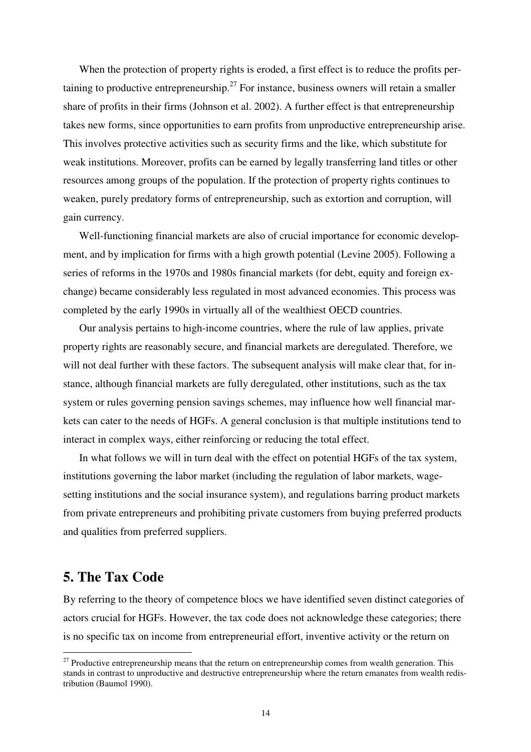When the protection of property rights is eroded, a first effect is to reduce the profits pertaining to productive entrepreneurship.[27] For instance, business owners will retain a smaller share of profits in their firms (Johnson et al. 2002). A further effect is that entrepreneurship takes new forms, since opportunities to earn profits from unproductive entrepreneurship arise. This involves protective activities such as security firms and the like, which substitute for weak institutions. Moreover, profits can be earned by legally transferring land titles or other resources among groups of the population. If the protection of property rights continues to weaken, purely predatory forms of entrepreneurship, such as extortion and corruption, will gain currency.

Well-functioning financial markets are also of crucial importance for economic development, and by implication for firms with a high growth potential (Levine 2005). Following a series of reforms in the 1970s and 1980s financial markets (for debt, equity and foreign exchange) became considerably less regulated in most advanced economies. This process was completed by the early 1990s in virtually all of the wealthiest OECD countries.

Our analysis pertains to high-income countries, where the rule of law applies, private property rights are reasonably secure, and financial markets are deregulated. Therefore, we will not deal further with these factors. The subsequent analysis will make clear that, for instance, although financial markets are fully deregulated, other institutions, such as the tax system or rules governing pension savings schemes, may influence how well financial markets can cater to the needs of HGFs. A general conclusion is that multiple institutions tend to interact in complex ways, either reinforcing or reducing the total effect.

In what follows we will in turn deal with the effect on potential HGFs of the tax system, institutions governing the labor market (including the regulation of labor markets, wage-setting institutions and the social insurance system), and regulations barring product markets from private entrepreneurs and prohibiting private customers from buying preferred products and qualities from preferred suppliers.

## 5. The Tax Code

By referring to the theory of competence blocs we have identified seven distinct categories of actors crucial for HGFs. However, the tax code does not acknowledge these categories; there is no specific tax on income from entrepreneurial effort, inventive activity or the return on

[27] Productive entrepreneurship means that the return on entrepreneurship comes from wealth generation. This stands in contrast to unproductive and destructive entrepreneurship where the return emanates from wealth redistribution (Baumol 1990).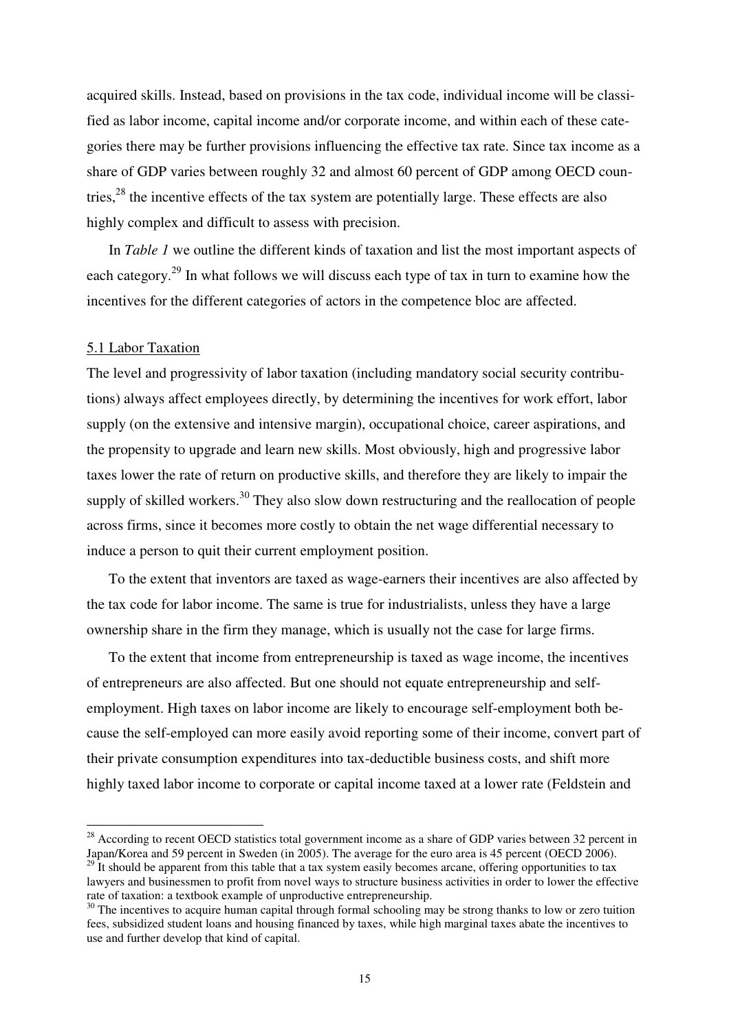acquired skills. Instead, based on provisions in the tax code, individual income will be classified as labor income, capital income and/or corporate income, and within each of these categories there may be further provisions influencing the effective tax rate. Since tax income as a share of GDP varies between roughly 32 and almost 60 percent of GDP among OECD countries,[28] the incentive effects of the tax system are potentially large. These effects are also highly complex and difficult to assess with precision.

In *Table 1* we outline the different kinds of taxation and list the most important aspects of each category.[29] In what follows we will discuss each type of tax in turn to examine how the incentives for the different categories of actors in the competence bloc are affected.

## 5.1 Labor Taxation

The level and progressivity of labor taxation (including mandatory social security contributions) always affect employees directly, by determining the incentives for work effort, labor supply (on the extensive and intensive margin), occupational choice, career aspirations, and the propensity to upgrade and learn new skills. Most obviously, high and progressive labor taxes lower the rate of return on productive skills, and therefore they are likely to impair the supply of skilled workers.[30] They also slow down restructuring and the reallocation of people across firms, since it becomes more costly to obtain the net wage differential necessary to induce a person to quit their current employment position.

To the extent that inventors are taxed as wage-earners their incentives are also affected by the tax code for labor income. The same is true for industrialists, unless they have a large ownership share in the firm they manage, which is usually not the case for large firms.

To the extent that income from entrepreneurship is taxed as wage income, the incentives of entrepreneurs are also affected. But one should not equate entrepreneurship and self-employment. High taxes on labor income are likely to encourage self-employment both because the self-employed can more easily avoid reporting some of their income, convert part of their private consumption expenditures into tax-deductible business costs, and shift more highly taxed labor income to corporate or capital income taxed at a lower rate (Feldstein and

---

[28] According to recent OECD statistics total government income as a share of GDP varies between 32 percent in Japan/Korea and 59 percent in Sweden (in 2005). The average for the euro area is 45 percent (OECD 2006).

[29] It should be apparent from this table that a tax system easily becomes arcane, offering opportunities to tax lawyers and businessmen to profit from novel ways to structure business activities in order to lower the effective rate of taxation: a textbook example of unproductive entrepreneurship.

[30] The incentives to acquire human capital through formal schooling may be strong thanks to low or zero tuition fees, subsidized student loans and housing financed by taxes, while high marginal taxes abate the incentives to use and further develop that kind of capital.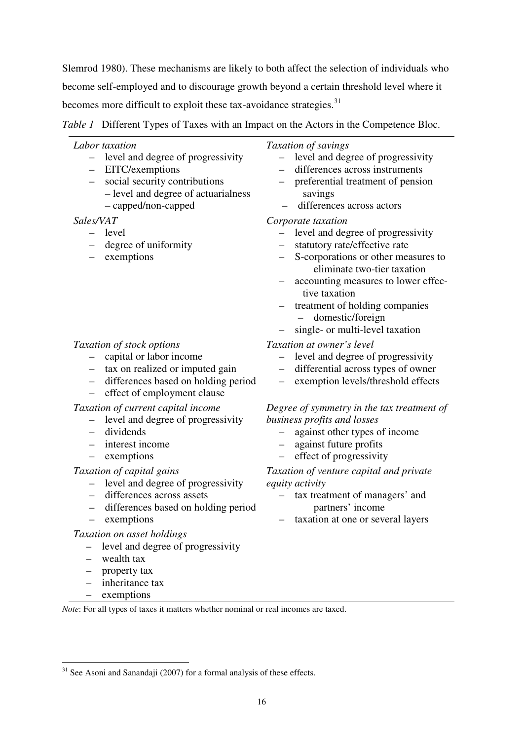Slemrod 1980). These mechanisms are likely to both affect the selection of individuals who become self-employed and to discourage growth beyond a certain threshold level where it becomes more difficult to exploit these tax-avoidance strategies.[31]

*Table 1* Different Types of Taxes with an Impact on the Actors in the Competence Bloc.

| | |
|---|---|
| *Labor taxation*<br>– level and degree of progressivity<br>– EITC/exemptions<br>– social security contributions<br>  – level and degree of actuarialness<br>  – capped/non-capped | *Taxation of savings*<br>– level and degree of progressivity<br>– differences across instruments<br>– preferential treatment of pension savings<br>– differences across actors |
| *Sales/VAT*<br>– level<br>– degree of uniformity<br>– exemptions | *Corporate taxation*<br>– level and degree of progressivity<br>– statutory rate/effective rate<br>– S-corporations or other measures to eliminate two-tier taxation<br>– accounting measures to lower effective taxation<br>– treatment of holding companies<br>  – domestic/foreign<br>– single- or multi-level taxation |
| *Taxation of stock options*<br>– capital or labor income<br>– tax on realized or imputed gain<br>– differences based on holding period<br>– effect of employment clause | *Taxation at owner's level*<br>– level and degree of progressivity<br>– differential across types of owner<br>– exemption levels/threshold effects |
| *Taxation of current capital income*<br>– level and degree of progressivity<br>– dividends<br>– interest income<br>– exemptions | *Degree of symmetry in the tax treatment of business profits and losses*<br>– against other types of income<br>– against future profits<br>– effect of progressivity |
| *Taxation of capital gains*<br>– level and degree of progressivity<br>– differences across assets<br>– differences based on holding period<br>– exemptions | *Taxation of venture capital and private equity activity*<br>– tax treatment of managers' and partners' income<br>– taxation at one or several layers |
| *Taxation on asset holdings*<br>– level and degree of progressivity<br>– wealth tax<br>– property tax<br>– inheritance tax<br>– exemptions | |

*Note*: For all types of taxes it matters whether nominal or real incomes are taxed.

[31] See Asoni and Sanandaji (2007) for a formal analysis of these effects.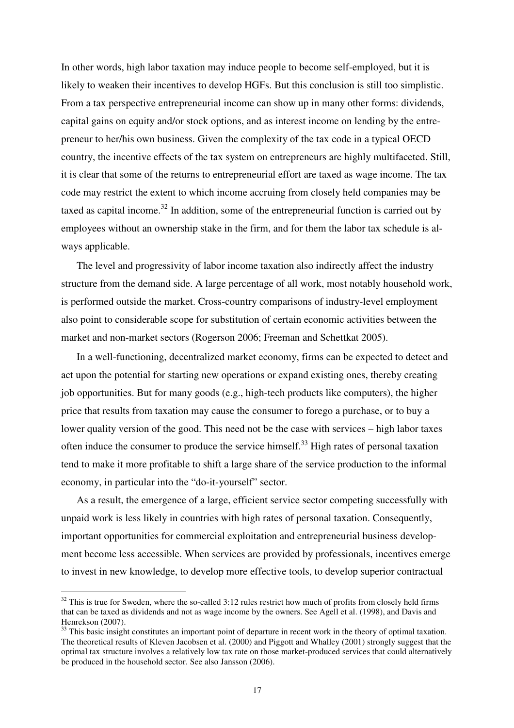In other words, high labor taxation may induce people to become self-employed, but it is likely to weaken their incentives to develop HGFs. But this conclusion is still too simplistic. From a tax perspective entrepreneurial income can show up in many other forms: dividends, capital gains on equity and/or stock options, and as interest income on lending by the entrepreneur to her/his own business. Given the complexity of the tax code in a typical OECD country, the incentive effects of the tax system on entrepreneurs are highly multifaceted. Still, it is clear that some of the returns to entrepreneurial effort are taxed as wage income. The tax code may restrict the extent to which income accruing from closely held companies may be taxed as capital income.[32] In addition, some of the entrepreneurial function is carried out by employees without an ownership stake in the firm, and for them the labor tax schedule is always applicable.

The level and progressivity of labor income taxation also indirectly affect the industry structure from the demand side. A large percentage of all work, most notably household work, is performed outside the market. Cross-country comparisons of industry-level employment also point to considerable scope for substitution of certain economic activities between the market and non-market sectors (Rogerson 2006; Freeman and Schettkat 2005).

In a well-functioning, decentralized market economy, firms can be expected to detect and act upon the potential for starting new operations or expand existing ones, thereby creating job opportunities. But for many goods (e.g., high-tech products like computers), the higher price that results from taxation may cause the consumer to forego a purchase, or to buy a lower quality version of the good. This need not be the case with services – high labor taxes often induce the consumer to produce the service himself.[33] High rates of personal taxation tend to make it more profitable to shift a large share of the service production to the informal economy, in particular into the "do-it-yourself" sector.

As a result, the emergence of a large, efficient service sector competing successfully with unpaid work is less likely in countries with high rates of personal taxation. Consequently, important opportunities for commercial exploitation and entrepreneurial business development become less accessible. When services are provided by professionals, incentives emerge to invest in new knowledge, to develop more effective tools, to develop superior contractual

---

[32] This is true for Sweden, where the so-called 3:12 rules restrict how much of profits from closely held firms that can be taxed as dividends and not as wage income by the owners. See Agell et al. (1998), and Davis and Henrekson (2007).

[33] This basic insight constitutes an important point of departure in recent work in the theory of optimal taxation. The theoretical results of Kleven Jacobsen et al. (2000) and Piggott and Whalley (2001) strongly suggest that the optimal tax structure involves a relatively low tax rate on those market-produced services that could alternatively be produced in the household sector. See also Jansson (2006).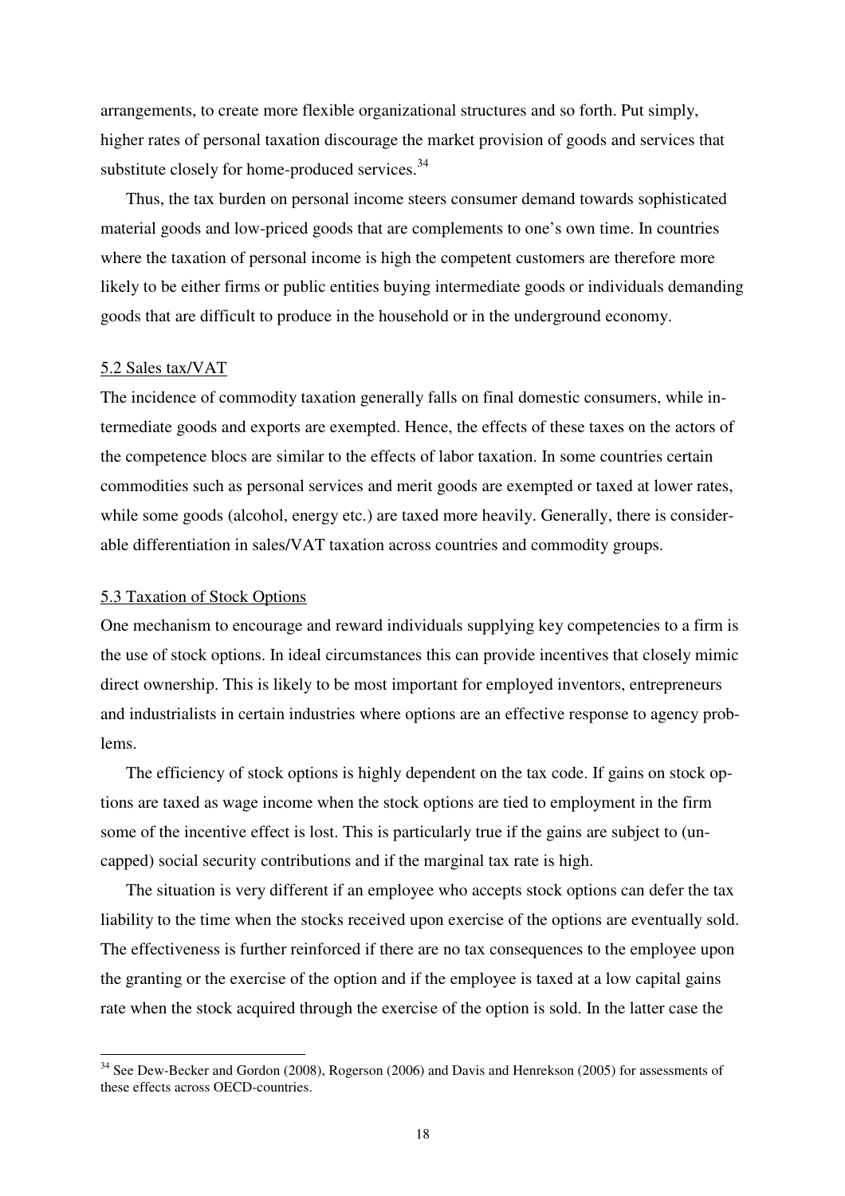arrangements, to create more flexible organizational structures and so forth. Put simply, higher rates of personal taxation discourage the market provision of goods and services that substitute closely for home-produced services.[34]

Thus, the tax burden on personal income steers consumer demand towards sophisticated material goods and low-priced goods that are complements to one's own time. In countries where the taxation of personal income is high the competent customers are therefore more likely to be either firms or public entities buying intermediate goods or individuals demanding goods that are difficult to produce in the household or in the underground economy.

### 5.2 Sales tax/VAT

The incidence of commodity taxation generally falls on final domestic consumers, while intermediate goods and exports are exempted. Hence, the effects of these taxes on the actors of the competence blocs are similar to the effects of labor taxation. In some countries certain commodities such as personal services and merit goods are exempted or taxed at lower rates, while some goods (alcohol, energy etc.) are taxed more heavily. Generally, there is considerable differentiation in sales/VAT taxation across countries and commodity groups.

### 5.3 Taxation of Stock Options

One mechanism to encourage and reward individuals supplying key competencies to a firm is the use of stock options. In ideal circumstances this can provide incentives that closely mimic direct ownership. This is likely to be most important for employed inventors, entrepreneurs and industrialists in certain industries where options are an effective response to agency problems.

The efficiency of stock options is highly dependent on the tax code. If gains on stock options are taxed as wage income when the stock options are tied to employment in the firm some of the incentive effect is lost. This is particularly true if the gains are subject to (uncapped) social security contributions and if the marginal tax rate is high.

The situation is very different if an employee who accepts stock options can defer the tax liability to the time when the stocks received upon exercise of the options are eventually sold. The effectiveness is further reinforced if there are no tax consequences to the employee upon the granting or the exercise of the option and if the employee is taxed at a low capital gains rate when the stock acquired through the exercise of the option is sold. In the latter case the

---

[34] See Dew-Becker and Gordon (2008), Rogerson (2006) and Davis and Henrekson (2005) for assessments of these effects across OECD-countries.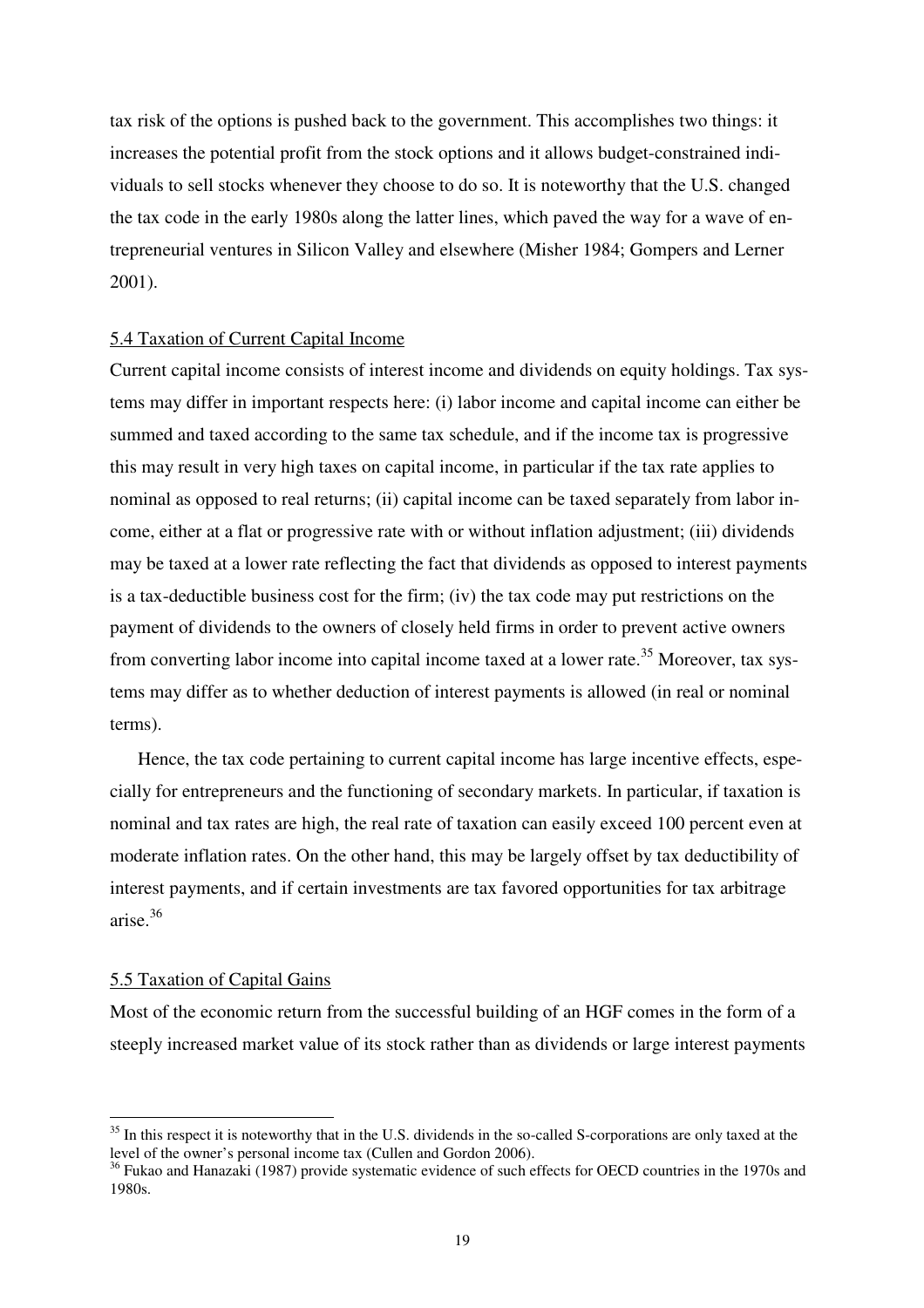tax risk of the options is pushed back to the government. This accomplishes two things: it increases the potential profit from the stock options and it allows budget-constrained individuals to sell stocks whenever they choose to do so. It is noteworthy that the U.S. changed the tax code in the early 1980s along the latter lines, which paved the way for a wave of entrepreneurial ventures in Silicon Valley and elsewhere (Misher 1984; Gompers and Lerner 2001).

### 5.4 Taxation of Current Capital Income

Current capital income consists of interest income and dividends on equity holdings. Tax systems may differ in important respects here: (i) labor income and capital income can either be summed and taxed according to the same tax schedule, and if the income tax is progressive this may result in very high taxes on capital income, in particular if the tax rate applies to nominal as opposed to real returns; (ii) capital income can be taxed separately from labor income, either at a flat or progressive rate with or without inflation adjustment; (iii) dividends may be taxed at a lower rate reflecting the fact that dividends as opposed to interest payments is a tax-deductible business cost for the firm; (iv) the tax code may put restrictions on the payment of dividends to the owners of closely held firms in order to prevent active owners from converting labor income into capital income taxed at a lower rate.[35] Moreover, tax systems may differ as to whether deduction of interest payments is allowed (in real or nominal terms).

Hence, the tax code pertaining to current capital income has large incentive effects, especially for entrepreneurs and the functioning of secondary markets. In particular, if taxation is nominal and tax rates are high, the real rate of taxation can easily exceed 100 percent even at moderate inflation rates. On the other hand, this may be largely offset by tax deductibility of interest payments, and if certain investments are tax favored opportunities for tax arbitrage arise.[36]

### 5.5 Taxation of Capital Gains

Most of the economic return from the successful building of an HGF comes in the form of a steeply increased market value of its stock rather than as dividends or large interest payments

---

[35] In this respect it is noteworthy that in the U.S. dividends in the so-called S-corporations are only taxed at the level of the owner's personal income tax (Cullen and Gordon 2006).

[36] Fukao and Hanazaki (1987) provide systematic evidence of such effects for OECD countries in the 1970s and 1980s.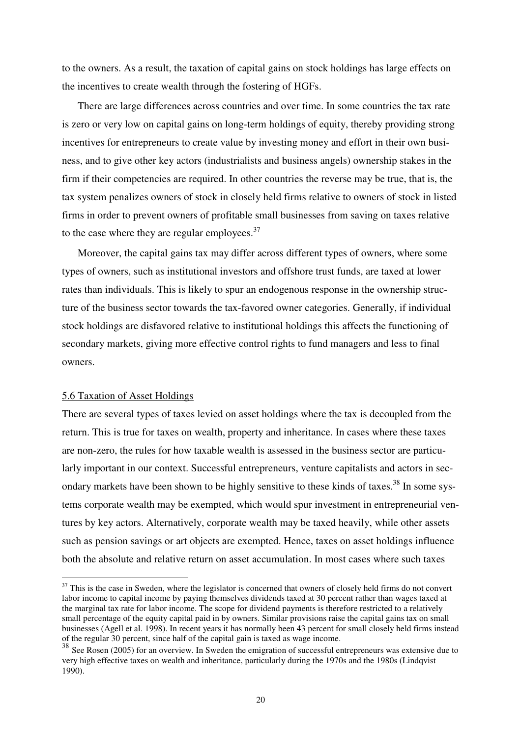to the owners. As a result, the taxation of capital gains on stock holdings has large effects on the incentives to create wealth through the fostering of HGFs.

There are large differences across countries and over time. In some countries the tax rate is zero or very low on capital gains on long-term holdings of equity, thereby providing strong incentives for entrepreneurs to create value by investing money and effort in their own business, and to give other key actors (industrialists and business angels) ownership stakes in the firm if their competencies are required. In other countries the reverse may be true, that is, the tax system penalizes owners of stock in closely held firms relative to owners of stock in listed firms in order to prevent owners of profitable small businesses from saving on taxes relative to the case where they are regular employees.[37]

Moreover, the capital gains tax may differ across different types of owners, where some types of owners, such as institutional investors and offshore trust funds, are taxed at lower rates than individuals. This is likely to spur an endogenous response in the ownership structure of the business sector towards the tax-favored owner categories. Generally, if individual stock holdings are disfavored relative to institutional holdings this affects the functioning of secondary markets, giving more effective control rights to fund managers and less to final owners.

### 5.6 Taxation of Asset Holdings

There are several types of taxes levied on asset holdings where the tax is decoupled from the return. This is true for taxes on wealth, property and inheritance. In cases where these taxes are non-zero, the rules for how taxable wealth is assessed in the business sector are particularly important in our context. Successful entrepreneurs, venture capitalists and actors in secondary markets have been shown to be highly sensitive to these kinds of taxes.[38] In some systems corporate wealth may be exempted, which would spur investment in entrepreneurial ventures by key actors. Alternatively, corporate wealth may be taxed heavily, while other assets such as pension savings or art objects are exempted. Hence, taxes on asset holdings influence both the absolute and relative return on asset accumulation. In most cases where such taxes

[37] This is the case in Sweden, where the legislator is concerned that owners of closely held firms do not convert labor income to capital income by paying themselves dividends taxed at 30 percent rather than wages taxed at the marginal tax rate for labor income. The scope for dividend payments is therefore restricted to a relatively small percentage of the equity capital paid in by owners. Similar provisions raise the capital gains tax on small businesses (Agell et al. 1998). In recent years it has normally been 43 percent for small closely held firms instead of the regular 30 percent, since half of the capital gain is taxed as wage income.

[38] See Rosen (2005) for an overview. In Sweden the emigration of successful entrepreneurs was extensive due to very high effective taxes on wealth and inheritance, particularly during the 1970s and the 1980s (Lindqvist 1990).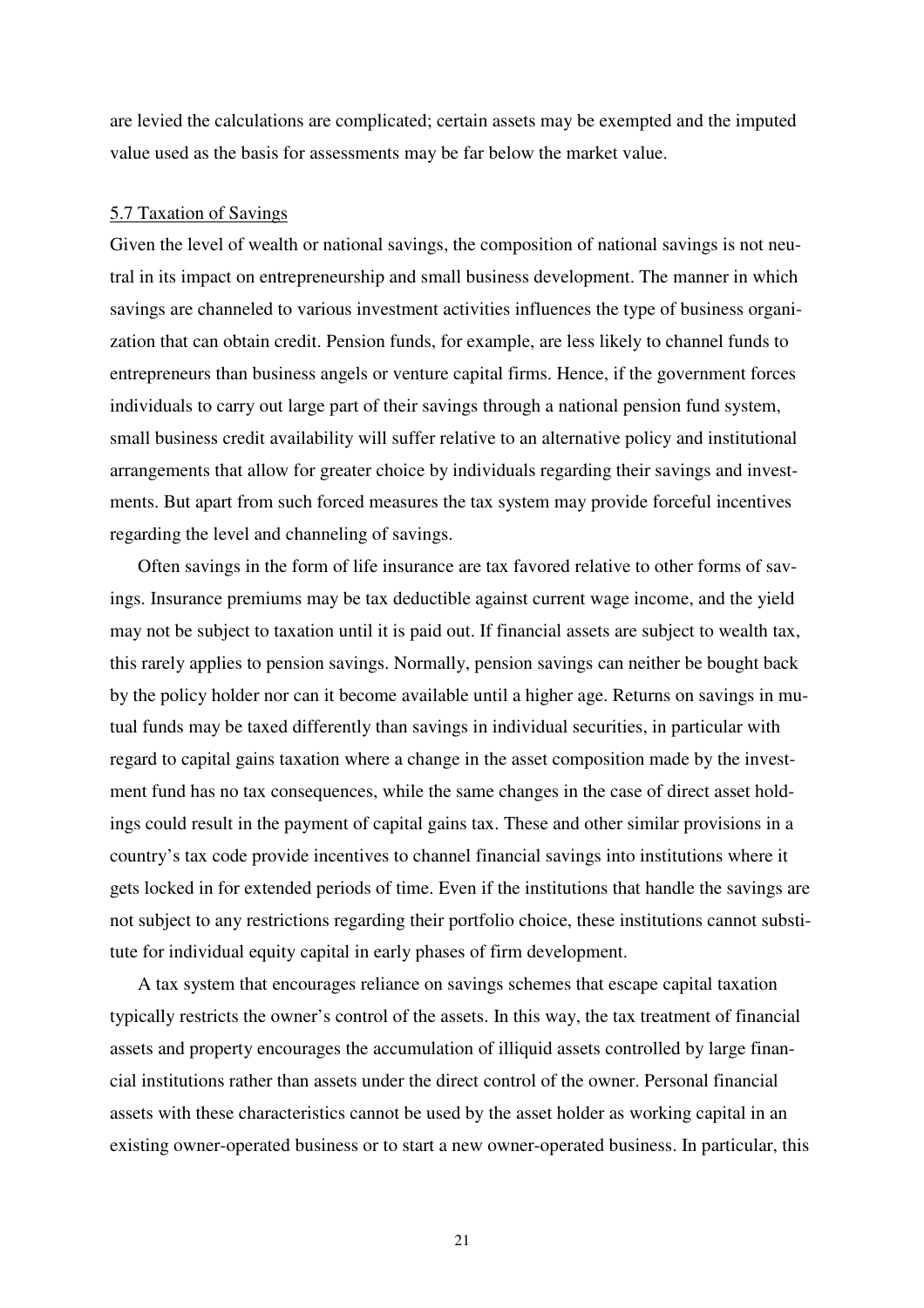are levied the calculations are complicated; certain assets may be exempted and the imputed value used as the basis for assessments may be far below the market value.

### 5.7 Taxation of Savings

Given the level of wealth or national savings, the composition of national savings is not neutral in its impact on entrepreneurship and small business development. The manner in which savings are channeled to various investment activities influences the type of business organization that can obtain credit. Pension funds, for example, are less likely to channel funds to entrepreneurs than business angels or venture capital firms. Hence, if the government forces individuals to carry out large part of their savings through a national pension fund system, small business credit availability will suffer relative to an alternative policy and institutional arrangements that allow for greater choice by individuals regarding their savings and investments. But apart from such forced measures the tax system may provide forceful incentives regarding the level and channeling of savings.

Often savings in the form of life insurance are tax favored relative to other forms of savings. Insurance premiums may be tax deductible against current wage income, and the yield may not be subject to taxation until it is paid out. If financial assets are subject to wealth tax, this rarely applies to pension savings. Normally, pension savings can neither be bought back by the policy holder nor can it become available until a higher age. Returns on savings in mutual funds may be taxed differently than savings in individual securities, in particular with regard to capital gains taxation where a change in the asset composition made by the investment fund has no tax consequences, while the same changes in the case of direct asset holdings could result in the payment of capital gains tax. These and other similar provisions in a country's tax code provide incentives to channel financial savings into institutions where it gets locked in for extended periods of time. Even if the institutions that handle the savings are not subject to any restrictions regarding their portfolio choice, these institutions cannot substitute for individual equity capital in early phases of firm development.

A tax system that encourages reliance on savings schemes that escape capital taxation typically restricts the owner's control of the assets. In this way, the tax treatment of financial assets and property encourages the accumulation of illiquid assets controlled by large financial institutions rather than assets under the direct control of the owner. Personal financial assets with these characteristics cannot be used by the asset holder as working capital in an existing owner-operated business or to start a new owner-operated business. In particular, this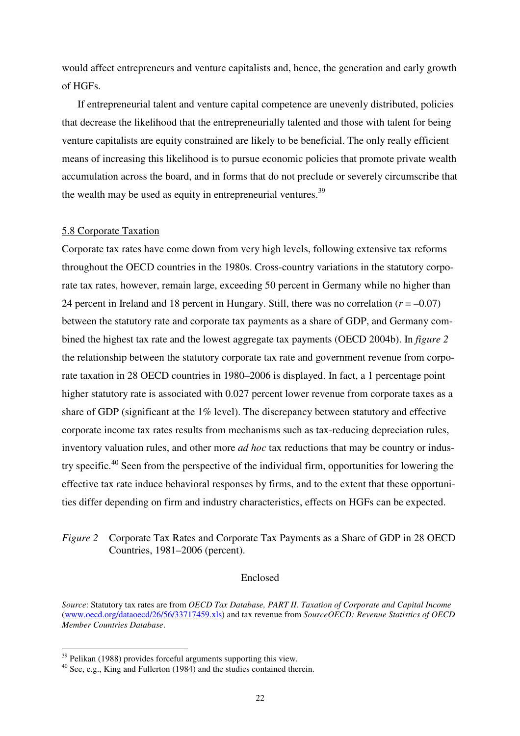would affect entrepreneurs and venture capitalists and, hence, the generation and early growth of HGFs.

If entrepreneurial talent and venture capital competence are unevenly distributed, policies that decrease the likelihood that the entrepreneurially talented and those with talent for being venture capitalists are equity constrained are likely to be beneficial. The only really efficient means of increasing this likelihood is to pursue economic policies that promote private wealth accumulation across the board, and in forms that do not preclude or severely circumscribe that the wealth may be used as equity in entrepreneurial ventures.[39]

### 5.8 Corporate Taxation

Corporate tax rates have come down from very high levels, following extensive tax reforms throughout the OECD countries in the 1980s. Cross-country variations in the statutory corporate tax rates, however, remain large, exceeding 50 percent in Germany while no higher than 24 percent in Ireland and 18 percent in Hungary. Still, there was no correlation ($r = -0.07$) between the statutory rate and corporate tax payments as a share of GDP, and Germany combined the highest tax rate and the lowest aggregate tax payments (OECD 2004b). In *figure 2* the relationship between the statutory corporate tax rate and government revenue from corporate taxation in 28 OECD countries in 1980–2006 is displayed. In fact, a 1 percentage point higher statutory rate is associated with 0.027 percent lower revenue from corporate taxes as a share of GDP (significant at the 1% level). The discrepancy between statutory and effective corporate income tax rates results from mechanisms such as tax-reducing depreciation rules, inventory valuation rules, and other more *ad hoc* tax reductions that may be country or industry specific.[40] Seen from the perspective of the individual firm, opportunities for lowering the effective tax rate induce behavioral responses by firms, and to the extent that these opportunities differ depending on firm and industry characteristics, effects on HGFs can be expected.

*Figure 2* Corporate Tax Rates and Corporate Tax Payments as a Share of GDP in 28 OECD Countries, 1981–2006 (percent).

Enclosed

*Source*: Statutory tax rates are from *OECD Tax Database, PART II. Taxation of Corporate and Capital Income* (www.oecd.org/dataoecd/26/56/33717459.xls) and tax revenue from *SourceOECD: Revenue Statistics of OECD Member Countries Database*.

[39] Pelikan (1988) provides forceful arguments supporting this view.

[40] See, e.g., King and Fullerton (1984) and the studies contained therein.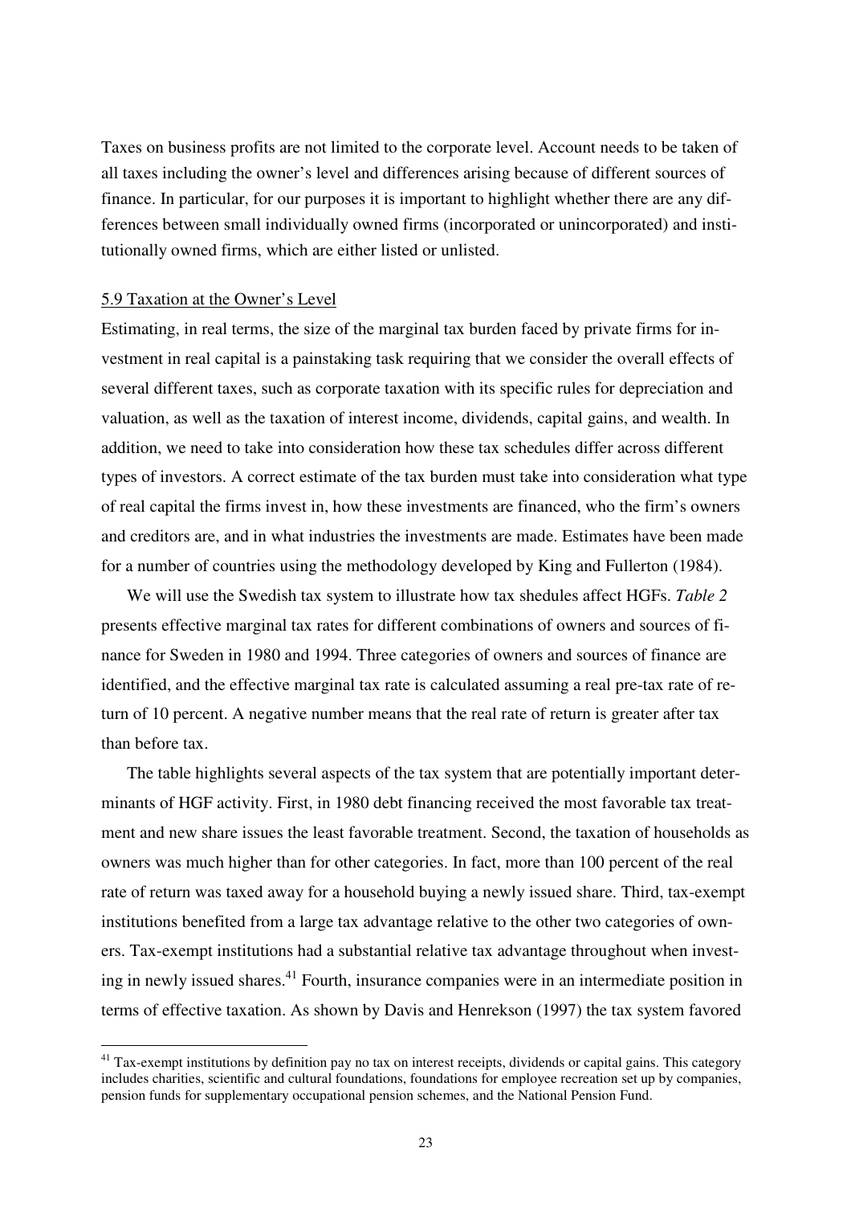Taxes on business profits are not limited to the corporate level. Account needs to be taken of all taxes including the owner's level and differences arising because of different sources of finance. In particular, for our purposes it is important to highlight whether there are any differences between small individually owned firms (incorporated or unincorporated) and institutionally owned firms, which are either listed or unlisted.

### 5.9 Taxation at the Owner's Level

Estimating, in real terms, the size of the marginal tax burden faced by private firms for investment in real capital is a painstaking task requiring that we consider the overall effects of several different taxes, such as corporate taxation with its specific rules for depreciation and valuation, as well as the taxation of interest income, dividends, capital gains, and wealth. In addition, we need to take into consideration how these tax schedules differ across different types of investors. A correct estimate of the tax burden must take into consideration what type of real capital the firms invest in, how these investments are financed, who the firm's owners and creditors are, and in what industries the investments are made. Estimates have been made for a number of countries using the methodology developed by King and Fullerton (1984).

We will use the Swedish tax system to illustrate how tax shedules affect HGFs. *Table 2* presents effective marginal tax rates for different combinations of owners and sources of finance for Sweden in 1980 and 1994. Three categories of owners and sources of finance are identified, and the effective marginal tax rate is calculated assuming a real pre-tax rate of return of 10 percent. A negative number means that the real rate of return is greater after tax than before tax.

The table highlights several aspects of the tax system that are potentially important determinants of HGF activity. First, in 1980 debt financing received the most favorable tax treatment and new share issues the least favorable treatment. Second, the taxation of households as owners was much higher than for other categories. In fact, more than 100 percent of the real rate of return was taxed away for a household buying a newly issued share. Third, tax-exempt institutions benefited from a large tax advantage relative to the other two categories of owners. Tax-exempt institutions had a substantial relative tax advantage throughout when investing in newly issued shares.[41] Fourth, insurance companies were in an intermediate position in terms of effective taxation. As shown by Davis and Henrekson (1997) the tax system favored

[41] Tax-exempt institutions by definition pay no tax on interest receipts, dividends or capital gains. This category includes charities, scientific and cultural foundations, foundations for employee recreation set up by companies, pension funds for supplementary occupational pension schemes, and the National Pension Fund.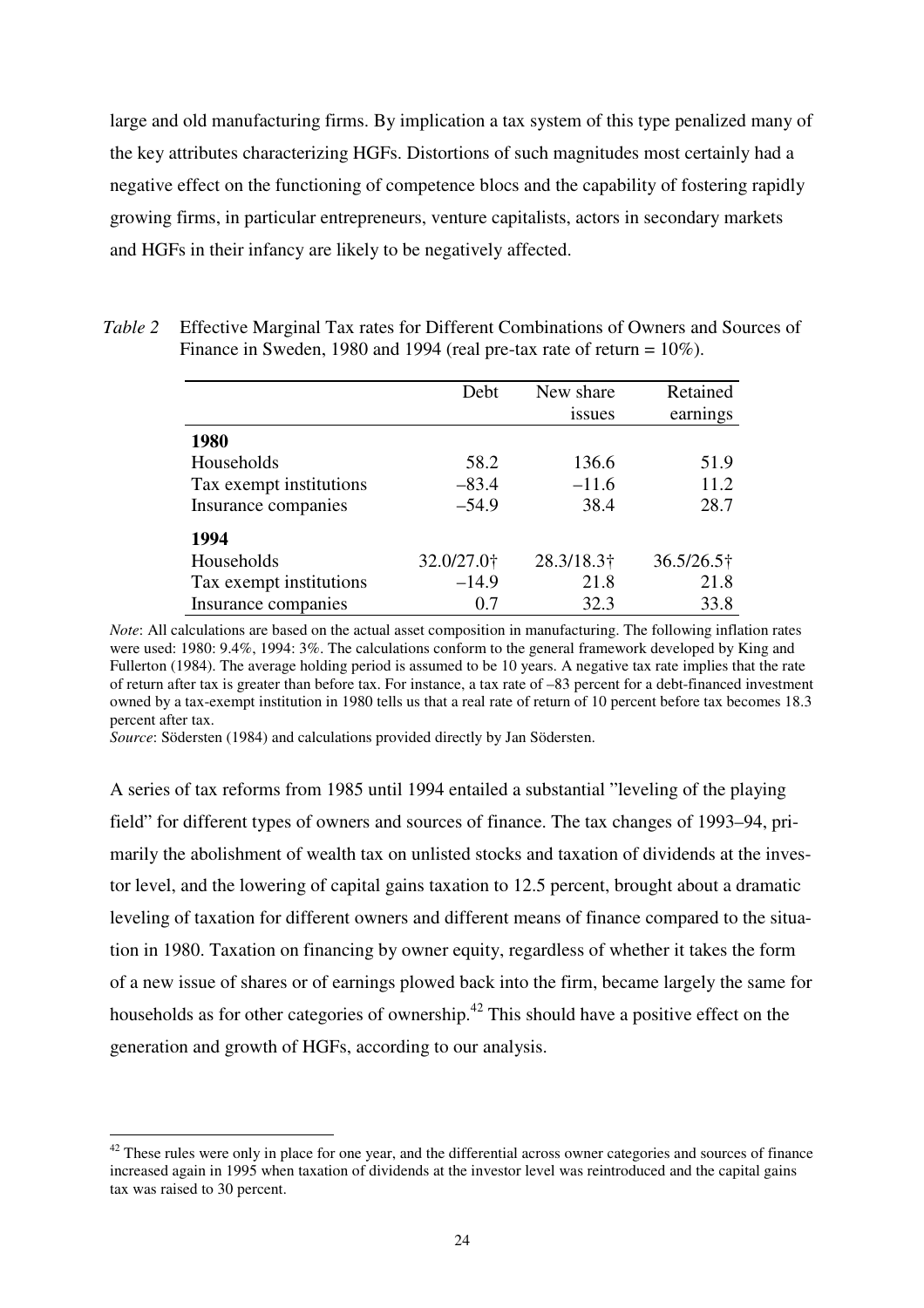large and old manufacturing firms. By implication a tax system of this type penalized many of the key attributes characterizing HGFs. Distortions of such magnitudes most certainly had a negative effect on the functioning of competence blocs and the capability of fostering rapidly growing firms, in particular entrepreneurs, venture capitalists, actors in secondary markets and HGFs in their infancy are likely to be negatively affected.

*Table 2* Effective Marginal Tax rates for Different Combinations of Owners and Sources of Finance in Sweden, 1980 and 1994 (real pre-tax rate of return = 10%).

| | Debt | New share issues | Retained earnings |
|---|---|---|---|
| **1980** | | | |
| Households | 58.2 | 136.6 | 51.9 |
| Tax exempt institutions | –83.4 | –11.6 | 11.2 |
| Insurance companies | –54.9 | 38.4 | 28.7 |
| **1994** | | | |
| Households | 32.0/27.0† | 28.3/18.3† | 36.5/26.5† |
| Tax exempt institutions | –14.9 | 21.8 | 21.8 |
| Insurance companies | 0.7 | 32.3 | 33.8 |

*Note*: All calculations are based on the actual asset composition in manufacturing. The following inflation rates were used: 1980: 9.4%, 1994: 3%. The calculations conform to the general framework developed by King and Fullerton (1984). The average holding period is assumed to be 10 years. A negative tax rate implies that the rate of return after tax is greater than before tax. For instance, a tax rate of –83 percent for a debt-financed investment owned by a tax-exempt institution in 1980 tells us that a real rate of return of 10 percent before tax becomes 18.3 percent after tax.
*Source*: Södersten (1984) and calculations provided directly by Jan Södersten.

A series of tax reforms from 1985 until 1994 entailed a substantial "leveling of the playing field" for different types of owners and sources of finance. The tax changes of 1993–94, primarily the abolishment of wealth tax on unlisted stocks and taxation of dividends at the investor level, and the lowering of capital gains taxation to 12.5 percent, brought about a dramatic leveling of taxation for different owners and different means of finance compared to the situation in 1980. Taxation on financing by owner equity, regardless of whether it takes the form of a new issue of shares or of earnings plowed back into the firm, became largely the same for households as for other categories of ownership.[42] This should have a positive effect on the generation and growth of HGFs, according to our analysis.

[42] These rules were only in place for one year, and the differential across owner categories and sources of finance increased again in 1995 when taxation of dividends at the investor level was reintroduced and the capital gains tax was raised to 30 percent.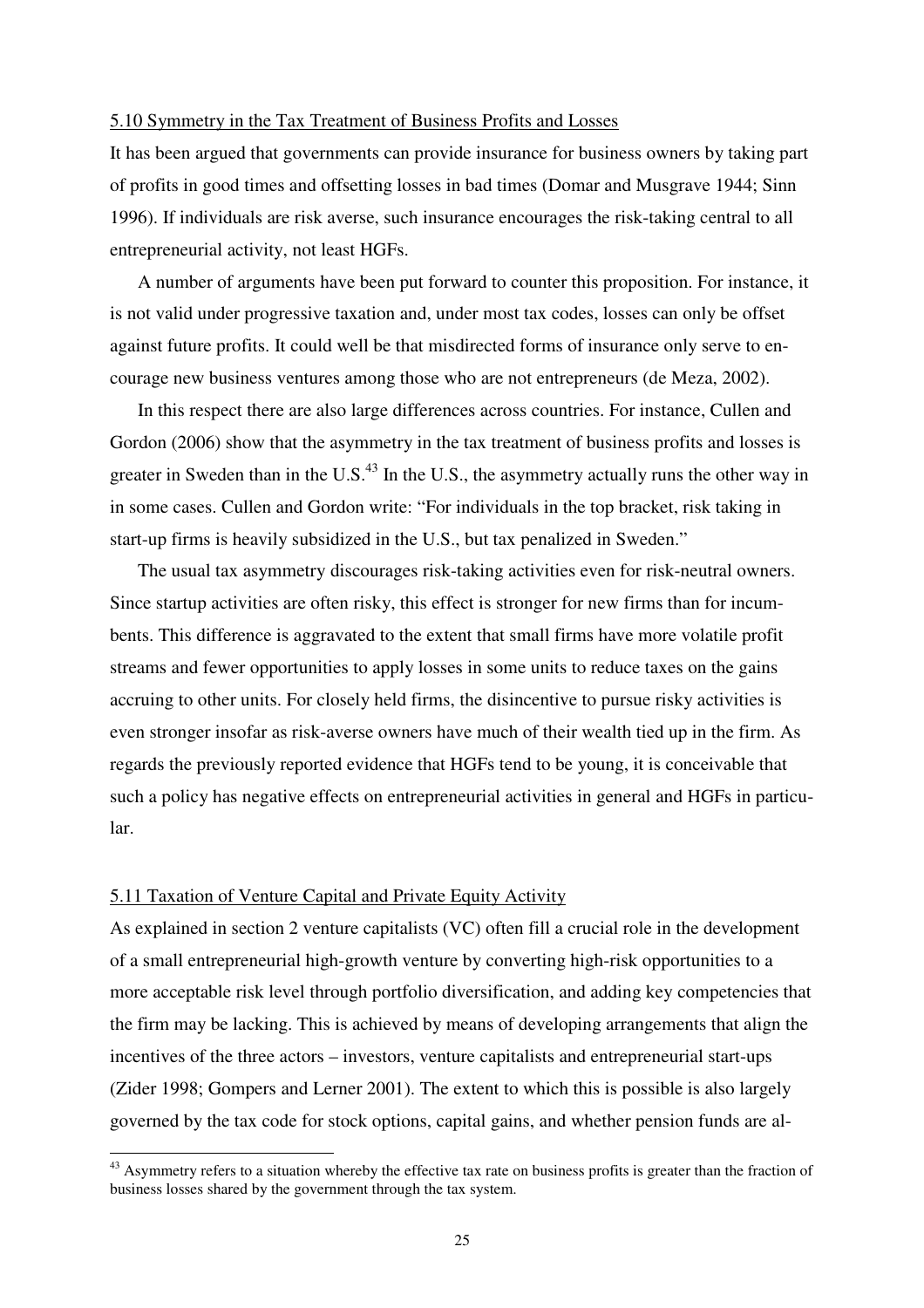### 5.10 Symmetry in the Tax Treatment of Business Profits and Losses

It has been argued that governments can provide insurance for business owners by taking part of profits in good times and offsetting losses in bad times (Domar and Musgrave 1944; Sinn 1996). If individuals are risk averse, such insurance encourages the risk-taking central to all entrepreneurial activity, not least HGFs.

A number of arguments have been put forward to counter this proposition. For instance, it is not valid under progressive taxation and, under most tax codes, losses can only be offset against future profits. It could well be that misdirected forms of insurance only serve to encourage new business ventures among those who are not entrepreneurs (de Meza, 2002).

In this respect there are also large differences across countries. For instance, Cullen and Gordon (2006) show that the asymmetry in the tax treatment of business profits and losses is greater in Sweden than in the U.S.[43] In the U.S., the asymmetry actually runs the other way in in some cases. Cullen and Gordon write: "For individuals in the top bracket, risk taking in start-up firms is heavily subsidized in the U.S., but tax penalized in Sweden."

The usual tax asymmetry discourages risk-taking activities even for risk-neutral owners. Since startup activities are often risky, this effect is stronger for new firms than for incumbents. This difference is aggravated to the extent that small firms have more volatile profit streams and fewer opportunities to apply losses in some units to reduce taxes on the gains accruing to other units. For closely held firms, the disincentive to pursue risky activities is even stronger insofar as risk-averse owners have much of their wealth tied up in the firm. As regards the previously reported evidence that HGFs tend to be young, it is conceivable that such a policy has negative effects on entrepreneurial activities in general and HGFs in particular.

### 5.11 Taxation of Venture Capital and Private Equity Activity

As explained in section 2 venture capitalists (VC) often fill a crucial role in the development of a small entrepreneurial high-growth venture by converting high-risk opportunities to a more acceptable risk level through portfolio diversification, and adding key competencies that the firm may be lacking. This is achieved by means of developing arrangements that align the incentives of the three actors – investors, venture capitalists and entrepreneurial start-ups (Zider 1998; Gompers and Lerner 2001). The extent to which this is possible is also largely governed by the tax code for stock options, capital gains, and whether pension funds are al-

[43] Asymmetry refers to a situation whereby the effective tax rate on business profits is greater than the fraction of business losses shared by the government through the tax system.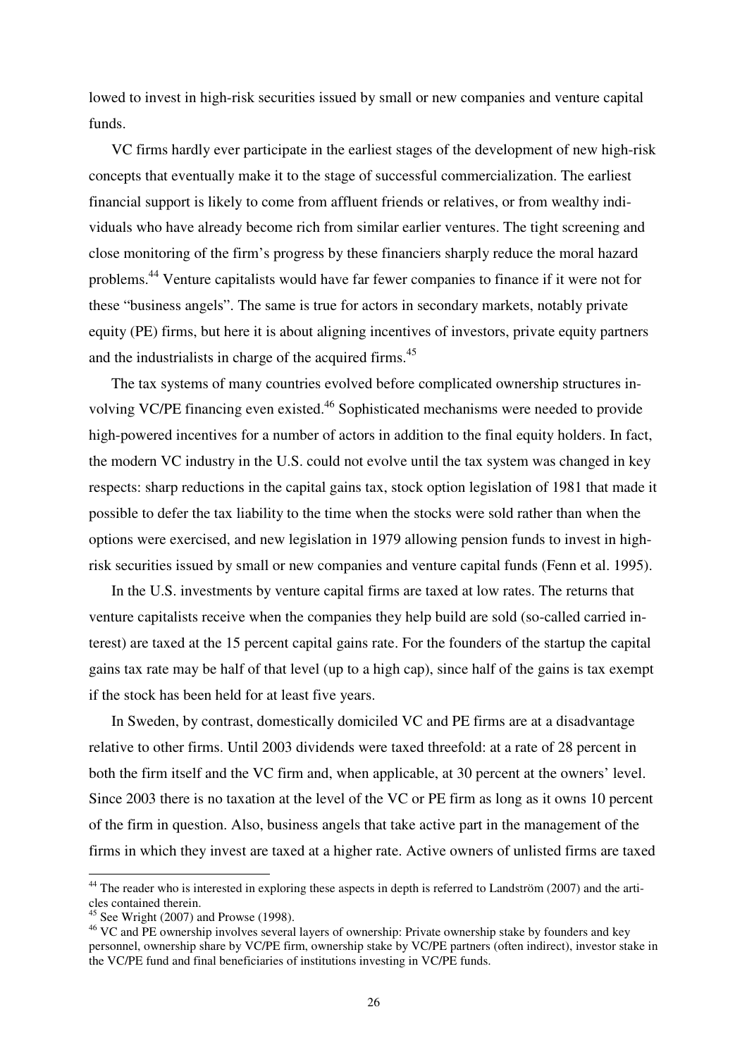lowed to invest in high-risk securities issued by small or new companies and venture capital funds.

VC firms hardly ever participate in the earliest stages of the development of new high-risk concepts that eventually make it to the stage of successful commercialization. The earliest financial support is likely to come from affluent friends or relatives, or from wealthy individuals who have already become rich from similar earlier ventures. The tight screening and close monitoring of the firm's progress by these financiers sharply reduce the moral hazard problems.[44] Venture capitalists would have far fewer companies to finance if it were not for these "business angels". The same is true for actors in secondary markets, notably private equity (PE) firms, but here it is about aligning incentives of investors, private equity partners and the industrialists in charge of the acquired firms.[45]

The tax systems of many countries evolved before complicated ownership structures involving VC/PE financing even existed.[46] Sophisticated mechanisms were needed to provide high-powered incentives for a number of actors in addition to the final equity holders. In fact, the modern VC industry in the U.S. could not evolve until the tax system was changed in key respects: sharp reductions in the capital gains tax, stock option legislation of 1981 that made it possible to defer the tax liability to the time when the stocks were sold rather than when the options were exercised, and new legislation in 1979 allowing pension funds to invest in high-risk securities issued by small or new companies and venture capital funds (Fenn et al. 1995).

In the U.S. investments by venture capital firms are taxed at low rates. The returns that venture capitalists receive when the companies they help build are sold (so-called carried interest) are taxed at the 15 percent capital gains rate. For the founders of the startup the capital gains tax rate may be half of that level (up to a high cap), since half of the gains is tax exempt if the stock has been held for at least five years.

In Sweden, by contrast, domestically domiciled VC and PE firms are at a disadvantage relative to other firms. Until 2003 dividends were taxed threefold: at a rate of 28 percent in both the firm itself and the VC firm and, when applicable, at 30 percent at the owners' level. Since 2003 there is no taxation at the level of the VC or PE firm as long as it owns 10 percent of the firm in question. Also, business angels that take active part in the management of the firms in which they invest are taxed at a higher rate. Active owners of unlisted firms are taxed

[44] The reader who is interested in exploring these aspects in depth is referred to Landström (2007) and the articles contained therein.

[45] See Wright (2007) and Prowse (1998).

[46] VC and PE ownership involves several layers of ownership: Private ownership stake by founders and key personnel, ownership share by VC/PE firm, ownership stake by VC/PE partners (often indirect), investor stake in the VC/PE fund and final beneficiaries of institutions investing in VC/PE funds.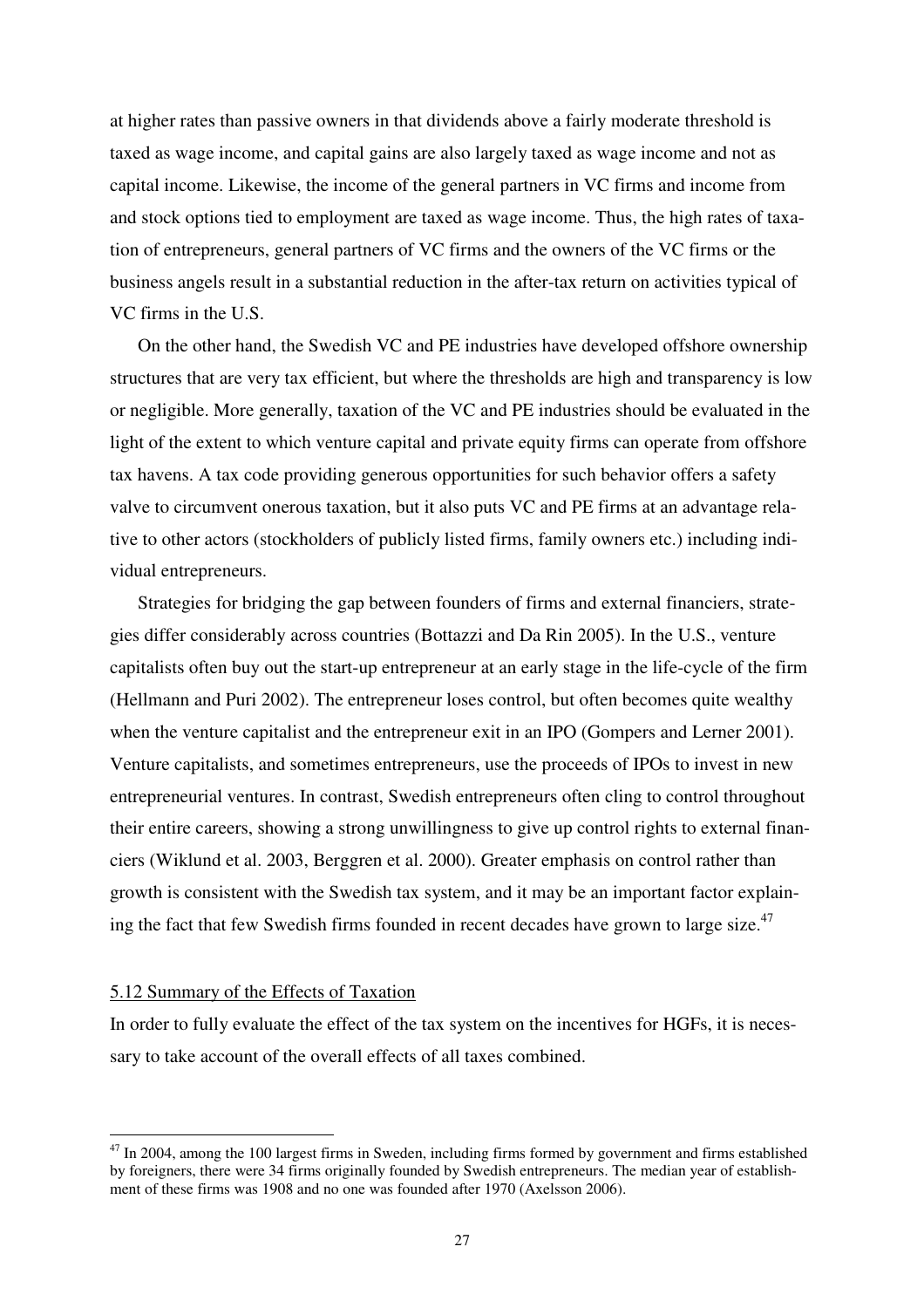at higher rates than passive owners in that dividends above a fairly moderate threshold is taxed as wage income, and capital gains are also largely taxed as wage income and not as capital income. Likewise, the income of the general partners in VC firms and income from and stock options tied to employment are taxed as wage income. Thus, the high rates of taxation of entrepreneurs, general partners of VC firms and the owners of the VC firms or the business angels result in a substantial reduction in the after-tax return on activities typical of VC firms in the U.S.

On the other hand, the Swedish VC and PE industries have developed offshore ownership structures that are very tax efficient, but where the thresholds are high and transparency is low or negligible. More generally, taxation of the VC and PE industries should be evaluated in the light of the extent to which venture capital and private equity firms can operate from offshore tax havens. A tax code providing generous opportunities for such behavior offers a safety valve to circumvent onerous taxation, but it also puts VC and PE firms at an advantage relative to other actors (stockholders of publicly listed firms, family owners etc.) including individual entrepreneurs.

Strategies for bridging the gap between founders of firms and external financiers, strategies differ considerably across countries (Bottazzi and Da Rin 2005). In the U.S., venture capitalists often buy out the start-up entrepreneur at an early stage in the life-cycle of the firm (Hellmann and Puri 2002). The entrepreneur loses control, but often becomes quite wealthy when the venture capitalist and the entrepreneur exit in an IPO (Gompers and Lerner 2001). Venture capitalists, and sometimes entrepreneurs, use the proceeds of IPOs to invest in new entrepreneurial ventures. In contrast, Swedish entrepreneurs often cling to control throughout their entire careers, showing a strong unwillingness to give up control rights to external financiers (Wiklund et al. 2003, Berggren et al. 2000). Greater emphasis on control rather than growth is consistent with the Swedish tax system, and it may be an important factor explaining the fact that few Swedish firms founded in recent decades have grown to large size.[47]

## 5.12 Summary of the Effects of Taxation

In order to fully evaluate the effect of the tax system on the incentives for HGFs, it is necessary to take account of the overall effects of all taxes combined.

---

[47] In 2004, among the 100 largest firms in Sweden, including firms formed by government and firms established by foreigners, there were 34 firms originally founded by Swedish entrepreneurs. The median year of establishment of these firms was 1908 and no one was founded after 1970 (Axelsson 2006).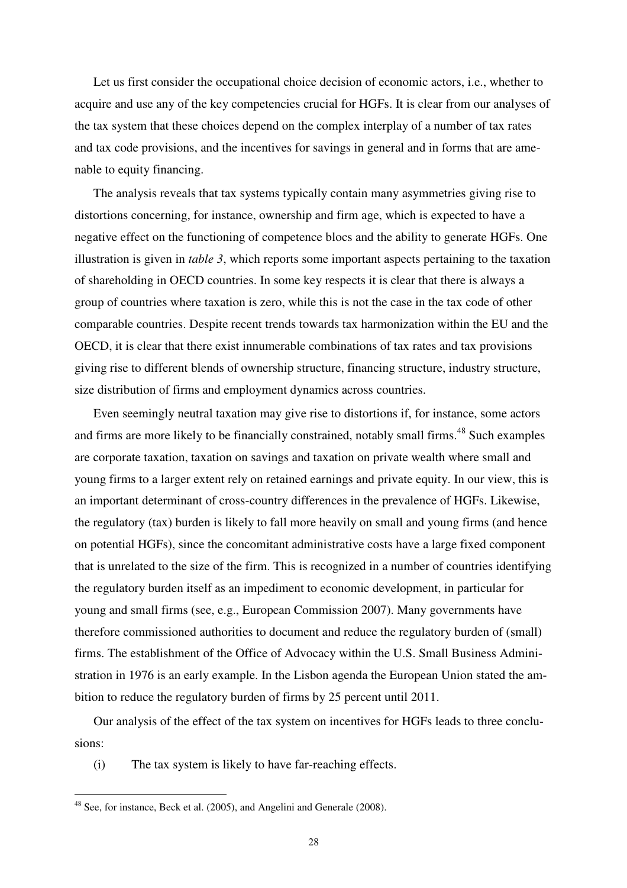Let us first consider the occupational choice decision of economic actors, i.e., whether to acquire and use any of the key competencies crucial for HGFs. It is clear from our analyses of the tax system that these choices depend on the complex interplay of a number of tax rates and tax code provisions, and the incentives for savings in general and in forms that are amenable to equity financing.

The analysis reveals that tax systems typically contain many asymmetries giving rise to distortions concerning, for instance, ownership and firm age, which is expected to have a negative effect on the functioning of competence blocs and the ability to generate HGFs. One illustration is given in *table 3*, which reports some important aspects pertaining to the taxation of shareholding in OECD countries. In some key respects it is clear that there is always a group of countries where taxation is zero, while this is not the case in the tax code of other comparable countries. Despite recent trends towards tax harmonization within the EU and the OECD, it is clear that there exist innumerable combinations of tax rates and tax provisions giving rise to different blends of ownership structure, financing structure, industry structure, size distribution of firms and employment dynamics across countries.

Even seemingly neutral taxation may give rise to distortions if, for instance, some actors and firms are more likely to be financially constrained, notably small firms.[48] Such examples are corporate taxation, taxation on savings and taxation on private wealth where small and young firms to a larger extent rely on retained earnings and private equity. In our view, this is an important determinant of cross-country differences in the prevalence of HGFs. Likewise, the regulatory (tax) burden is likely to fall more heavily on small and young firms (and hence on potential HGFs), since the concomitant administrative costs have a large fixed component that is unrelated to the size of the firm. This is recognized in a number of countries identifying the regulatory burden itself as an impediment to economic development, in particular for young and small firms (see, e.g., European Commission 2007). Many governments have therefore commissioned authorities to document and reduce the regulatory burden of (small) firms. The establishment of the Office of Advocacy within the U.S. Small Business Administration in 1976 is an early example. In the Lisbon agenda the European Union stated the ambition to reduce the regulatory burden of firms by 25 percent until 2011.

Our analysis of the effect of the tax system on incentives for HGFs leads to three conclusions:

(i) The tax system is likely to have far-reaching effects.

[48] See, for instance, Beck et al. (2005), and Angelini and Generale (2008).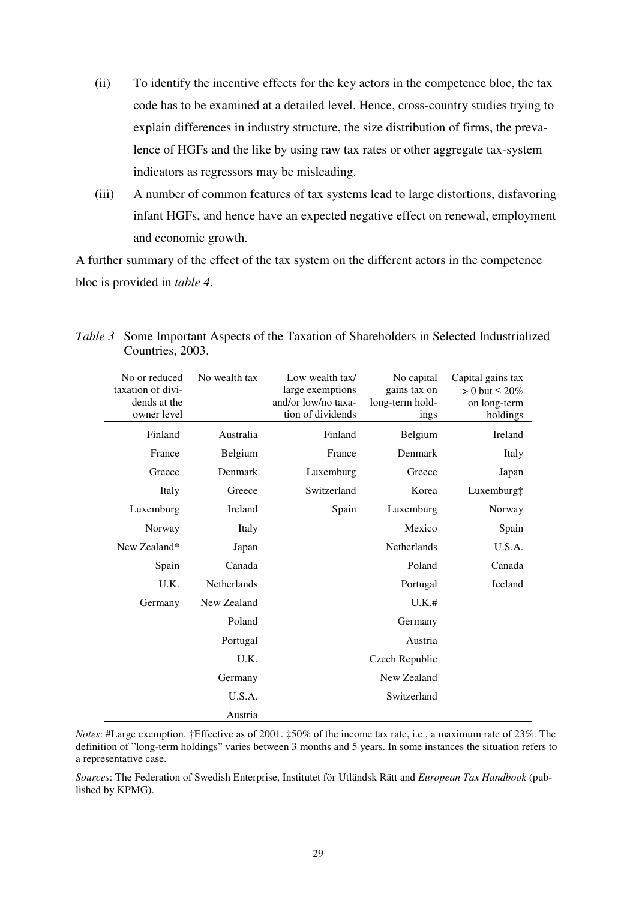(ii) To identify the incentive effects for the key actors in the competence bloc, the tax code has to be examined at a detailed level. Hence, cross-country studies trying to explain differences in industry structure, the size distribution of firms, the prevalence of HGFs and the like by using raw tax rates or other aggregate tax-system indicators as regressors may be misleading.

(iii) A number of common features of tax systems lead to large distortions, disfavoring infant HGFs, and hence have an expected negative effect on renewal, employment and economic growth.

A further summary of the effect of the tax system on the different actors in the competence bloc is provided in *table 4*.

*Table 3* Some Important Aspects of the Taxation of Shareholders in Selected Industrialized Countries, 2003.

| No or reduced taxation of dividends at the owner level | No wealth tax | Low wealth tax/ large exemptions and/or low/no taxation of dividends | No capital gains tax on long-term holdings | Capital gains tax > 0 but ≤ 20% on long-term holdings |
|---|---|---|---|---|
| Finland | Australia | Finland | Belgium | Ireland |
| France | Belgium | France | Denmark | Italy |
| Greece | Denmark | Luxemburg | Greece | Japan |
| Italy | Greece | Switzerland | Korea | Luxemburg‡ |
| Luxemburg | Ireland | Spain | Luxemburg | Norway |
| Norway | Italy | | Mexico | Spain |
| New Zealand* | Japan | | Netherlands | U.S.A. |
| Spain | Canada | | Poland | Canada |
| U.K. | Netherlands | | Portugal | Iceland |
| Germany | New Zealand | | U.K.# | |
| | Poland | | Germany | |
| | Portugal | | Austria | |
| | U.K. | | Czech Republic | |
| | Germany | | New Zealand | |
| | U.S.A. | | Switzerland | |
| | Austria | | | |

*Notes*: #Large exemption. †Effective as of 2001. ‡50% of the income tax rate, i.e., a maximum rate of 23%. The definition of "long-term holdings" varies between 3 months and 5 years. In some instances the situation refers to a representative case.

*Sources*: The Federation of Swedish Enterprise, Institutet för Utländsk Rätt and *European Tax Handbook* (published by KPMG).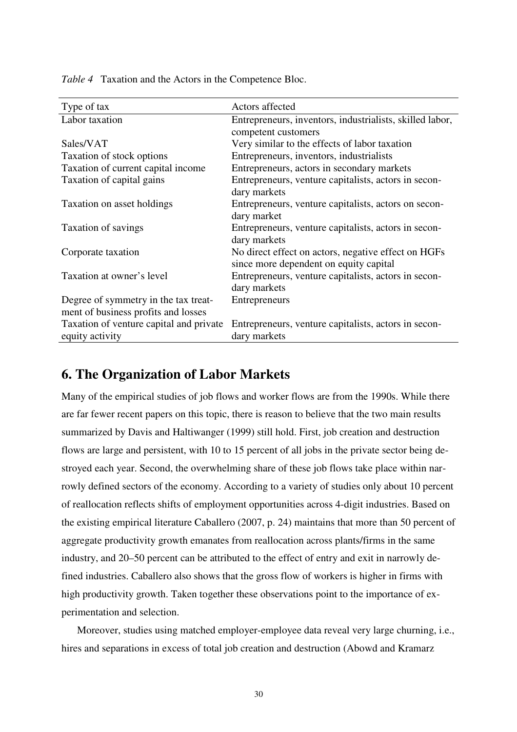*Table 4* Taxation and the Actors in the Competence Bloc.

| Type of tax | Actors affected |
| --- | --- |
| Labor taxation | Entrepreneurs, inventors, industrialists, skilled labor, competent customers |
| Sales/VAT | Very similar to the effects of labor taxation |
| Taxation of stock options | Entrepreneurs, inventors, industrialists |
| Taxation of current capital income | Entrepreneurs, actors in secondary markets |
| Taxation of capital gains | Entrepreneurs, venture capitalists, actors in secondary markets |
| Taxation on asset holdings | Entrepreneurs, venture capitalists, actors on secondary market |
| Taxation of savings | Entrepreneurs, venture capitalists, actors in secondary markets |
| Corporate taxation | No direct effect on actors, negative effect on HGFs since more dependent on equity capital |
| Taxation at owner's level | Entrepreneurs, venture capitalists, actors in secondary markets |
| Degree of symmetry in the tax treatment of business profits and losses | Entrepreneurs |
| Taxation of venture capital and private equity activity | Entrepreneurs, venture capitalists, actors in secondary markets |

## 6. The Organization of Labor Markets

Many of the empirical studies of job flows and worker flows are from the 1990s. While there are far fewer recent papers on this topic, there is reason to believe that the two main results summarized by Davis and Haltiwanger (1999) still hold. First, job creation and destruction flows are large and persistent, with 10 to 15 percent of all jobs in the private sector being destroyed each year. Second, the overwhelming share of these job flows take place within narrowly defined sectors of the economy. According to a variety of studies only about 10 percent of reallocation reflects shifts of employment opportunities across 4-digit industries. Based on the existing empirical literature Caballero (2007, p. 24) maintains that more than 50 percent of aggregate productivity growth emanates from reallocation across plants/firms in the same industry, and 20–50 percent can be attributed to the effect of entry and exit in narrowly defined industries. Caballero also shows that the gross flow of workers is higher in firms with high productivity growth. Taken together these observations point to the importance of experimentation and selection.

Moreover, studies using matched employer-employee data reveal very large churning, i.e., hires and separations in excess of total job creation and destruction (Abowd and Kramarz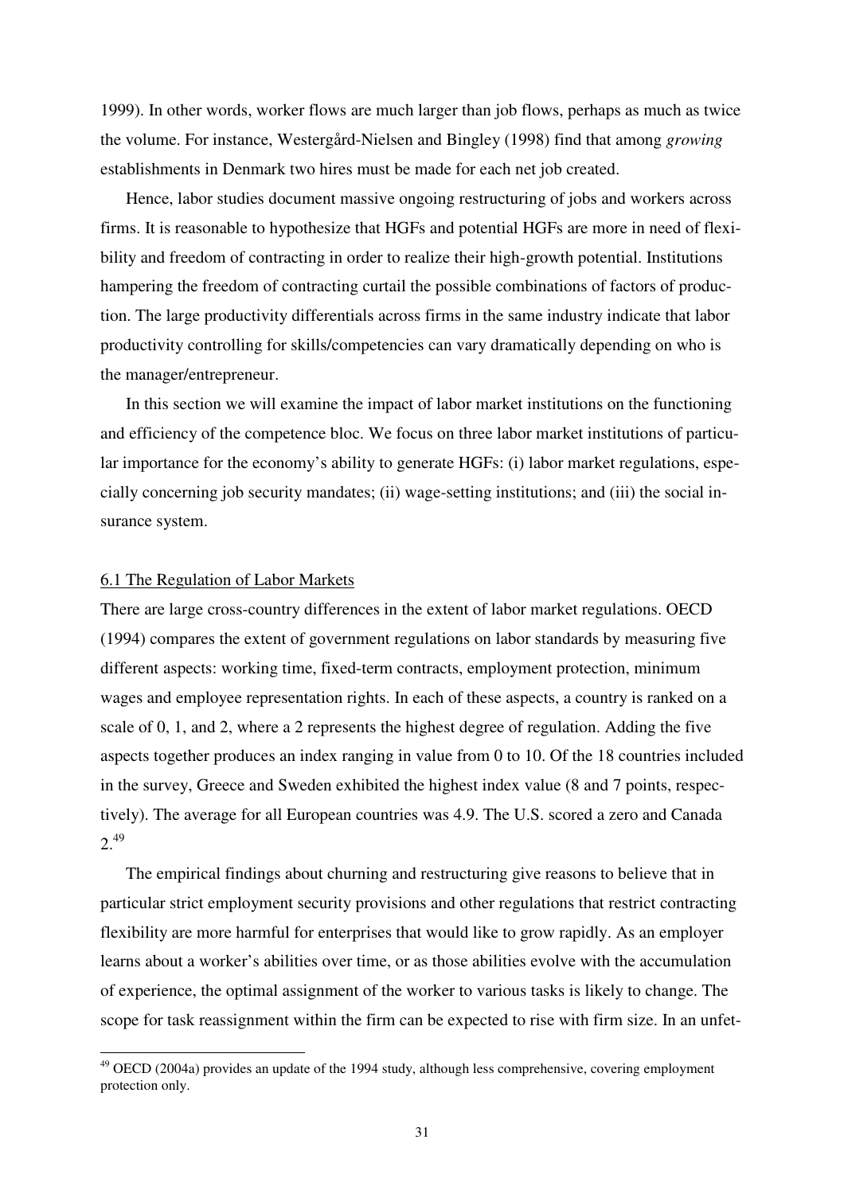1999). In other words, worker flows are much larger than job flows, perhaps as much as twice the volume. For instance, Westergård-Nielsen and Bingley (1998) find that among *growing* establishments in Denmark two hires must be made for each net job created.

Hence, labor studies document massive ongoing restructuring of jobs and workers across firms. It is reasonable to hypothesize that HGFs and potential HGFs are more in need of flexibility and freedom of contracting in order to realize their high-growth potential. Institutions hampering the freedom of contracting curtail the possible combinations of factors of production. The large productivity differentials across firms in the same industry indicate that labor productivity controlling for skills/competencies can vary dramatically depending on who is the manager/entrepreneur.

In this section we will examine the impact of labor market institutions on the functioning and efficiency of the competence bloc. We focus on three labor market institutions of particular importance for the economy's ability to generate HGFs: (i) labor market regulations, especially concerning job security mandates; (ii) wage-setting institutions; and (iii) the social insurance system.

## 6.1 The Regulation of Labor Markets

There are large cross-country differences in the extent of labor market regulations. OECD (1994) compares the extent of government regulations on labor standards by measuring five different aspects: working time, fixed-term contracts, employment protection, minimum wages and employee representation rights. In each of these aspects, a country is ranked on a scale of 0, 1, and 2, where a 2 represents the highest degree of regulation. Adding the five aspects together produces an index ranging in value from 0 to 10. Of the 18 countries included in the survey, Greece and Sweden exhibited the highest index value (8 and 7 points, respectively). The average for all European countries was 4.9. The U.S. scored a zero and Canada 2.[49]

The empirical findings about churning and restructuring give reasons to believe that in particular strict employment security provisions and other regulations that restrict contracting flexibility are more harmful for enterprises that would like to grow rapidly. As an employer learns about a worker's abilities over time, or as those abilities evolve with the accumulation of experience, the optimal assignment of the worker to various tasks is likely to change. The scope for task reassignment within the firm can be expected to rise with firm size. In an unfet-

[49] OECD (2004a) provides an update of the 1994 study, although less comprehensive, covering employment protection only.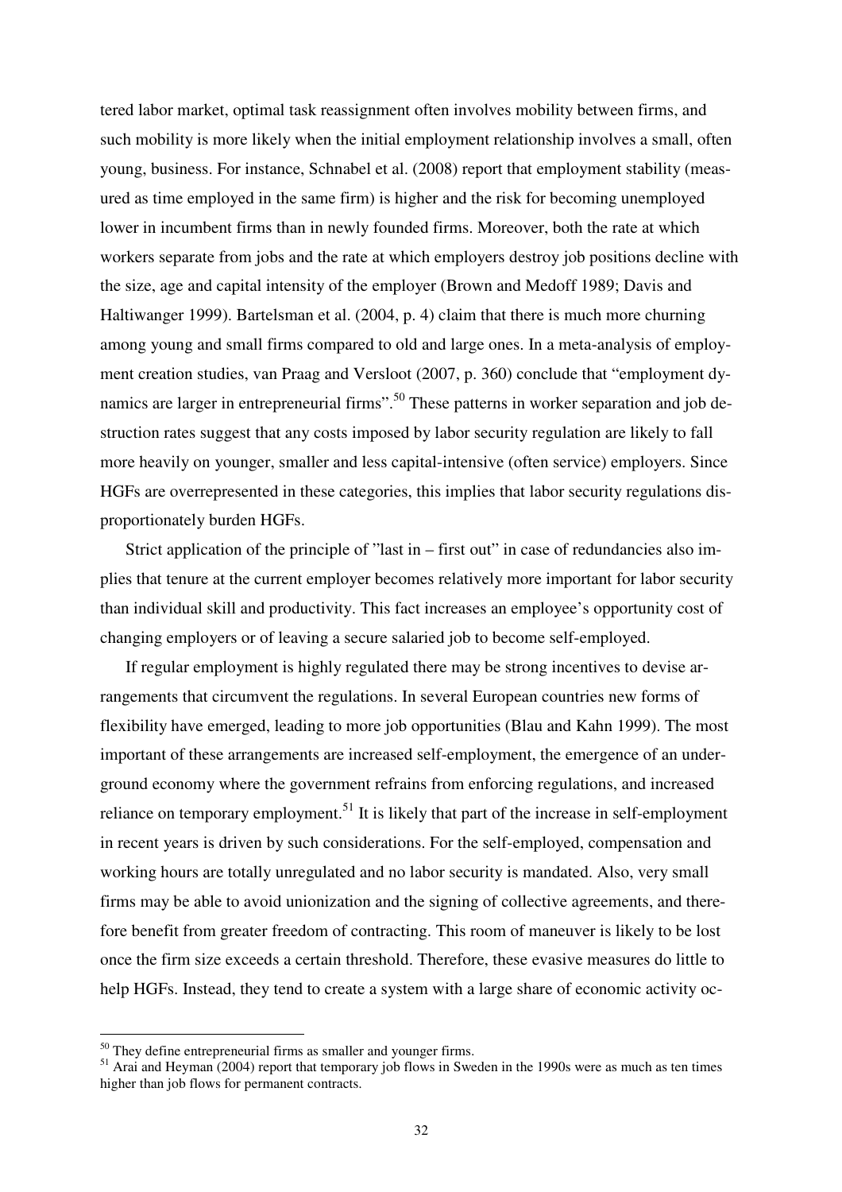tered labor market, optimal task reassignment often involves mobility between firms, and such mobility is more likely when the initial employment relationship involves a small, often young, business. For instance, Schnabel et al. (2008) report that employment stability (measured as time employed in the same firm) is higher and the risk for becoming unemployed lower in incumbent firms than in newly founded firms. Moreover, both the rate at which workers separate from jobs and the rate at which employers destroy job positions decline with the size, age and capital intensity of the employer (Brown and Medoff 1989; Davis and Haltiwanger 1999). Bartelsman et al. (2004, p. 4) claim that there is much more churning among young and small firms compared to old and large ones. In a meta-analysis of employment creation studies, van Praag and Versloot (2007, p. 360) conclude that "employment dynamics are larger in entrepreneurial firms".[50] These patterns in worker separation and job destruction rates suggest that any costs imposed by labor security regulation are likely to fall more heavily on younger, smaller and less capital-intensive (often service) employers. Since HGFs are overrepresented in these categories, this implies that labor security regulations disproportionately burden HGFs.

Strict application of the principle of "last in – first out" in case of redundancies also implies that tenure at the current employer becomes relatively more important for labor security than individual skill and productivity. This fact increases an employee's opportunity cost of changing employers or of leaving a secure salaried job to become self-employed.

If regular employment is highly regulated there may be strong incentives to devise arrangements that circumvent the regulations. In several European countries new forms of flexibility have emerged, leading to more job opportunities (Blau and Kahn 1999). The most important of these arrangements are increased self-employment, the emergence of an underground economy where the government refrains from enforcing regulations, and increased reliance on temporary employment.[51] It is likely that part of the increase in self-employment in recent years is driven by such considerations. For the self-employed, compensation and working hours are totally unregulated and no labor security is mandated. Also, very small firms may be able to avoid unionization and the signing of collective agreements, and therefore benefit from greater freedom of contracting. This room of maneuver is likely to be lost once the firm size exceeds a certain threshold. Therefore, these evasive measures do little to help HGFs. Instead, they tend to create a system with a large share of economic activity oc-

---

[50] They define entrepreneurial firms as smaller and younger firms.

[51] Arai and Heyman (2004) report that temporary job flows in Sweden in the 1990s were as much as ten times higher than job flows for permanent contracts.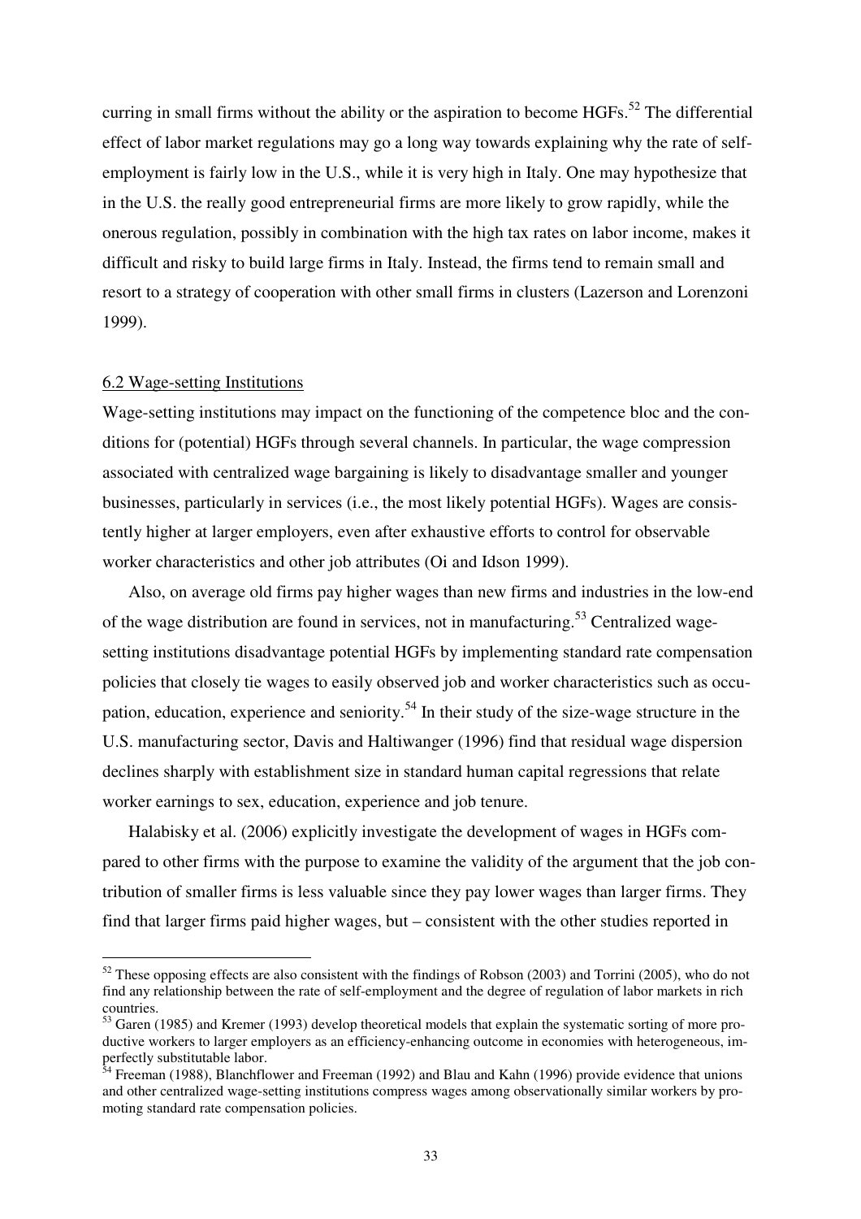curring in small firms without the ability or the aspiration to become HGFs.[52] The differential effect of labor market regulations may go a long way towards explaining why the rate of self-employment is fairly low in the U.S., while it is very high in Italy. One may hypothesize that in the U.S. the really good entrepreneurial firms are more likely to grow rapidly, while the onerous regulation, possibly in combination with the high tax rates on labor income, makes it difficult and risky to build large firms in Italy. Instead, the firms tend to remain small and resort to a strategy of cooperation with other small firms in clusters (Lazerson and Lorenzoni 1999).

### 6.2 Wage-setting Institutions

Wage-setting institutions may impact on the functioning of the competence bloc and the conditions for (potential) HGFs through several channels. In particular, the wage compression associated with centralized wage bargaining is likely to disadvantage smaller and younger businesses, particularly in services (i.e., the most likely potential HGFs). Wages are consistently higher at larger employers, even after exhaustive efforts to control for observable worker characteristics and other job attributes (Oi and Idson 1999).

Also, on average old firms pay higher wages than new firms and industries in the low-end of the wage distribution are found in services, not in manufacturing.[53] Centralized wage-setting institutions disadvantage potential HGFs by implementing standard rate compensation policies that closely tie wages to easily observed job and worker characteristics such as occupation, education, experience and seniority.[54] In their study of the size-wage structure in the U.S. manufacturing sector, Davis and Haltiwanger (1996) find that residual wage dispersion declines sharply with establishment size in standard human capital regressions that relate worker earnings to sex, education, experience and job tenure.

Halabisky et al. (2006) explicitly investigate the development of wages in HGFs compared to other firms with the purpose to examine the validity of the argument that the job contribution of smaller firms is less valuable since they pay lower wages than larger firms. They find that larger firms paid higher wages, but – consistent with the other studies reported in

---

[52] These opposing effects are also consistent with the findings of Robson (2003) and Torrini (2005), who do not find any relationship between the rate of self-employment and the degree of regulation of labor markets in rich countries.

[53] Garen (1985) and Kremer (1993) develop theoretical models that explain the systematic sorting of more productive workers to larger employers as an efficiency-enhancing outcome in economies with heterogeneous, imperfectly substitutable labor.

[54] Freeman (1988), Blanchflower and Freeman (1992) and Blau and Kahn (1996) provide evidence that unions and other centralized wage-setting institutions compress wages among observationally similar workers by promoting standard rate compensation policies.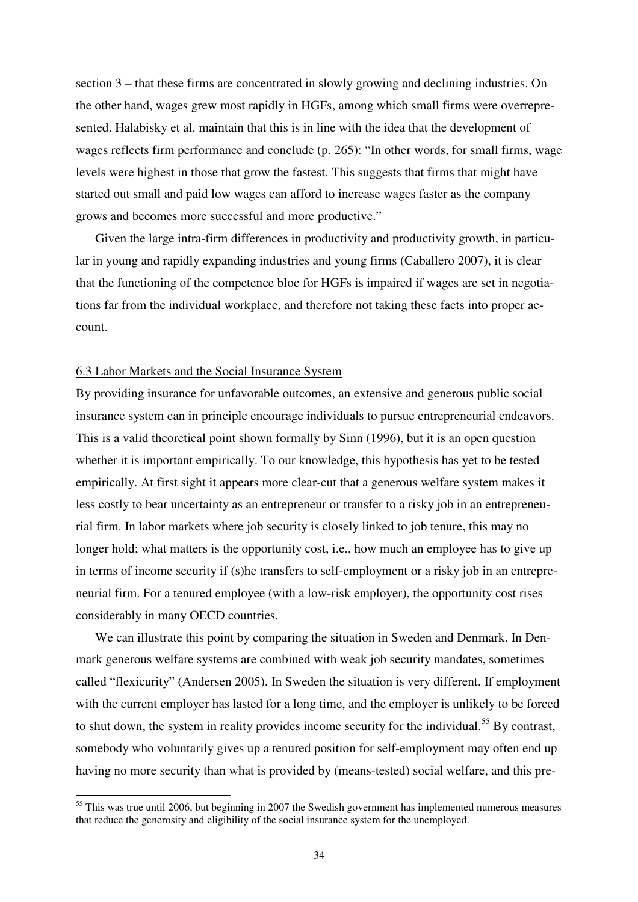section 3 – that these firms are concentrated in slowly growing and declining industries. On the other hand, wages grew most rapidly in HGFs, among which small firms were overrepresented. Halabisky et al. maintain that this is in line with the idea that the development of wages reflects firm performance and conclude (p. 265): "In other words, for small firms, wage levels were highest in those that grow the fastest. This suggests that firms that might have started out small and paid low wages can afford to increase wages faster as the company grows and becomes more successful and more productive."

Given the large intra-firm differences in productivity and productivity growth, in particular in young and rapidly expanding industries and young firms (Caballero 2007), it is clear that the functioning of the competence bloc for HGFs is impaired if wages are set in negotiations far from the individual workplace, and therefore not taking these facts into proper account.

### 6.3 Labor Markets and the Social Insurance System

By providing insurance for unfavorable outcomes, an extensive and generous public social insurance system can in principle encourage individuals to pursue entrepreneurial endeavors. This is a valid theoretical point shown formally by Sinn (1996), but it is an open question whether it is important empirically. To our knowledge, this hypothesis has yet to be tested empirically. At first sight it appears more clear-cut that a generous welfare system makes it less costly to bear uncertainty as an entrepreneur or transfer to a risky job in an entrepreneurial firm. In labor markets where job security is closely linked to job tenure, this may no longer hold; what matters is the opportunity cost, i.e., how much an employee has to give up in terms of income security if (s)he transfers to self-employment or a risky job in an entrepreneurial firm. For a tenured employee (with a low-risk employer), the opportunity cost rises considerably in many OECD countries.

We can illustrate this point by comparing the situation in Sweden and Denmark. In Denmark generous welfare systems are combined with weak job security mandates, sometimes called "flexicurity" (Andersen 2005). In Sweden the situation is very different. If employment with the current employer has lasted for a long time, and the employer is unlikely to be forced to shut down, the system in reality provides income security for the individual.[55] By contrast, somebody who voluntarily gives up a tenured position for self-employment may often end up having no more security than what is provided by (means-tested) social welfare, and this pre-

[55] This was true until 2006, but beginning in 2007 the Swedish government has implemented numerous measures that reduce the generosity and eligibility of the social insurance system for the unemployed.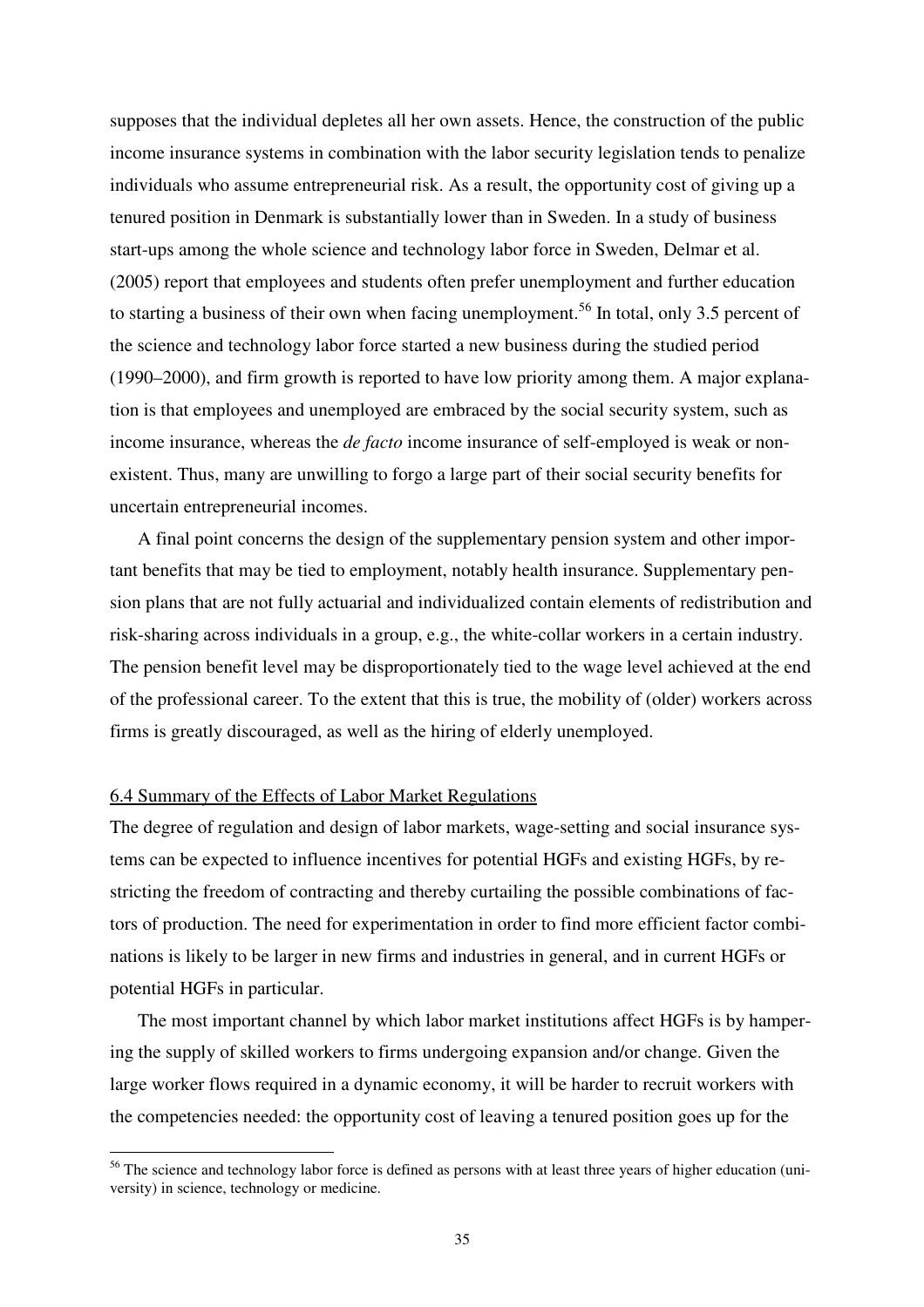supposes that the individual depletes all her own assets. Hence, the construction of the public income insurance systems in combination with the labor security legislation tends to penalize individuals who assume entrepreneurial risk. As a result, the opportunity cost of giving up a tenured position in Denmark is substantially lower than in Sweden. In a study of business start-ups among the whole science and technology labor force in Sweden, Delmar et al. (2005) report that employees and students often prefer unemployment and further education to starting a business of their own when facing unemployment.[56] In total, only 3.5 percent of the science and technology labor force started a new business during the studied period (1990–2000), and firm growth is reported to have low priority among them. A major explanation is that employees and unemployed are embraced by the social security system, such as income insurance, whereas the *de facto* income insurance of self-employed is weak or non-existent. Thus, many are unwilling to forgo a large part of their social security benefits for uncertain entrepreneurial incomes.

A final point concerns the design of the supplementary pension system and other important benefits that may be tied to employment, notably health insurance. Supplementary pension plans that are not fully actuarial and individualized contain elements of redistribution and risk-sharing across individuals in a group, e.g., the white-collar workers in a certain industry. The pension benefit level may be disproportionately tied to the wage level achieved at the end of the professional career. To the extent that this is true, the mobility of (older) workers across firms is greatly discouraged, as well as the hiring of elderly unemployed.

### 6.4 Summary of the Effects of Labor Market Regulations

The degree of regulation and design of labor markets, wage-setting and social insurance systems can be expected to influence incentives for potential HGFs and existing HGFs, by restricting the freedom of contracting and thereby curtailing the possible combinations of factors of production. The need for experimentation in order to find more efficient factor combinations is likely to be larger in new firms and industries in general, and in current HGFs or potential HGFs in particular.

The most important channel by which labor market institutions affect HGFs is by hampering the supply of skilled workers to firms undergoing expansion and/or change. Given the large worker flows required in a dynamic economy, it will be harder to recruit workers with the competencies needed: the opportunity cost of leaving a tenured position goes up for the

[56] The science and technology labor force is defined as persons with at least three years of higher education (university) in science, technology or medicine.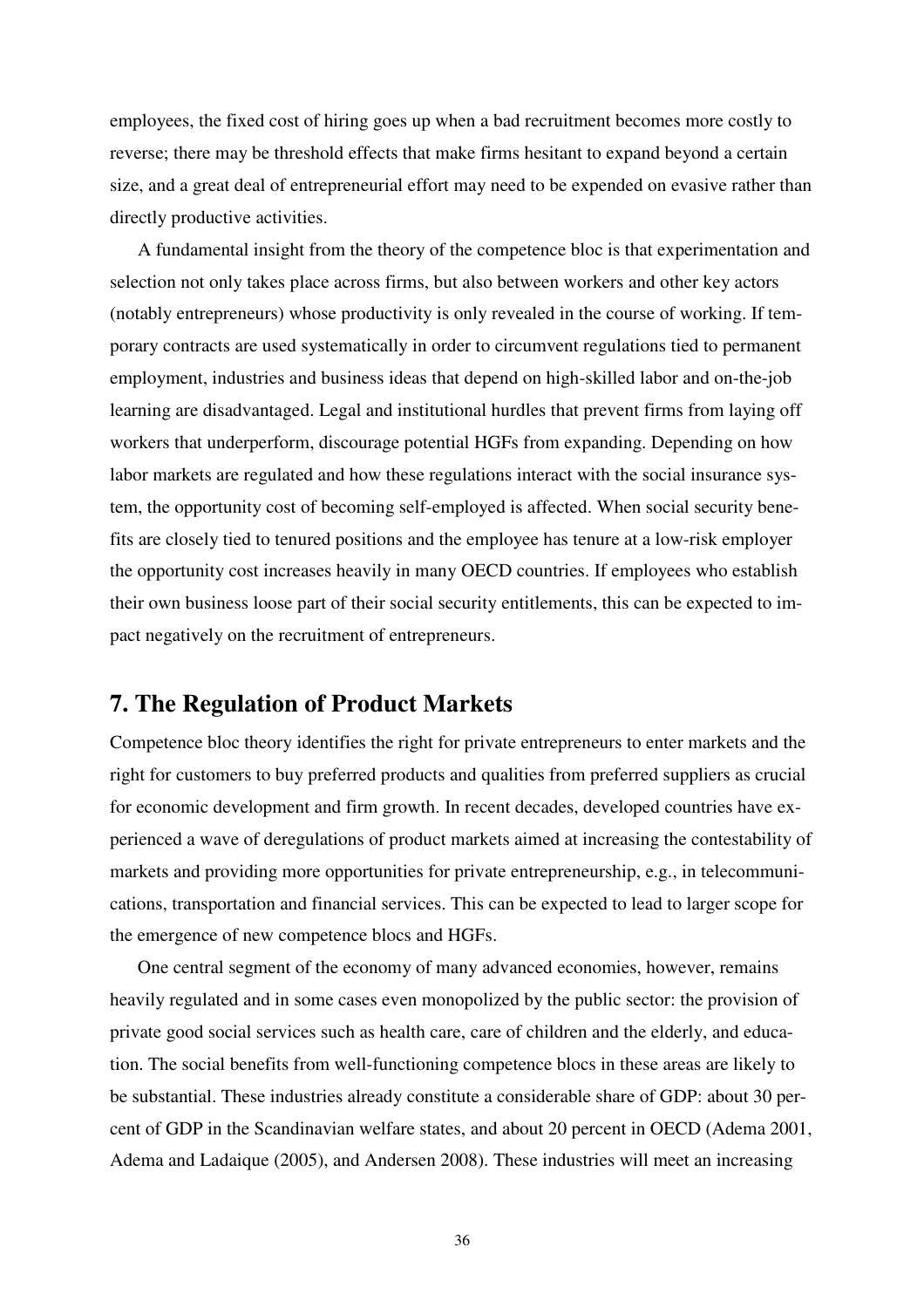employees, the fixed cost of hiring goes up when a bad recruitment becomes more costly to reverse; there may be threshold effects that make firms hesitant to expand beyond a certain size, and a great deal of entrepreneurial effort may need to be expended on evasive rather than directly productive activities.

A fundamental insight from the theory of the competence bloc is that experimentation and selection not only takes place across firms, but also between workers and other key actors (notably entrepreneurs) whose productivity is only revealed in the course of working. If temporary contracts are used systematically in order to circumvent regulations tied to permanent employment, industries and business ideas that depend on high-skilled labor and on-the-job learning are disadvantaged. Legal and institutional hurdles that prevent firms from laying off workers that underperform, discourage potential HGFs from expanding. Depending on how labor markets are regulated and how these regulations interact with the social insurance system, the opportunity cost of becoming self-employed is affected. When social security benefits are closely tied to tenured positions and the employee has tenure at a low-risk employer the opportunity cost increases heavily in many OECD countries. If employees who establish their own business loose part of their social security entitlements, this can be expected to impact negatively on the recruitment of entrepreneurs.

## 7. The Regulation of Product Markets

Competence bloc theory identifies the right for private entrepreneurs to enter markets and the right for customers to buy preferred products and qualities from preferred suppliers as crucial for economic development and firm growth. In recent decades, developed countries have experienced a wave of deregulations of product markets aimed at increasing the contestability of markets and providing more opportunities for private entrepreneurship, e.g., in telecommunications, transportation and financial services. This can be expected to lead to larger scope for the emergence of new competence blocs and HGFs.

One central segment of the economy of many advanced economies, however, remains heavily regulated and in some cases even monopolized by the public sector: the provision of private good social services such as health care, care of children and the elderly, and education. The social benefits from well-functioning competence blocs in these areas are likely to be substantial. These industries already constitute a considerable share of GDP: about 30 percent of GDP in the Scandinavian welfare states, and about 20 percent in OECD (Adema 2001, Adema and Ladaique (2005), and Andersen 2008). These industries will meet an increasing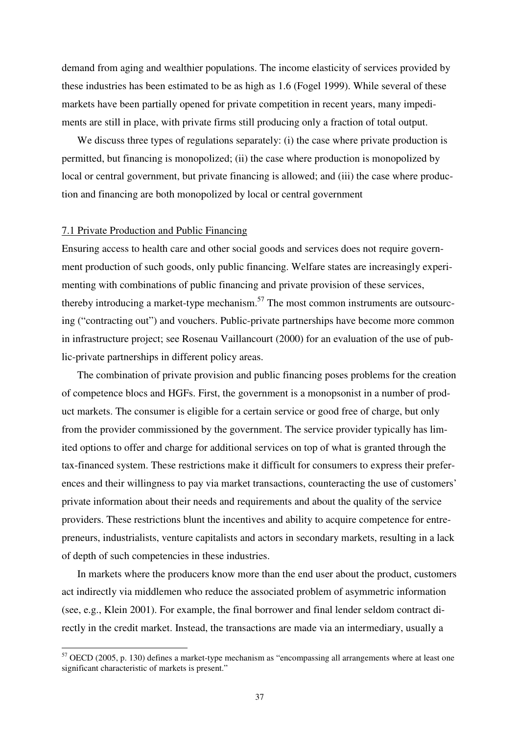demand from aging and wealthier populations. The income elasticity of services provided by these industries has been estimated to be as high as 1.6 (Fogel 1999). While several of these markets have been partially opened for private competition in recent years, many impediments are still in place, with private firms still producing only a fraction of total output.

We discuss three types of regulations separately: (i) the case where private production is permitted, but financing is monopolized; (ii) the case where production is monopolized by local or central government, but private financing is allowed; and (iii) the case where production and financing are both monopolized by local or central government

### 7.1 Private Production and Public Financing

Ensuring access to health care and other social goods and services does not require government production of such goods, only public financing. Welfare states are increasingly experimenting with combinations of public financing and private provision of these services, thereby introducing a market-type mechanism.[57] The most common instruments are outsourcing ("contracting out") and vouchers. Public-private partnerships have become more common in infrastructure project; see Rosenau Vaillancourt (2000) for an evaluation of the use of public-private partnerships in different policy areas.

The combination of private provision and public financing poses problems for the creation of competence blocs and HGFs. First, the government is a monopsonist in a number of product markets. The consumer is eligible for a certain service or good free of charge, but only from the provider commissioned by the government. The service provider typically has limited options to offer and charge for additional services on top of what is granted through the tax-financed system. These restrictions make it difficult for consumers to express their preferences and their willingness to pay via market transactions, counteracting the use of customers' private information about their needs and requirements and about the quality of the service providers. These restrictions blunt the incentives and ability to acquire competence for entrepreneurs, industrialists, venture capitalists and actors in secondary markets, resulting in a lack of depth of such competencies in these industries.

In markets where the producers know more than the end user about the product, customers act indirectly via middlemen who reduce the associated problem of asymmetric information (see, e.g., Klein 2001). For example, the final borrower and final lender seldom contract directly in the credit market. Instead, the transactions are made via an intermediary, usually a

[57] OECD (2005, p. 130) defines a market-type mechanism as "encompassing all arrangements where at least one significant characteristic of markets is present."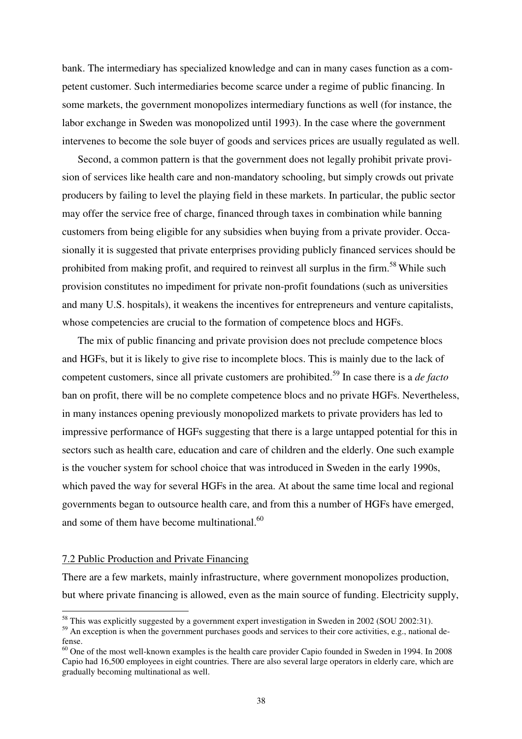bank. The intermediary has specialized knowledge and can in many cases function as a competent customer. Such intermediaries become scarce under a regime of public financing. In some markets, the government monopolizes intermediary functions as well (for instance, the labor exchange in Sweden was monopolized until 1993). In the case where the government intervenes to become the sole buyer of goods and services prices are usually regulated as well.

Second, a common pattern is that the government does not legally prohibit private provision of services like health care and non-mandatory schooling, but simply crowds out private producers by failing to level the playing field in these markets. In particular, the public sector may offer the service free of charge, financed through taxes in combination while banning customers from being eligible for any subsidies when buying from a private provider. Occasionally it is suggested that private enterprises providing publicly financed services should be prohibited from making profit, and required to reinvest all surplus in the firm.[58] While such provision constitutes no impediment for private non-profit foundations (such as universities and many U.S. hospitals), it weakens the incentives for entrepreneurs and venture capitalists, whose competencies are crucial to the formation of competence blocs and HGFs.

The mix of public financing and private provision does not preclude competence blocs and HGFs, but it is likely to give rise to incomplete blocs. This is mainly due to the lack of competent customers, since all private customers are prohibited.[59] In case there is a *de facto* ban on profit, there will be no complete competence blocs and no private HGFs. Nevertheless, in many instances opening previously monopolized markets to private providers has led to impressive performance of HGFs suggesting that there is a large untapped potential for this in sectors such as health care, education and care of children and the elderly. One such example is the voucher system for school choice that was introduced in Sweden in the early 1990s, which paved the way for several HGFs in the area. At about the same time local and regional governments began to outsource health care, and from this a number of HGFs have emerged, and some of them have become multinational.[60]

### 7.2 Public Production and Private Financing

There are a few markets, mainly infrastructure, where government monopolizes production, but where private financing is allowed, even as the main source of funding. Electricity supply,

---

[58] This was explicitly suggested by a government expert investigation in Sweden in 2002 (SOU 2002:31).

[59] An exception is when the government purchases goods and services to their core activities, e.g., national defense.

[60] One of the most well-known examples is the health care provider Capio founded in Sweden in 1994. In 2008 Capio had 16,500 employees in eight countries. There are also several large operators in elderly care, which are gradually becoming multinational as well.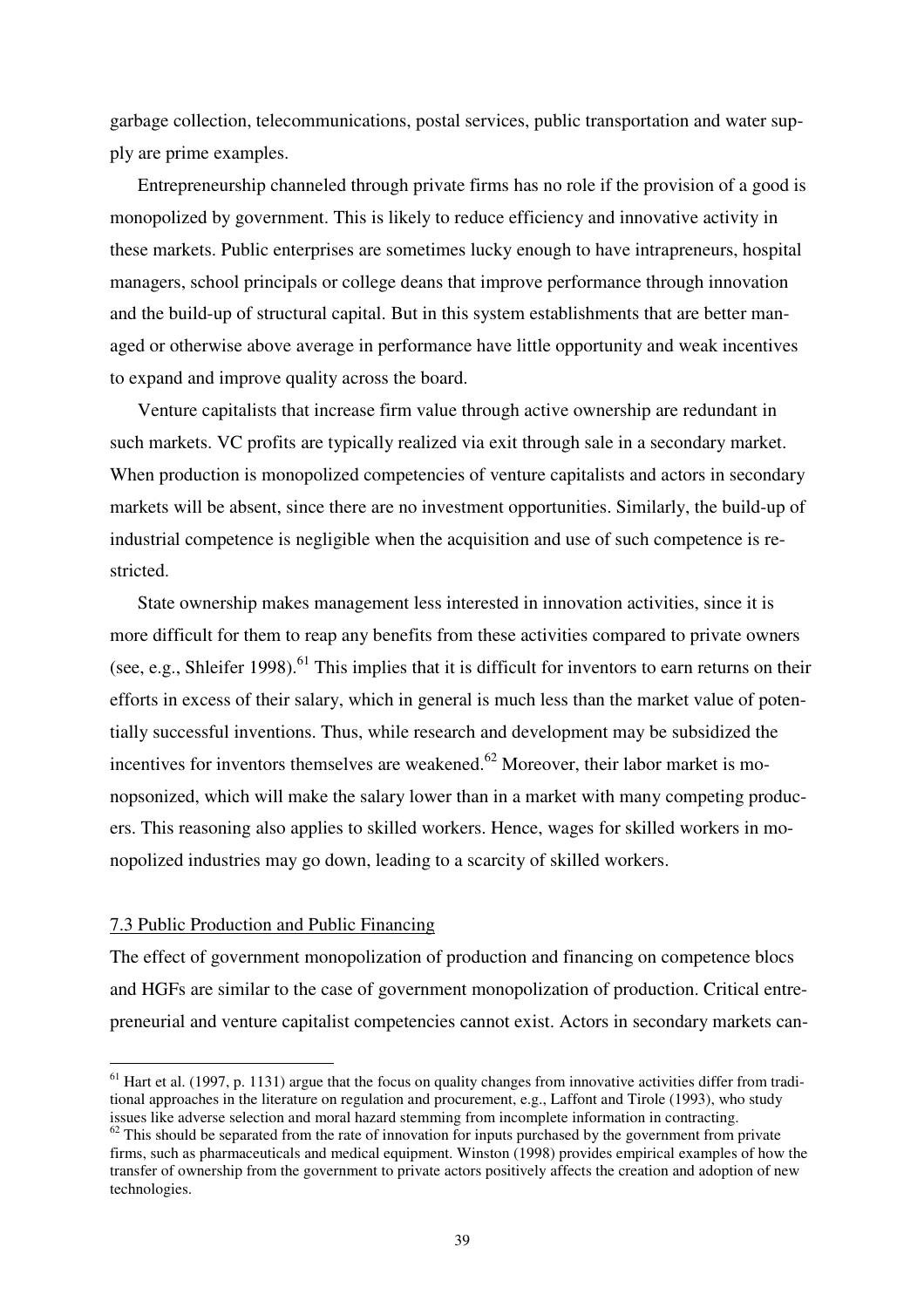garbage collection, telecommunications, postal services, public transportation and water supply are prime examples.

Entrepreneurship channeled through private firms has no role if the provision of a good is monopolized by government. This is likely to reduce efficiency and innovative activity in these markets. Public enterprises are sometimes lucky enough to have intrapreneurs, hospital managers, school principals or college deans that improve performance through innovation and the build-up of structural capital. But in this system establishments that are better managed or otherwise above average in performance have little opportunity and weak incentives to expand and improve quality across the board.

Venture capitalists that increase firm value through active ownership are redundant in such markets. VC profits are typically realized via exit through sale in a secondary market. When production is monopolized competencies of venture capitalists and actors in secondary markets will be absent, since there are no investment opportunities. Similarly, the build-up of industrial competence is negligible when the acquisition and use of such competence is restricted.

State ownership makes management less interested in innovation activities, since it is more difficult for them to reap any benefits from these activities compared to private owners (see, e.g., Shleifer 1998).[61] This implies that it is difficult for inventors to earn returns on their efforts in excess of their salary, which in general is much less than the market value of potentially successful inventions. Thus, while research and development may be subsidized the incentives for inventors themselves are weakened.[62] Moreover, their labor market is monopsonized, which will make the salary lower than in a market with many competing producers. This reasoning also applies to skilled workers. Hence, wages for skilled workers in monopolized industries may go down, leading to a scarcity of skilled workers.

### 7.3 Public Production and Public Financing

The effect of government monopolization of production and financing on competence blocs and HGFs are similar to the case of government monopolization of production. Critical entrepreneurial and venture capitalist competencies cannot exist. Actors in secondary markets can-

[61] Hart et al. (1997, p. 1131) argue that the focus on quality changes from innovative activities differ from traditional approaches in the literature on regulation and procurement, e.g., Laffont and Tirole (1993), who study issues like adverse selection and moral hazard stemming from incomplete information in contracting.

[62] This should be separated from the rate of innovation for inputs purchased by the government from private firms, such as pharmaceuticals and medical equipment. Winston (1998) provides empirical examples of how the transfer of ownership from the government to private actors positively affects the creation and adoption of new technologies.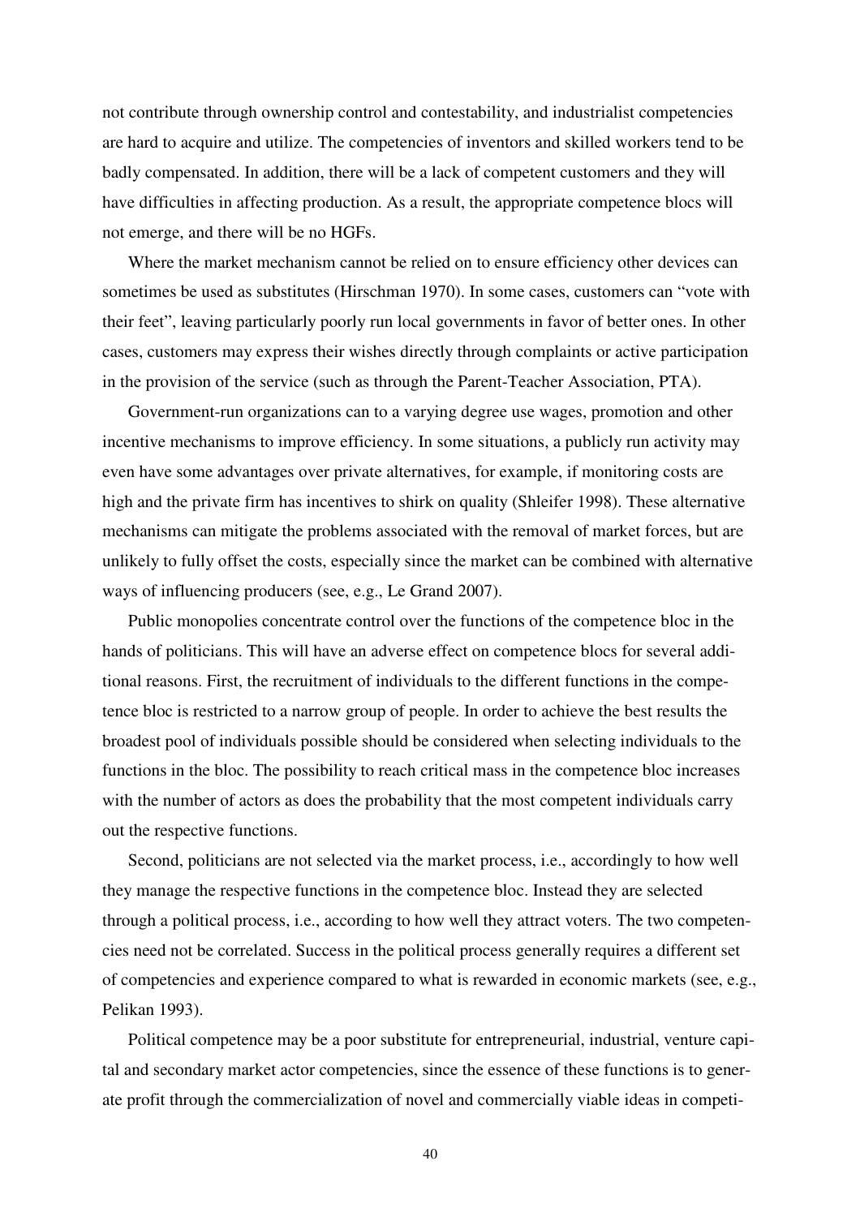not contribute through ownership control and contestability, and industrialist competencies are hard to acquire and utilize. The competencies of inventors and skilled workers tend to be badly compensated. In addition, there will be a lack of competent customers and they will have difficulties in affecting production. As a result, the appropriate competence blocs will not emerge, and there will be no HGFs.

Where the market mechanism cannot be relied on to ensure efficiency other devices can sometimes be used as substitutes (Hirschman 1970). In some cases, customers can "vote with their feet", leaving particularly poorly run local governments in favor of better ones. In other cases, customers may express their wishes directly through complaints or active participation in the provision of the service (such as through the Parent-Teacher Association, PTA).

Government-run organizations can to a varying degree use wages, promotion and other incentive mechanisms to improve efficiency. In some situations, a publicly run activity may even have some advantages over private alternatives, for example, if monitoring costs are high and the private firm has incentives to shirk on quality (Shleifer 1998). These alternative mechanisms can mitigate the problems associated with the removal of market forces, but are unlikely to fully offset the costs, especially since the market can be combined with alternative ways of influencing producers (see, e.g., Le Grand 2007).

Public monopolies concentrate control over the functions of the competence bloc in the hands of politicians. This will have an adverse effect on competence blocs for several additional reasons. First, the recruitment of individuals to the different functions in the competence bloc is restricted to a narrow group of people. In order to achieve the best results the broadest pool of individuals possible should be considered when selecting individuals to the functions in the bloc. The possibility to reach critical mass in the competence bloc increases with the number of actors as does the probability that the most competent individuals carry out the respective functions.

Second, politicians are not selected via the market process, i.e., accordingly to how well they manage the respective functions in the competence bloc. Instead they are selected through a political process, i.e., according to how well they attract voters. The two competencies need not be correlated. Success in the political process generally requires a different set of competencies and experience compared to what is rewarded in economic markets (see, e.g., Pelikan 1993).

Political competence may be a poor substitute for entrepreneurial, industrial, venture capital and secondary market actor competencies, since the essence of these functions is to generate profit through the commercialization of novel and commercially viable ideas in competi-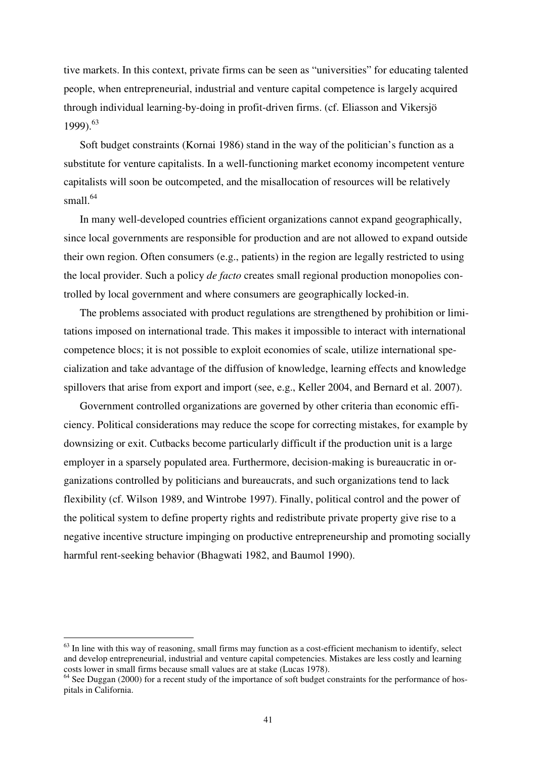tive markets. In this context, private firms can be seen as "universities" for educating talented people, when entrepreneurial, industrial and venture capital competence is largely acquired through individual learning-by-doing in profit-driven firms. (cf. Eliasson and Vikersjö 1999).[63]

Soft budget constraints (Kornai 1986) stand in the way of the politician's function as a substitute for venture capitalists. In a well-functioning market economy incompetent venture capitalists will soon be outcompeted, and the misallocation of resources will be relatively small.[64]

In many well-developed countries efficient organizations cannot expand geographically, since local governments are responsible for production and are not allowed to expand outside their own region. Often consumers (e.g., patients) in the region are legally restricted to using the local provider. Such a policy *de facto* creates small regional production monopolies controlled by local government and where consumers are geographically locked-in.

The problems associated with product regulations are strengthened by prohibition or limitations imposed on international trade. This makes it impossible to interact with international competence blocs; it is not possible to exploit economies of scale, utilize international specialization and take advantage of the diffusion of knowledge, learning effects and knowledge spillovers that arise from export and import (see, e.g., Keller 2004, and Bernard et al. 2007).

Government controlled organizations are governed by other criteria than economic efficiency. Political considerations may reduce the scope for correcting mistakes, for example by downsizing or exit. Cutbacks become particularly difficult if the production unit is a large employer in a sparsely populated area. Furthermore, decision-making is bureaucratic in organizations controlled by politicians and bureaucrats, and such organizations tend to lack flexibility (cf. Wilson 1989, and Wintrobe 1997). Finally, political control and the power of the political system to define property rights and redistribute private property give rise to a negative incentive structure impinging on productive entrepreneurship and promoting socially harmful rent-seeking behavior (Bhagwati 1982, and Baumol 1990).

---

[63] In line with this way of reasoning, small firms may function as a cost-efficient mechanism to identify, select and develop entrepreneurial, industrial and venture capital competencies. Mistakes are less costly and learning costs lower in small firms because small values are at stake (Lucas 1978).

[64] See Duggan (2000) for a recent study of the importance of soft budget constraints for the performance of hospitals in California.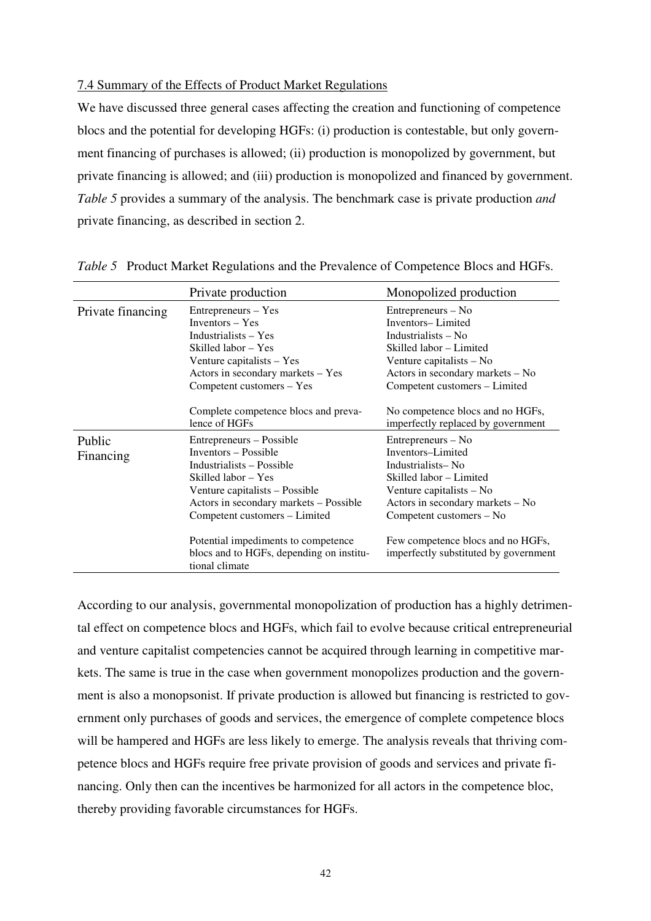7.4 Summary of the Effects of Product Market Regulations

We have discussed three general cases affecting the creation and functioning of competence blocs and the potential for developing HGFs: (i) production is contestable, but only government financing of purchases is allowed; (ii) production is monopolized by government, but private financing is allowed; and (iii) production is monopolized and financed by government. *Table 5* provides a summary of the analysis. The benchmark case is private production *and* private financing, as described in section 2.

*Table 5* Product Market Regulations and the Prevalence of Competence Blocs and HGFs.

| | Private production | Monopolized production |
|---|---|---|
| Private financing | Entrepreneurs – Yes<br>Inventors – Yes<br>Industrialists – Yes<br>Skilled labor – Yes<br>Venture capitalists – Yes<br>Actors in secondary markets – Yes<br>Competent customers – Yes<br><br>Complete competence blocs and prevalence of HGFs | Entrepreneurs – No<br>Inventors– Limited<br>Industrialists – No<br>Skilled labor – Limited<br>Venture capitalists – No<br>Actors in secondary markets – No<br>Competent customers – Limited<br><br>No competence blocs and no HGFs, imperfectly replaced by government |
| Public Financing | Entrepreneurs – Possible<br>Inventors – Possible<br>Industrialists – Possible<br>Skilled labor – Yes<br>Venture capitalists – Possible<br>Actors in secondary markets – Possible<br>Competent customers – Limited<br><br>Potential impediments to competence blocs and to HGFs, depending on institutional climate | Entrepreneurs – No<br>Inventors–Limited<br>Industrialists– No<br>Skilled labor – Limited<br>Venture capitalists – No<br>Actors in secondary markets – No<br>Competent customers – No<br><br>Few competence blocs and no HGFs, imperfectly substituted by government |

According to our analysis, governmental monopolization of production has a highly detrimental effect on competence blocs and HGFs, which fail to evolve because critical entrepreneurial and venture capitalist competencies cannot be acquired through learning in competitive markets. The same is true in the case when government monopolizes production and the government is also a monopsonist. If private production is allowed but financing is restricted to government only purchases of goods and services, the emergence of complete competence blocs will be hampered and HGFs are less likely to emerge. The analysis reveals that thriving competence blocs and HGFs require free private provision of goods and services and private financing. Only then can the incentives be harmonized for all actors in the competence bloc, thereby providing favorable circumstances for HGFs.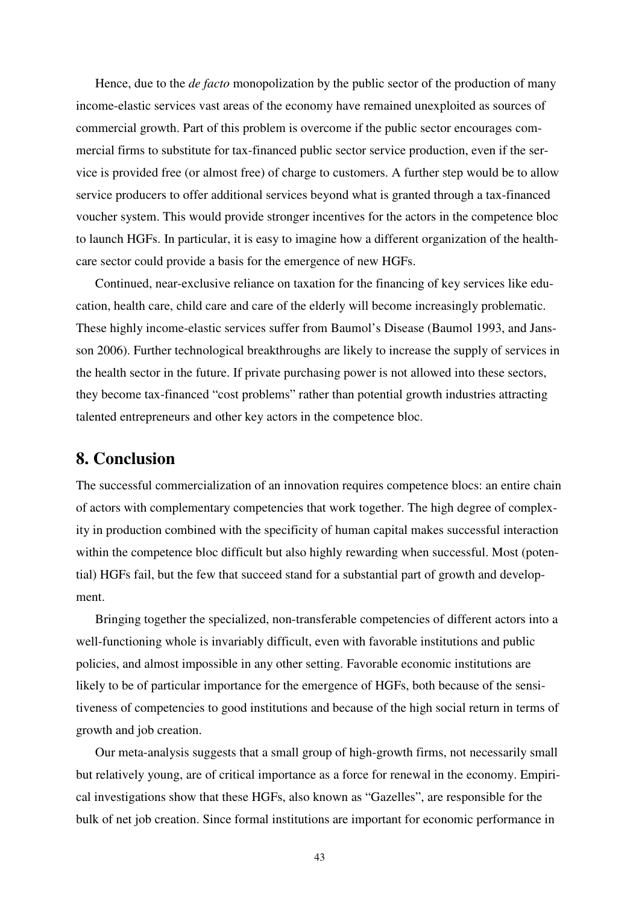Hence, due to the *de facto* monopolization by the public sector of the production of many income-elastic services vast areas of the economy have remained unexploited as sources of commercial growth. Part of this problem is overcome if the public sector encourages commercial firms to substitute for tax-financed public sector service production, even if the service is provided free (or almost free) of charge to customers. A further step would be to allow service producers to offer additional services beyond what is granted through a tax-financed voucher system. This would provide stronger incentives for the actors in the competence bloc to launch HGFs. In particular, it is easy to imagine how a different organization of the health-care sector could provide a basis for the emergence of new HGFs.

Continued, near-exclusive reliance on taxation for the financing of key services like education, health care, child care and care of the elderly will become increasingly problematic. These highly income-elastic services suffer from Baumol's Disease (Baumol 1993, and Jansson 2006). Further technological breakthroughs are likely to increase the supply of services in the health sector in the future. If private purchasing power is not allowed into these sectors, they become tax-financed "cost problems" rather than potential growth industries attracting talented entrepreneurs and other key actors in the competence bloc.

## 8. Conclusion

The successful commercialization of an innovation requires competence blocs: an entire chain of actors with complementary competencies that work together. The high degree of complexity in production combined with the specificity of human capital makes successful interaction within the competence bloc difficult but also highly rewarding when successful. Most (potential) HGFs fail, but the few that succeed stand for a substantial part of growth and development.

Bringing together the specialized, non-transferable competencies of different actors into a well-functioning whole is invariably difficult, even with favorable institutions and public policies, and almost impossible in any other setting. Favorable economic institutions are likely to be of particular importance for the emergence of HGFs, both because of the sensitiveness of competencies to good institutions and because of the high social return in terms of growth and job creation.

Our meta-analysis suggests that a small group of high-growth firms, not necessarily small but relatively young, are of critical importance as a force for renewal in the economy. Empirical investigations show that these HGFs, also known as "Gazelles", are responsible for the bulk of net job creation. Since formal institutions are important for economic performance in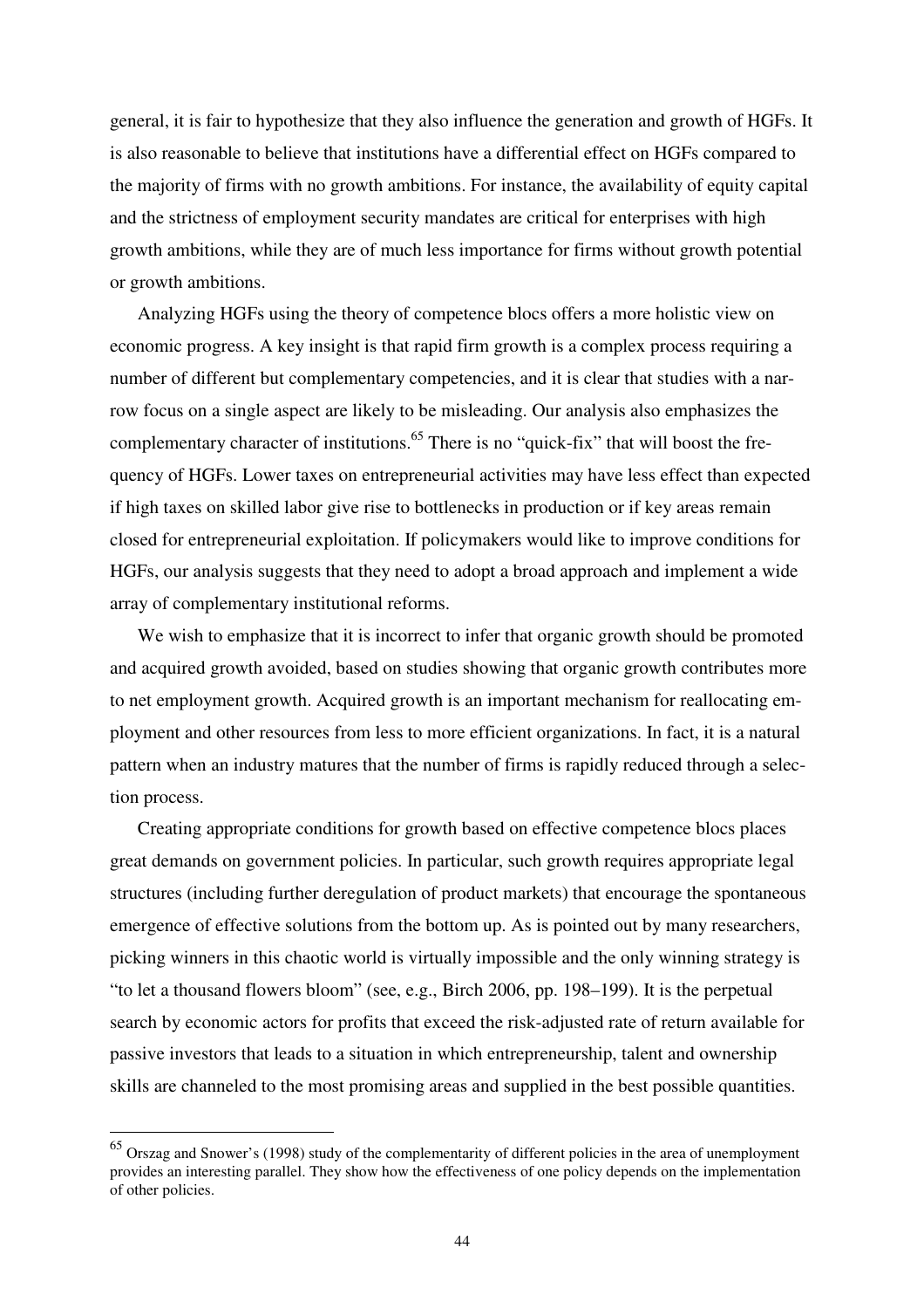general, it is fair to hypothesize that they also influence the generation and growth of HGFs. It is also reasonable to believe that institutions have a differential effect on HGFs compared to the majority of firms with no growth ambitions. For instance, the availability of equity capital and the strictness of employment security mandates are critical for enterprises with high growth ambitions, while they are of much less importance for firms without growth potential or growth ambitions.

Analyzing HGFs using the theory of competence blocs offers a more holistic view on economic progress. A key insight is that rapid firm growth is a complex process requiring a number of different but complementary competencies, and it is clear that studies with a narrow focus on a single aspect are likely to be misleading. Our analysis also emphasizes the complementary character of institutions.[65] There is no "quick-fix" that will boost the frequency of HGFs. Lower taxes on entrepreneurial activities may have less effect than expected if high taxes on skilled labor give rise to bottlenecks in production or if key areas remain closed for entrepreneurial exploitation. If policymakers would like to improve conditions for HGFs, our analysis suggests that they need to adopt a broad approach and implement a wide array of complementary institutional reforms.

We wish to emphasize that it is incorrect to infer that organic growth should be promoted and acquired growth avoided, based on studies showing that organic growth contributes more to net employment growth. Acquired growth is an important mechanism for reallocating employment and other resources from less to more efficient organizations. In fact, it is a natural pattern when an industry matures that the number of firms is rapidly reduced through a selection process.

Creating appropriate conditions for growth based on effective competence blocs places great demands on government policies. In particular, such growth requires appropriate legal structures (including further deregulation of product markets) that encourage the spontaneous emergence of effective solutions from the bottom up. As is pointed out by many researchers, picking winners in this chaotic world is virtually impossible and the only winning strategy is "to let a thousand flowers bloom" (see, e.g., Birch 2006, pp. 198–199). It is the perpetual search by economic actors for profits that exceed the risk-adjusted rate of return available for passive investors that leads to a situation in which entrepreneurship, talent and ownership skills are channeled to the most promising areas and supplied in the best possible quantities.

---

[65] Orszag and Snower's (1998) study of the complementarity of different policies in the area of unemployment provides an interesting parallel. They show how the effectiveness of one policy depends on the implementation of other policies.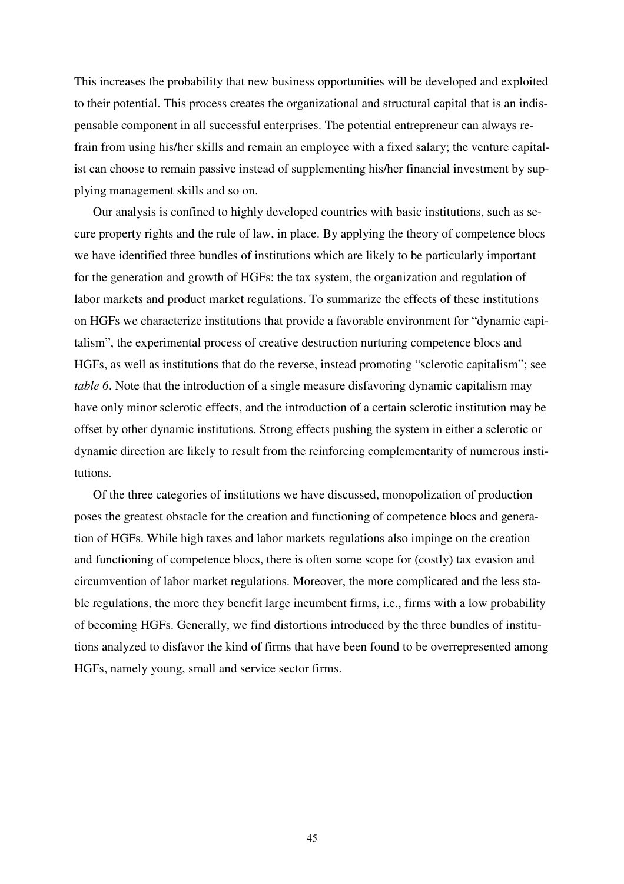This increases the probability that new business opportunities will be developed and exploited to their potential. This process creates the organizational and structural capital that is an indispensable component in all successful enterprises. The potential entrepreneur can always refrain from using his/her skills and remain an employee with a fixed salary; the venture capitalist can choose to remain passive instead of supplementing his/her financial investment by supplying management skills and so on.

Our analysis is confined to highly developed countries with basic institutions, such as secure property rights and the rule of law, in place. By applying the theory of competence blocs we have identified three bundles of institutions which are likely to be particularly important for the generation and growth of HGFs: the tax system, the organization and regulation of labor markets and product market regulations. To summarize the effects of these institutions on HGFs we characterize institutions that provide a favorable environment for "dynamic capitalism", the experimental process of creative destruction nurturing competence blocs and HGFs, as well as institutions that do the reverse, instead promoting "sclerotic capitalism"; see *table 6*. Note that the introduction of a single measure disfavoring dynamic capitalism may have only minor sclerotic effects, and the introduction of a certain sclerotic institution may be offset by other dynamic institutions. Strong effects pushing the system in either a sclerotic or dynamic direction are likely to result from the reinforcing complementarity of numerous institutions.

Of the three categories of institutions we have discussed, monopolization of production poses the greatest obstacle for the creation and functioning of competence blocs and generation of HGFs. While high taxes and labor markets regulations also impinge on the creation and functioning of competence blocs, there is often some scope for (costly) tax evasion and circumvention of labor market regulations. Moreover, the more complicated and the less stable regulations, the more they benefit large incumbent firms, i.e., firms with a low probability of becoming HGFs. Generally, we find distortions introduced by the three bundles of institutions analyzed to disfavor the kind of firms that have been found to be overrepresented among HGFs, namely young, small and service sector firms.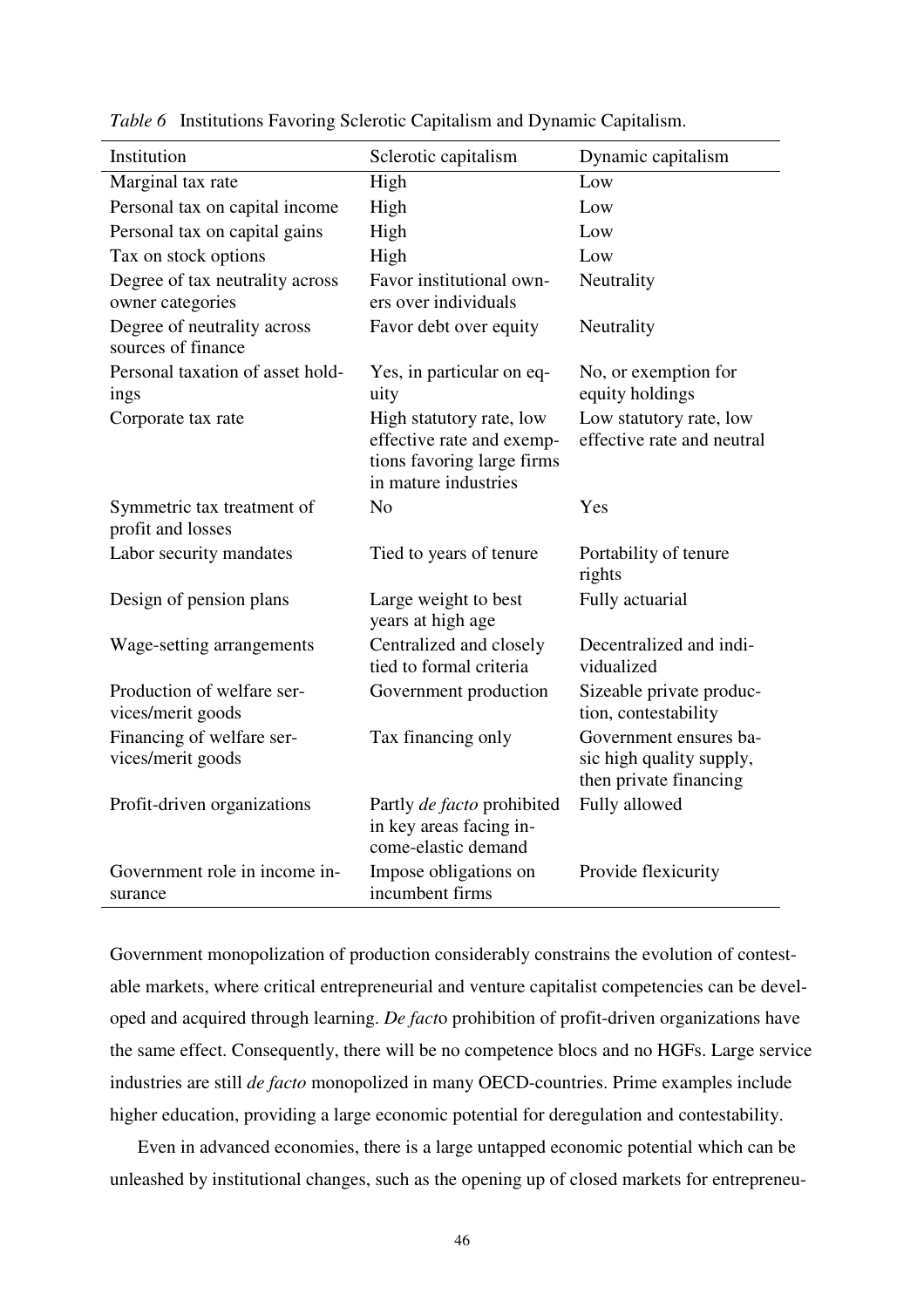*Table 6* Institutions Favoring Sclerotic Capitalism and Dynamic Capitalism.

| Institution | Sclerotic capitalism | Dynamic capitalism |
|---|---|---|
| Marginal tax rate | High | Low |
| Personal tax on capital income | High | Low |
| Personal tax on capital gains | High | Low |
| Tax on stock options | High | Low |
| Degree of tax neutrality across owner categories | Favor institutional owners over individuals | Neutrality |
| Degree of neutrality across sources of finance | Favor debt over equity | Neutrality |
| Personal taxation of asset holdings | Yes, in particular on equity | No, or exemption for equity holdings |
| Corporate tax rate | High statutory rate, low effective rate and exemptions favoring large firms in mature industries | Low statutory rate, low effective rate and neutral |
| Symmetric tax treatment of profit and losses | No | Yes |
| Labor security mandates | Tied to years of tenure | Portability of tenure rights |
| Design of pension plans | Large weight to best years at high age | Fully actuarial |
| Wage-setting arrangements | Centralized and closely tied to formal criteria | Decentralized and individualized |
| Production of welfare services/merit goods | Government production | Sizeable private production, contestability |
| Financing of welfare services/merit goods | Tax financing only | Government ensures basic high quality supply, then private financing |
| Profit-driven organizations | Partly *de facto* prohibited in key areas facing income-elastic demand | Fully allowed |
| Government role in income insurance | Impose obligations on incumbent firms | Provide flexicurity |

Government monopolization of production considerably constrains the evolution of contestable markets, where critical entrepreneurial and venture capitalist competencies can be developed and acquired through learning. *De fact*o prohibition of profit-driven organizations have the same effect. Consequently, there will be no competence blocs and no HGFs. Large service industries are still *de facto* monopolized in many OECD-countries. Prime examples include higher education, providing a large economic potential for deregulation and contestability.

Even in advanced economies, there is a large untapped economic potential which can be unleashed by institutional changes, such as the opening up of closed markets for entrepreneu-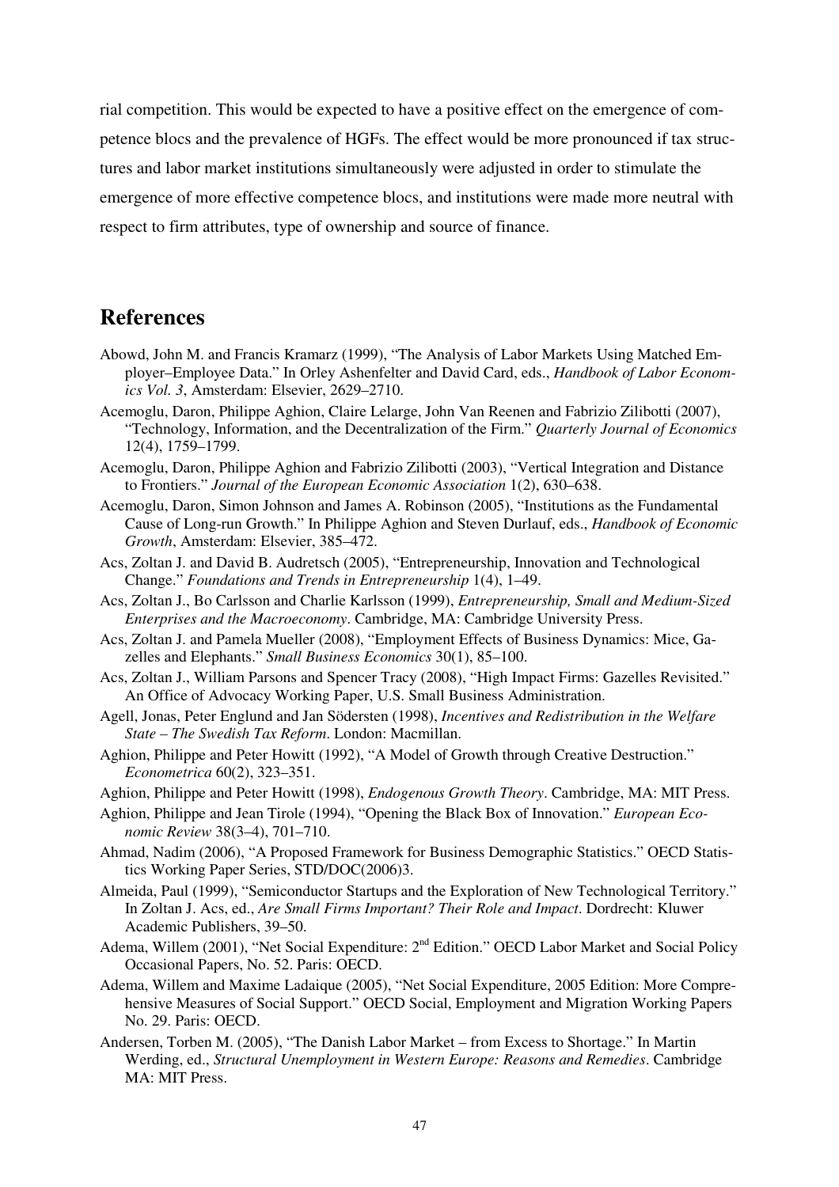rial competition. This would be expected to have a positive effect on the emergence of competence blocs and the prevalence of HGFs. The effect would be more pronounced if tax structures and labor market institutions simultaneously were adjusted in order to stimulate the emergence of more effective competence blocs, and institutions were made more neutral with respect to firm attributes, type of ownership and source of finance.

## References

Abowd, John M. and Francis Kramarz (1999), "The Analysis of Labor Markets Using Matched Employer–Employee Data." In Orley Ashenfelter and David Card, eds., *Handbook of Labor Economics Vol. 3*, Amsterdam: Elsevier, 2629–2710.

Acemoglu, Daron, Philippe Aghion, Claire Lelarge, John Van Reenen and Fabrizio Zilibotti (2007), "Technology, Information, and the Decentralization of the Firm." *Quarterly Journal of Economics* 12(4), 1759–1799.

Acemoglu, Daron, Philippe Aghion and Fabrizio Zilibotti (2003), "Vertical Integration and Distance to Frontiers." *Journal of the European Economic Association* 1(2), 630–638.

Acemoglu, Daron, Simon Johnson and James A. Robinson (2005), "Institutions as the Fundamental Cause of Long-run Growth." In Philippe Aghion and Steven Durlauf, eds., *Handbook of Economic Growth*, Amsterdam: Elsevier, 385–472.

Acs, Zoltan J. and David B. Audretsch (2005), "Entrepreneurship, Innovation and Technological Change." *Foundations and Trends in Entrepreneurship* 1(4), 1–49.

Acs, Zoltan J., Bo Carlsson and Charlie Karlsson (1999), *Entrepreneurship, Small and Medium-Sized Enterprises and the Macroeconomy*. Cambridge, MA: Cambridge University Press.

Acs, Zoltan J. and Pamela Mueller (2008), "Employment Effects of Business Dynamics: Mice, Gazelles and Elephants." *Small Business Economics* 30(1), 85–100.

Acs, Zoltan J., William Parsons and Spencer Tracy (2008), "High Impact Firms: Gazelles Revisited." An Office of Advocacy Working Paper, U.S. Small Business Administration.

Agell, Jonas, Peter Englund and Jan Södersten (1998), *Incentives and Redistribution in the Welfare State – The Swedish Tax Reform*. London: Macmillan.

Aghion, Philippe and Peter Howitt (1992), "A Model of Growth through Creative Destruction." *Econometrica* 60(2), 323–351.

Aghion, Philippe and Peter Howitt (1998), *Endogenous Growth Theory*. Cambridge, MA: MIT Press.

Aghion, Philippe and Jean Tirole (1994), "Opening the Black Box of Innovation." *European Economic Review* 38(3–4), 701–710.

Ahmad, Nadim (2006), "A Proposed Framework for Business Demographic Statistics." OECD Statistics Working Paper Series, STD/DOC(2006)3.

Almeida, Paul (1999), "Semiconductor Startups and the Exploration of New Technological Territory." In Zoltan J. Acs, ed., *Are Small Firms Important? Their Role and Impact*. Dordrecht: Kluwer Academic Publishers, 39–50.

Adema, Willem (2001), "Net Social Expenditure: 2nd Edition." OECD Labor Market and Social Policy Occasional Papers, No. 52. Paris: OECD.

Adema, Willem and Maxime Ladaique (2005), "Net Social Expenditure, 2005 Edition: More Comprehensive Measures of Social Support." OECD Social, Employment and Migration Working Papers No. 29. Paris: OECD.

Andersen, Torben M. (2005), "The Danish Labor Market – from Excess to Shortage." In Martin Werding, ed., *Structural Unemployment in Western Europe: Reasons and Remedies*. Cambridge MA: MIT Press.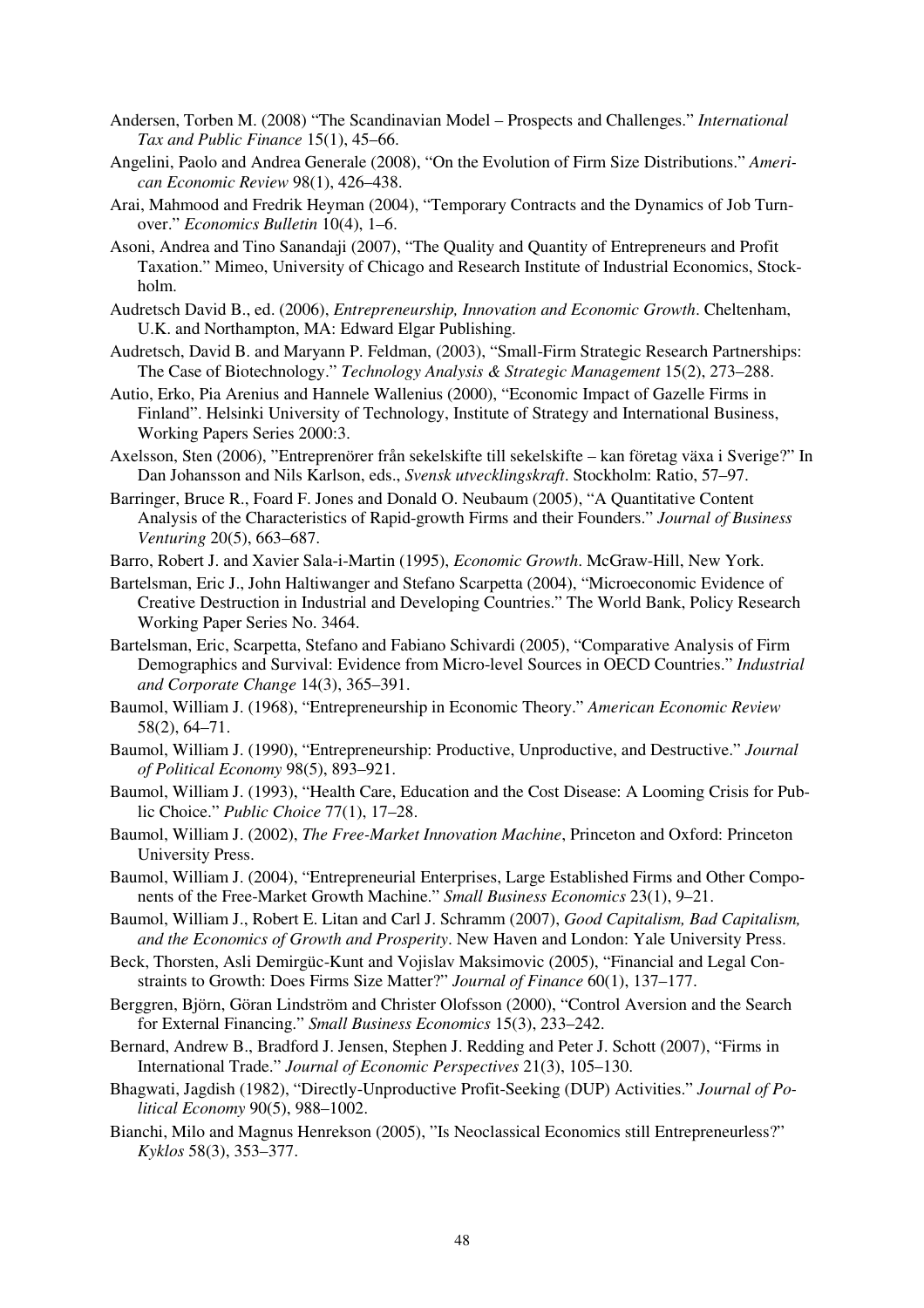Andersen, Torben M. (2008) "The Scandinavian Model – Prospects and Challenges." *International Tax and Public Finance* 15(1), 45–66.

Angelini, Paolo and Andrea Generale (2008), "On the Evolution of Firm Size Distributions." *American Economic Review* 98(1), 426–438.

Arai, Mahmood and Fredrik Heyman (2004), "Temporary Contracts and the Dynamics of Job Turnover." *Economics Bulletin* 10(4), 1–6.

Asoni, Andrea and Tino Sanandaji (2007), "The Quality and Quantity of Entrepreneurs and Profit Taxation." Mimeo, University of Chicago and Research Institute of Industrial Economics, Stockholm.

Audretsch David B., ed. (2006), *Entrepreneurship, Innovation and Economic Growth*. Cheltenham, U.K. and Northampton, MA: Edward Elgar Publishing.

Audretsch, David B. and Maryann P. Feldman, (2003), "Small-Firm Strategic Research Partnerships: The Case of Biotechnology." *Technology Analysis & Strategic Management* 15(2), 273–288.

Autio, Erko, Pia Arenius and Hannele Wallenius (2000), "Economic Impact of Gazelle Firms in Finland". Helsinki University of Technology, Institute of Strategy and International Business, Working Papers Series 2000:3.

Axelsson, Sten (2006), "Entreprenörer från sekelskifte till sekelskifte – kan företag växa i Sverige?" In Dan Johansson and Nils Karlson, eds., *Svensk utvecklingskraft*. Stockholm: Ratio, 57–97.

Barringer, Bruce R., Foard F. Jones and Donald O. Neubaum (2005), "A Quantitative Content Analysis of the Characteristics of Rapid-growth Firms and their Founders." *Journal of Business Venturing* 20(5), 663–687.

Barro, Robert J. and Xavier Sala-i-Martin (1995), *Economic Growth*. McGraw-Hill, New York.

Bartelsman, Eric J., John Haltiwanger and Stefano Scarpetta (2004), "Microeconomic Evidence of Creative Destruction in Industrial and Developing Countries." The World Bank, Policy Research Working Paper Series No. 3464.

Bartelsman, Eric, Scarpetta, Stefano and Fabiano Schivardi (2005), "Comparative Analysis of Firm Demographics and Survival: Evidence from Micro-level Sources in OECD Countries." *Industrial and Corporate Change* 14(3), 365–391.

Baumol, William J. (1968), "Entrepreneurship in Economic Theory." *American Economic Review* 58(2), 64–71.

Baumol, William J. (1990), "Entrepreneurship: Productive, Unproductive, and Destructive." *Journal of Political Economy* 98(5), 893–921.

Baumol, William J. (1993), "Health Care, Education and the Cost Disease: A Looming Crisis for Public Choice." *Public Choice* 77(1), 17–28.

Baumol, William J. (2002), *The Free-Market Innovation Machine*, Princeton and Oxford: Princeton University Press.

Baumol, William J. (2004), "Entrepreneurial Enterprises, Large Established Firms and Other Components of the Free-Market Growth Machine." *Small Business Economics* 23(1), 9–21.

Baumol, William J., Robert E. Litan and Carl J. Schramm (2007), *Good Capitalism, Bad Capitalism, and the Economics of Growth and Prosperity*. New Haven and London: Yale University Press.

Beck, Thorsten, Asli Demirgüc-Kunt and Vojislav Maksimovic (2005), "Financial and Legal Constraints to Growth: Does Firms Size Matter?" *Journal of Finance* 60(1), 137–177.

Berggren, Björn, Göran Lindström and Christer Olofsson (2000), "Control Aversion and the Search for External Financing." *Small Business Economics* 15(3), 233–242.

Bernard, Andrew B., Bradford J. Jensen, Stephen J. Redding and Peter J. Schott (2007), "Firms in International Trade." *Journal of Economic Perspectives* 21(3), 105–130.

Bhagwati, Jagdish (1982), "Directly-Unproductive Profit-Seeking (DUP) Activities." *Journal of Political Economy* 90(5), 988–1002.

Bianchi, Milo and Magnus Henrekson (2005), "Is Neoclassical Economics still Entrepreneurless?" *Kyklos* 58(3), 353–377.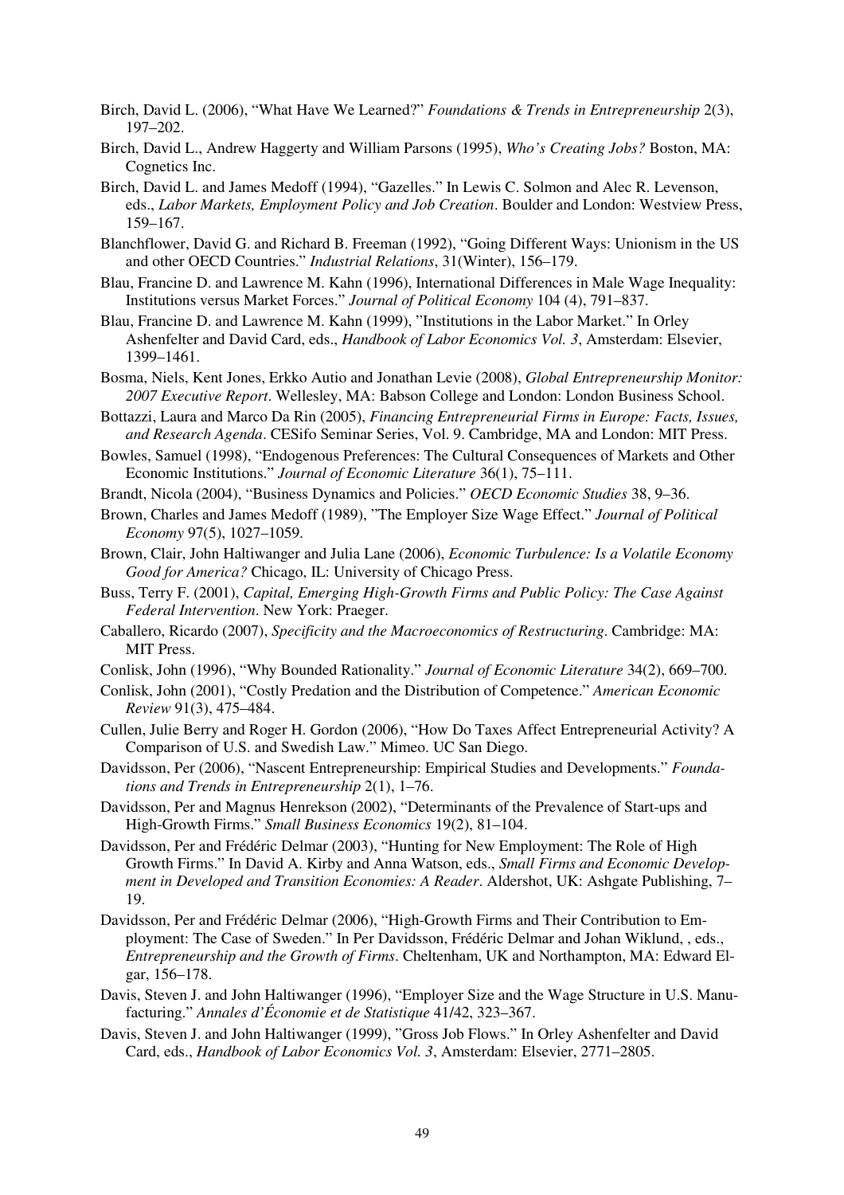Birch, David L. (2006), "What Have We Learned?" *Foundations & Trends in Entrepreneurship* 2(3), 197–202.

Birch, David L., Andrew Haggerty and William Parsons (1995), *Who's Creating Jobs?* Boston, MA: Cognetics Inc.

Birch, David L. and James Medoff (1994), "Gazelles." In Lewis C. Solmon and Alec R. Levenson, eds., *Labor Markets, Employment Policy and Job Creation*. Boulder and London: Westview Press, 159–167.

Blanchflower, David G. and Richard B. Freeman (1992), "Going Different Ways: Unionism in the US and other OECD Countries." *Industrial Relations*, 31(Winter), 156–179.

Blau, Francine D. and Lawrence M. Kahn (1996), International Differences in Male Wage Inequality: Institutions versus Market Forces." *Journal of Political Economy* 104 (4), 791–837.

Blau, Francine D. and Lawrence M. Kahn (1999), "Institutions in the Labor Market." In Orley Ashenfelter and David Card, eds., *Handbook of Labor Economics Vol. 3*, Amsterdam: Elsevier, 1399–1461.

Bosma, Niels, Kent Jones, Erkko Autio and Jonathan Levie (2008), *Global Entrepreneurship Monitor: 2007 Executive Report*. Wellesley, MA: Babson College and London: London Business School.

Bottazzi, Laura and Marco Da Rin (2005), *Financing Entrepreneurial Firms in Europe: Facts, Issues, and Research Agenda*. CESifo Seminar Series, Vol. 9. Cambridge, MA and London: MIT Press.

Bowles, Samuel (1998), "Endogenous Preferences: The Cultural Consequences of Markets and Other Economic Institutions." *Journal of Economic Literature* 36(1), 75–111.

Brandt, Nicola (2004), "Business Dynamics and Policies." *OECD Economic Studies* 38, 9–36.

Brown, Charles and James Medoff (1989), "The Employer Size Wage Effect." *Journal of Political Economy* 97(5), 1027–1059.

Brown, Clair, John Haltiwanger and Julia Lane (2006), *Economic Turbulence: Is a Volatile Economy Good for America?* Chicago, IL: University of Chicago Press.

Buss, Terry F. (2001), *Capital, Emerging High-Growth Firms and Public Policy: The Case Against Federal Intervention*. New York: Praeger.

Caballero, Ricardo (2007), *Specificity and the Macroeconomics of Restructuring*. Cambridge: MA: MIT Press.

Conlisk, John (1996), "Why Bounded Rationality." *Journal of Economic Literature* 34(2), 669–700.

Conlisk, John (2001), "Costly Predation and the Distribution of Competence." *American Economic Review* 91(3), 475–484.

Cullen, Julie Berry and Roger H. Gordon (2006), "How Do Taxes Affect Entrepreneurial Activity? A Comparison of U.S. and Swedish Law." Mimeo. UC San Diego.

Davidsson, Per (2006), "Nascent Entrepreneurship: Empirical Studies and Developments." *Foundations and Trends in Entrepreneurship* 2(1), 1–76.

Davidsson, Per and Magnus Henrekson (2002), "Determinants of the Prevalence of Start-ups and High-Growth Firms." *Small Business Economics* 19(2), 81–104.

Davidsson, Per and Frédéric Delmar (2003), "Hunting for New Employment: The Role of High Growth Firms." In David A. Kirby and Anna Watson, eds., *Small Firms and Economic Development in Developed and Transition Economies: A Reader*. Aldershot, UK: Ashgate Publishing, 7–19.

Davidsson, Per and Frédéric Delmar (2006), "High-Growth Firms and Their Contribution to Employment: The Case of Sweden." In Per Davidsson, Frédéric Delmar and Johan Wiklund, , eds., *Entrepreneurship and the Growth of Firms*. Cheltenham, UK and Northampton, MA: Edward Elgar, 156–178.

Davis, Steven J. and John Haltiwanger (1996), "Employer Size and the Wage Structure in U.S. Manufacturing." *Annales d'Économie et de Statistique* 41/42, 323–367.

Davis, Steven J. and John Haltiwanger (1999), "Gross Job Flows." In Orley Ashenfelter and David Card, eds., *Handbook of Labor Economics Vol. 3*, Amsterdam: Elsevier, 2771–2805.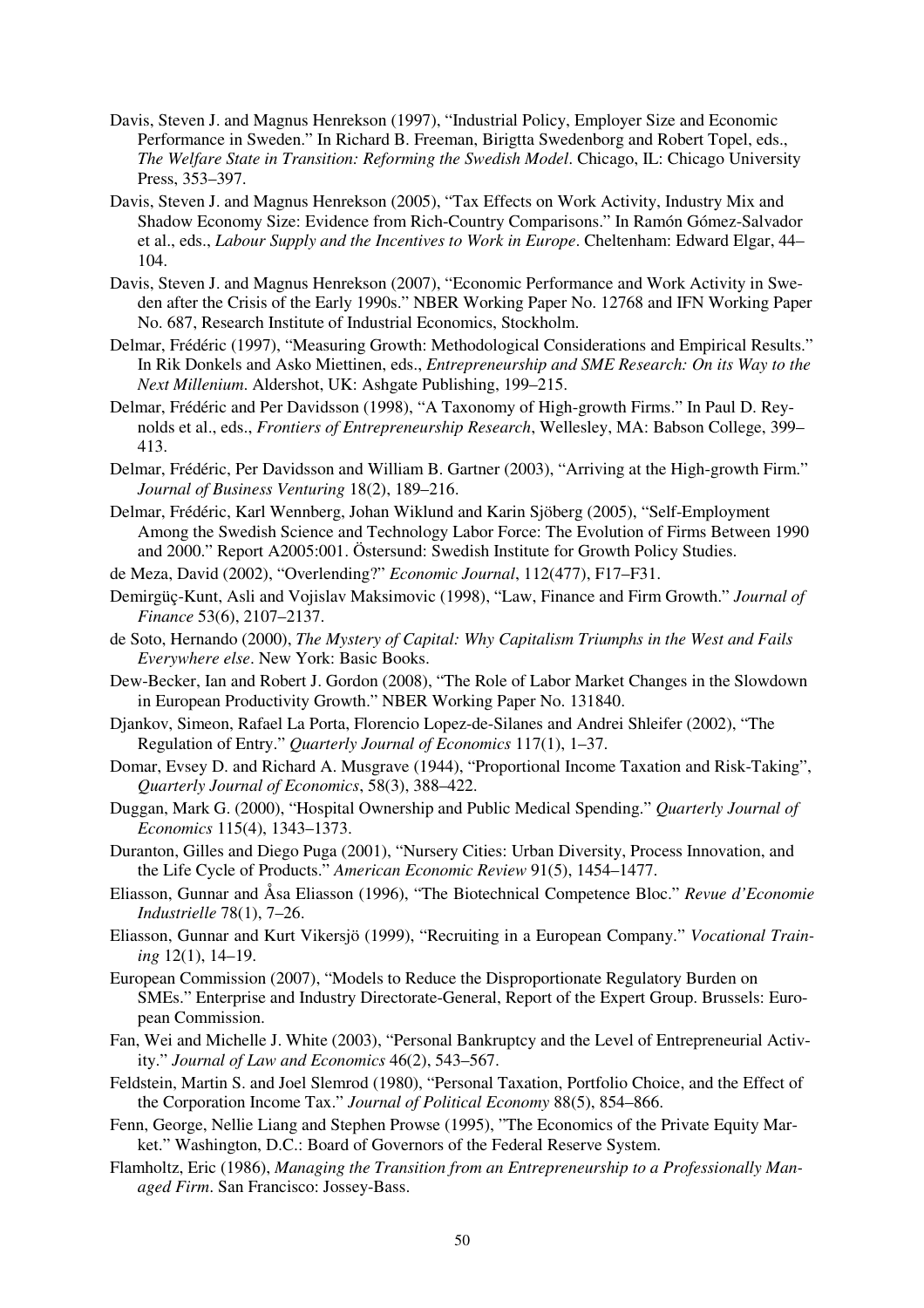Davis, Steven J. and Magnus Henrekson (1997), "Industrial Policy, Employer Size and Economic Performance in Sweden." In Richard B. Freeman, Birigtta Swedenborg and Robert Topel, eds., *The Welfare State in Transition: Reforming the Swedish Model*. Chicago, IL: Chicago University Press, 353–397.

Davis, Steven J. and Magnus Henrekson (2005), "Tax Effects on Work Activity, Industry Mix and Shadow Economy Size: Evidence from Rich-Country Comparisons." In Ramón Gómez-Salvador et al., eds., *Labour Supply and the Incentives to Work in Europe*. Cheltenham: Edward Elgar, 44–104.

Davis, Steven J. and Magnus Henrekson (2007), "Economic Performance and Work Activity in Sweden after the Crisis of the Early 1990s." NBER Working Paper No. 12768 and IFN Working Paper No. 687, Research Institute of Industrial Economics, Stockholm.

Delmar, Frédéric (1997), "Measuring Growth: Methodological Considerations and Empirical Results." In Rik Donkels and Asko Miettinen, eds., *Entrepreneurship and SME Research: On its Way to the Next Millenium*. Aldershot, UK: Ashgate Publishing, 199–215.

Delmar, Frédéric and Per Davidsson (1998), "A Taxonomy of High-growth Firms." In Paul D. Reynolds et al., eds., *Frontiers of Entrepreneurship Research*, Wellesley, MA: Babson College, 399–413.

Delmar, Frédéric, Per Davidsson and William B. Gartner (2003), "Arriving at the High-growth Firm." *Journal of Business Venturing* 18(2), 189–216.

Delmar, Frédéric, Karl Wennberg, Johan Wiklund and Karin Sjöberg (2005), "Self-Employment Among the Swedish Science and Technology Labor Force: The Evolution of Firms Between 1990 and 2000." Report A2005:001. Östersund: Swedish Institute for Growth Policy Studies.

de Meza, David (2002), "Overlending?" *Economic Journal*, 112(477), F17–F31.

Demirgüç-Kunt, Asli and Vojislav Maksimovic (1998), "Law, Finance and Firm Growth." *Journal of Finance* 53(6), 2107–2137.

de Soto, Hernando (2000), *The Mystery of Capital: Why Capitalism Triumphs in the West and Fails Everywhere else*. New York: Basic Books.

Dew-Becker, Ian and Robert J. Gordon (2008), "The Role of Labor Market Changes in the Slowdown in European Productivity Growth." NBER Working Paper No. 131840.

Djankov, Simeon, Rafael La Porta, Florencio Lopez-de-Silanes and Andrei Shleifer (2002), "The Regulation of Entry." *Quarterly Journal of Economics* 117(1), 1–37.

Domar, Evsey D. and Richard A. Musgrave (1944), "Proportional Income Taxation and Risk-Taking", *Quarterly Journal of Economics*, 58(3), 388–422.

Duggan, Mark G. (2000), "Hospital Ownership and Public Medical Spending." *Quarterly Journal of Economics* 115(4), 1343–1373.

Duranton, Gilles and Diego Puga (2001), "Nursery Cities: Urban Diversity, Process Innovation, and the Life Cycle of Products." *American Economic Review* 91(5), 1454–1477.

Eliasson, Gunnar and Åsa Eliasson (1996), "The Biotechnical Competence Bloc." *Revue d'Economie Industrielle* 78(1), 7–26.

Eliasson, Gunnar and Kurt Vikersjö (1999), "Recruiting in a European Company." *Vocational Training* 12(1), 14–19.

European Commission (2007), "Models to Reduce the Disproportionate Regulatory Burden on SMEs." Enterprise and Industry Directorate-General, Report of the Expert Group. Brussels: European Commission.

Fan, Wei and Michelle J. White (2003), "Personal Bankruptcy and the Level of Entrepreneurial Activity." *Journal of Law and Economics* 46(2), 543–567.

Feldstein, Martin S. and Joel Slemrod (1980), "Personal Taxation, Portfolio Choice, and the Effect of the Corporation Income Tax." *Journal of Political Economy* 88(5), 854–866.

Fenn, George, Nellie Liang and Stephen Prowse (1995), "The Economics of the Private Equity Market." Washington, D.C.: Board of Governors of the Federal Reserve System.

Flamholtz, Eric (1986), *Managing the Transition from an Entrepreneurship to a Professionally Managed Firm*. San Francisco: Jossey-Bass.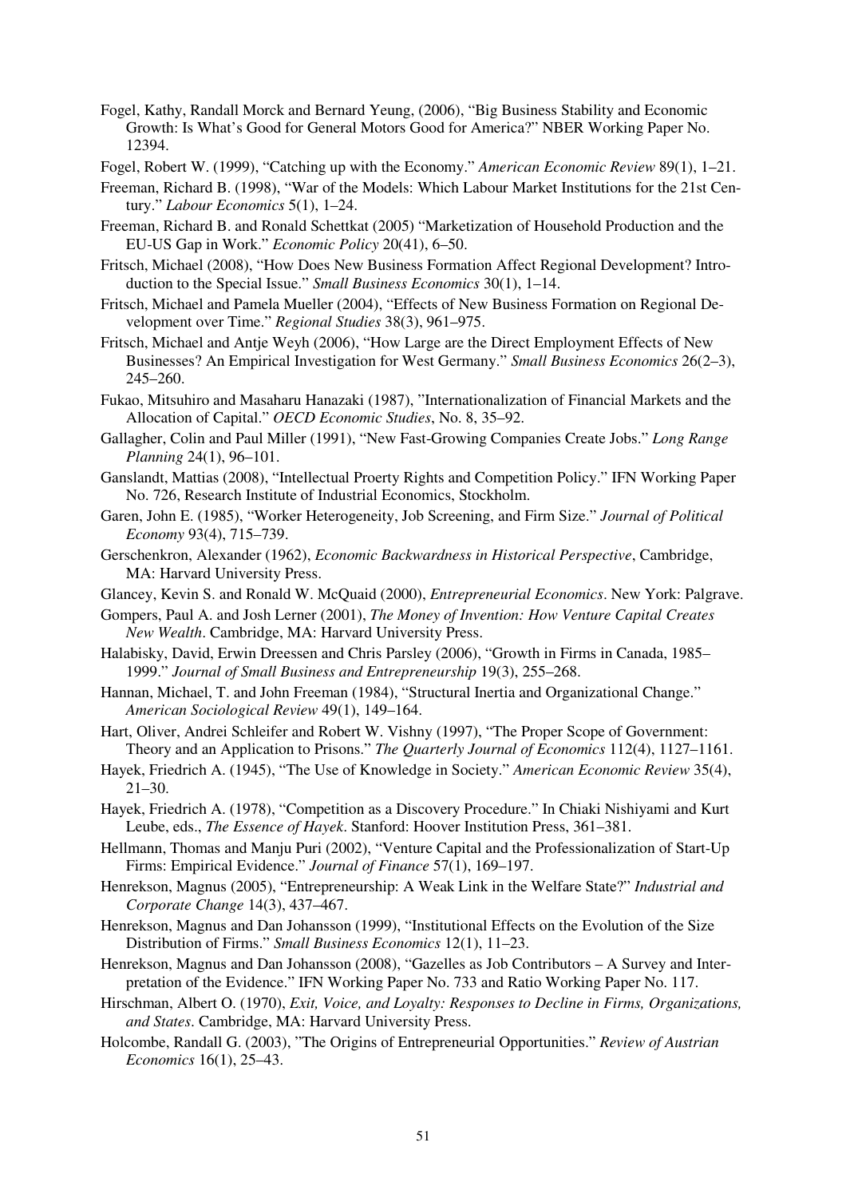Fogel, Kathy, Randall Morck and Bernard Yeung, (2006), "Big Business Stability and Economic Growth: Is What's Good for General Motors Good for America?" NBER Working Paper No. 12394.

Fogel, Robert W. (1999), "Catching up with the Economy." *American Economic Review* 89(1), 1–21.

Freeman, Richard B. (1998), "War of the Models: Which Labour Market Institutions for the 21st Century." *Labour Economics* 5(1), 1–24.

Freeman, Richard B. and Ronald Schettkat (2005) "Marketization of Household Production and the EU-US Gap in Work." *Economic Policy* 20(41), 6–50.

Fritsch, Michael (2008), "How Does New Business Formation Affect Regional Development? Introduction to the Special Issue." *Small Business Economics* 30(1), 1–14.

Fritsch, Michael and Pamela Mueller (2004), "Effects of New Business Formation on Regional Development over Time." *Regional Studies* 38(3), 961–975.

Fritsch, Michael and Antje Weyh (2006), "How Large are the Direct Employment Effects of New Businesses? An Empirical Investigation for West Germany." *Small Business Economics* 26(2–3), 245–260.

Fukao, Mitsuhiro and Masaharu Hanazaki (1987), "Internationalization of Financial Markets and the Allocation of Capital." *OECD Economic Studies*, No. 8, 35–92.

Gallagher, Colin and Paul Miller (1991), "New Fast-Growing Companies Create Jobs." *Long Range Planning* 24(1), 96–101.

Ganslandt, Mattias (2008), "Intellectual Proerty Rights and Competition Policy." IFN Working Paper No. 726, Research Institute of Industrial Economics, Stockholm.

Garen, John E. (1985), "Worker Heterogeneity, Job Screening, and Firm Size." *Journal of Political Economy* 93(4), 715–739.

Gerschenkron, Alexander (1962), *Economic Backwardness in Historical Perspective*, Cambridge, MA: Harvard University Press.

Glancey, Kevin S. and Ronald W. McQuaid (2000), *Entrepreneurial Economics*. New York: Palgrave.

Gompers, Paul A. and Josh Lerner (2001), *The Money of Invention: How Venture Capital Creates New Wealth*. Cambridge, MA: Harvard University Press.

Halabisky, David, Erwin Dreessen and Chris Parsley (2006), "Growth in Firms in Canada, 1985–1999." *Journal of Small Business and Entrepreneurship* 19(3), 255–268.

Hannan, Michael, T. and John Freeman (1984), "Structural Inertia and Organizational Change." *American Sociological Review* 49(1), 149–164.

Hart, Oliver, Andrei Schleifer and Robert W. Vishny (1997), "The Proper Scope of Government: Theory and an Application to Prisons." *The Quarterly Journal of Economics* 112(4), 1127–1161.

Hayek, Friedrich A. (1945), "The Use of Knowledge in Society." *American Economic Review* 35(4), 21–30.

Hayek, Friedrich A. (1978), "Competition as a Discovery Procedure." In Chiaki Nishiyami and Kurt Leube, eds., *The Essence of Hayek*. Stanford: Hoover Institution Press, 361–381.

Hellmann, Thomas and Manju Puri (2002), "Venture Capital and the Professionalization of Start-Up Firms: Empirical Evidence." *Journal of Finance* 57(1), 169–197.

Henrekson, Magnus (2005), "Entrepreneurship: A Weak Link in the Welfare State?" *Industrial and Corporate Change* 14(3), 437–467.

Henrekson, Magnus and Dan Johansson (1999), "Institutional Effects on the Evolution of the Size Distribution of Firms." *Small Business Economics* 12(1), 11–23.

Henrekson, Magnus and Dan Johansson (2008), "Gazelles as Job Contributors – A Survey and Interpretation of the Evidence." IFN Working Paper No. 733 and Ratio Working Paper No. 117.

Hirschman, Albert O. (1970), *Exit, Voice, and Loyalty: Responses to Decline in Firms, Organizations, and States*. Cambridge, MA: Harvard University Press.

Holcombe, Randall G. (2003), "The Origins of Entrepreneurial Opportunities." *Review of Austrian Economics* 16(1), 25–43.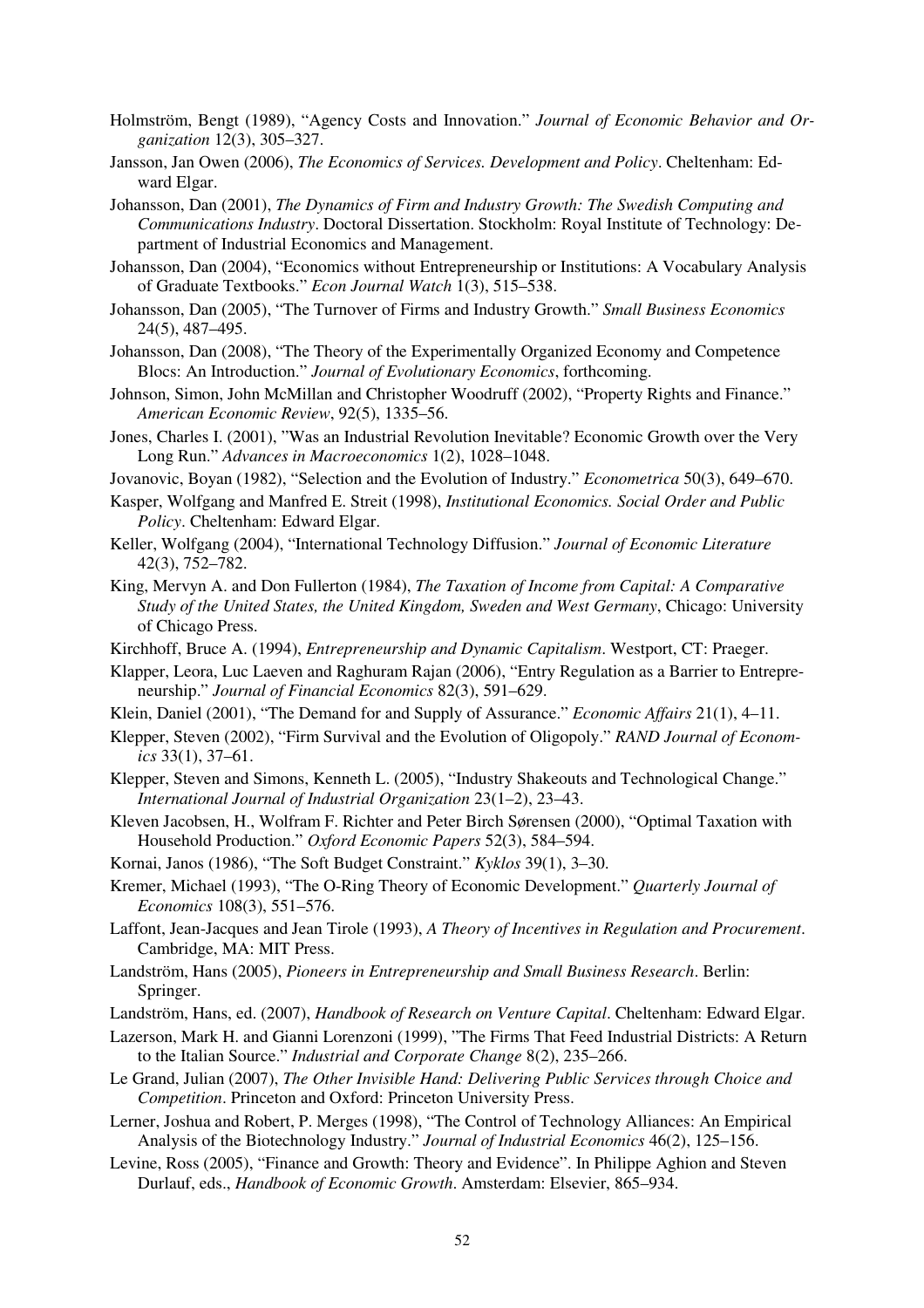Holmström, Bengt (1989), "Agency Costs and Innovation." *Journal of Economic Behavior and Organization* 12(3), 305–327.

Jansson, Jan Owen (2006), *The Economics of Services. Development and Policy*. Cheltenham: Edward Elgar.

Johansson, Dan (2001), *The Dynamics of Firm and Industry Growth: The Swedish Computing and Communications Industry*. Doctoral Dissertation. Stockholm: Royal Institute of Technology: Department of Industrial Economics and Management.

Johansson, Dan (2004), "Economics without Entrepreneurship or Institutions: A Vocabulary Analysis of Graduate Textbooks." *Econ Journal Watch* 1(3), 515–538.

Johansson, Dan (2005), "The Turnover of Firms and Industry Growth." *Small Business Economics* 24(5), 487–495.

Johansson, Dan (2008), "The Theory of the Experimentally Organized Economy and Competence Blocs: An Introduction." *Journal of Evolutionary Economics*, forthcoming.

Johnson, Simon, John McMillan and Christopher Woodruff (2002), "Property Rights and Finance." *American Economic Review*, 92(5), 1335–56.

Jones, Charles I. (2001), "Was an Industrial Revolution Inevitable? Economic Growth over the Very Long Run." *Advances in Macroeconomics* 1(2), 1028–1048.

Jovanovic, Boyan (1982), "Selection and the Evolution of Industry." *Econometrica* 50(3), 649–670.

Kasper, Wolfgang and Manfred E. Streit (1998), *Institutional Economics. Social Order and Public Policy*. Cheltenham: Edward Elgar.

Keller, Wolfgang (2004), "International Technology Diffusion." *Journal of Economic Literature* 42(3), 752–782.

King, Mervyn A. and Don Fullerton (1984), *The Taxation of Income from Capital: A Comparative Study of the United States, the United Kingdom, Sweden and West Germany*, Chicago: University of Chicago Press.

Kirchhoff, Bruce A. (1994), *Entrepreneurship and Dynamic Capitalism*. Westport, CT: Praeger.

Klapper, Leora, Luc Laeven and Raghuram Rajan (2006), "Entry Regulation as a Barrier to Entrepreneurship." *Journal of Financial Economics* 82(3), 591–629.

Klein, Daniel (2001), "The Demand for and Supply of Assurance." *Economic Affairs* 21(1), 4–11.

Klepper, Steven (2002), "Firm Survival and the Evolution of Oligopoly." *RAND Journal of Economics* 33(1), 37–61.

Klepper, Steven and Simons, Kenneth L. (2005), "Industry Shakeouts and Technological Change." *International Journal of Industrial Organization* 23(1–2), 23–43.

Kleven Jacobsen, H., Wolfram F. Richter and Peter Birch Sørensen (2000), "Optimal Taxation with Household Production." *Oxford Economic Papers* 52(3), 584–594.

Kornai, Janos (1986), "The Soft Budget Constraint." *Kyklos* 39(1), 3–30.

Kremer, Michael (1993), "The O-Ring Theory of Economic Development." *Quarterly Journal of Economics* 108(3), 551–576.

Laffont, Jean-Jacques and Jean Tirole (1993), *A Theory of Incentives in Regulation and Procurement*. Cambridge, MA: MIT Press.

Landström, Hans (2005), *Pioneers in Entrepreneurship and Small Business Research*. Berlin: Springer.

Landström, Hans, ed. (2007), *Handbook of Research on Venture Capital*. Cheltenham: Edward Elgar.

Lazerson, Mark H. and Gianni Lorenzoni (1999), "The Firms That Feed Industrial Districts: A Return to the Italian Source." *Industrial and Corporate Change* 8(2), 235–266.

Le Grand, Julian (2007), *The Other Invisible Hand: Delivering Public Services through Choice and Competition*. Princeton and Oxford: Princeton University Press.

Lerner, Joshua and Robert, P. Merges (1998), "The Control of Technology Alliances: An Empirical Analysis of the Biotechnology Industry." *Journal of Industrial Economics* 46(2), 125–156.

Levine, Ross (2005), "Finance and Growth: Theory and Evidence". In Philippe Aghion and Steven Durlauf, eds., *Handbook of Economic Growth*. Amsterdam: Elsevier, 865–934.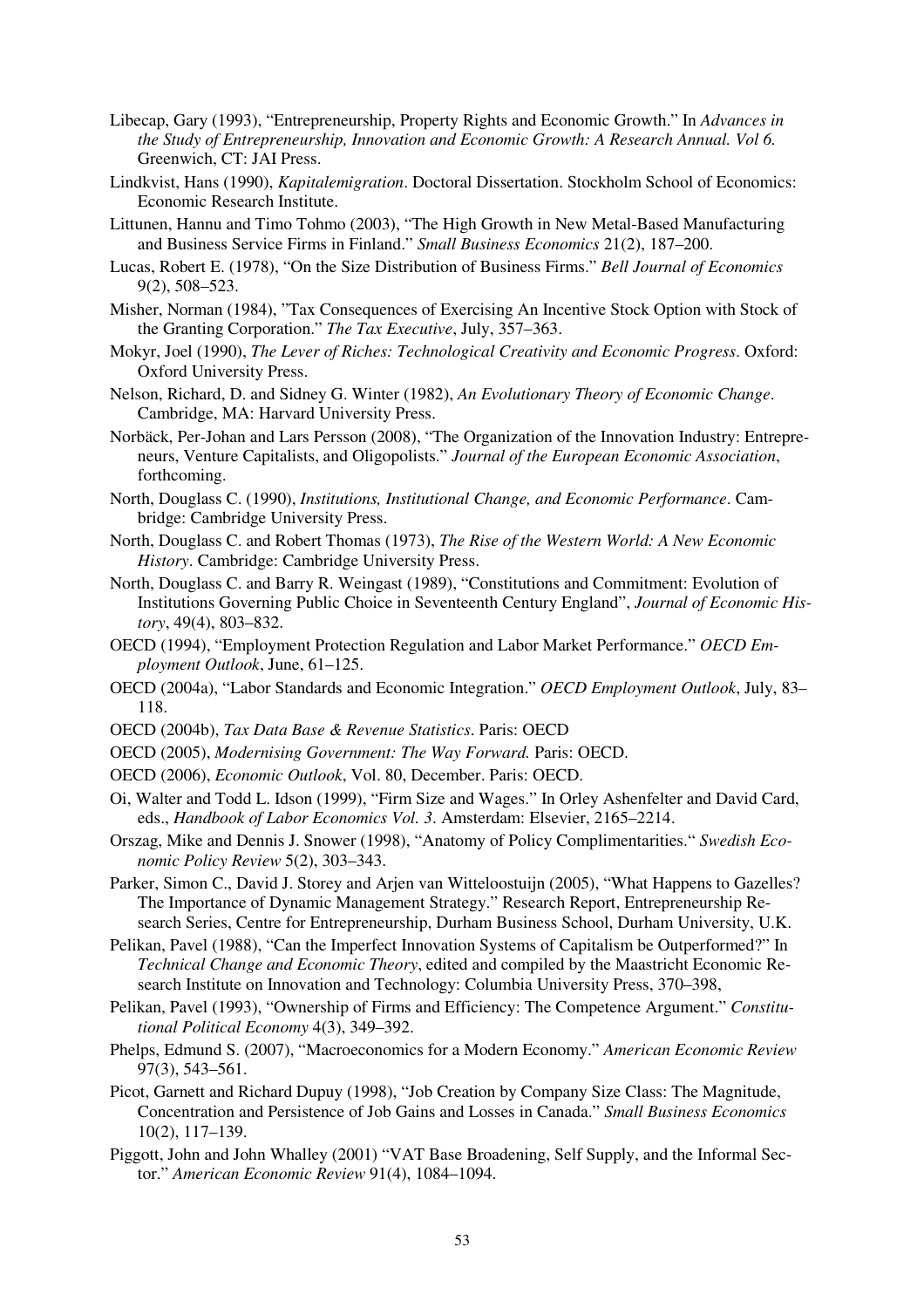Libecap, Gary (1993), "Entrepreneurship, Property Rights and Economic Growth." In *Advances in the Study of Entrepreneurship, Innovation and Economic Growth: A Research Annual. Vol 6.* Greenwich, CT: JAI Press.

Lindkvist, Hans (1990), *Kapitalemigration*. Doctoral Dissertation. Stockholm School of Economics: Economic Research Institute.

Littunen, Hannu and Timo Tohmo (2003), "The High Growth in New Metal-Based Manufacturing and Business Service Firms in Finland." *Small Business Economics* 21(2), 187–200.

Lucas, Robert E. (1978), "On the Size Distribution of Business Firms." *Bell Journal of Economics* 9(2), 508–523.

Misher, Norman (1984), "Tax Consequences of Exercising An Incentive Stock Option with Stock of the Granting Corporation." *The Tax Executive*, July, 357–363.

Mokyr, Joel (1990), *The Lever of Riches: Technological Creativity and Economic Progress*. Oxford: Oxford University Press.

Nelson, Richard, D. and Sidney G. Winter (1982), *An Evolutionary Theory of Economic Change*. Cambridge, MA: Harvard University Press.

Norbäck, Per-Johan and Lars Persson (2008), "The Organization of the Innovation Industry: Entrepreneurs, Venture Capitalists, and Oligopolists." *Journal of the European Economic Association*, forthcoming.

North, Douglass C. (1990), *Institutions, Institutional Change, and Economic Performance*. Cambridge: Cambridge University Press.

North, Douglass C. and Robert Thomas (1973), *The Rise of the Western World: A New Economic History*. Cambridge: Cambridge University Press.

North, Douglass C. and Barry R. Weingast (1989), "Constitutions and Commitment: Evolution of Institutions Governing Public Choice in Seventeenth Century England", *Journal of Economic History*, 49(4), 803–832.

OECD (1994), "Employment Protection Regulation and Labor Market Performance." *OECD Employment Outlook*, June, 61–125.

OECD (2004a), "Labor Standards and Economic Integration." *OECD Employment Outlook*, July, 83–118.

OECD (2004b), *Tax Data Base & Revenue Statistics*. Paris: OECD

OECD (2005), *Modernising Government: The Way Forward.* Paris: OECD.

OECD (2006), *Economic Outlook*, Vol. 80, December. Paris: OECD.

Oi, Walter and Todd L. Idson (1999), "Firm Size and Wages." In Orley Ashenfelter and David Card, eds., *Handbook of Labor Economics Vol. 3*. Amsterdam: Elsevier, 2165–2214.

Orszag, Mike and Dennis J. Snower (1998), "Anatomy of Policy Complimentarities." *Swedish Economic Policy Review* 5(2), 303–343.

Parker, Simon C., David J. Storey and Arjen van Witteloostuijn (2005), "What Happens to Gazelles? The Importance of Dynamic Management Strategy." Research Report, Entrepreneurship Research Series, Centre for Entrepreneurship, Durham Business School, Durham University, U.K.

Pelikan, Pavel (1988), "Can the Imperfect Innovation Systems of Capitalism be Outperformed?" In *Technical Change and Economic Theory*, edited and compiled by the Maastricht Economic Research Institute on Innovation and Technology: Columbia University Press, 370–398,

Pelikan, Pavel (1993), "Ownership of Firms and Efficiency: The Competence Argument." *Constitutional Political Economy* 4(3), 349–392.

Phelps, Edmund S. (2007), "Macroeconomics for a Modern Economy." *American Economic Review* 97(3), 543–561.

Picot, Garnett and Richard Dupuy (1998), "Job Creation by Company Size Class: The Magnitude, Concentration and Persistence of Job Gains and Losses in Canada." *Small Business Economics* 10(2), 117–139.

Piggott, John and John Whalley (2001) "VAT Base Broadening, Self Supply, and the Informal Sector." *American Economic Review* 91(4), 1084–1094.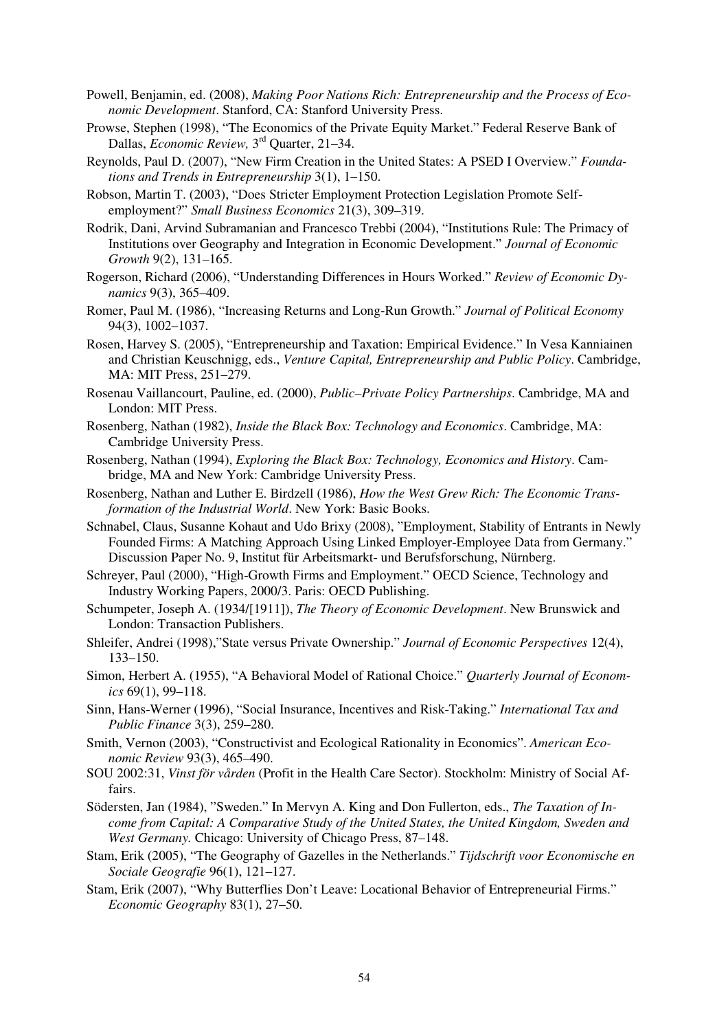Powell, Benjamin, ed. (2008), *Making Poor Nations Rich: Entrepreneurship and the Process of Economic Development*. Stanford, CA: Stanford University Press.

Prowse, Stephen (1998), "The Economics of the Private Equity Market." Federal Reserve Bank of Dallas, *Economic Review,* 3rd Quarter, 21–34.

Reynolds, Paul D. (2007), "New Firm Creation in the United States: A PSED I Overview." *Foundations and Trends in Entrepreneurship* 3(1), 1–150.

Robson, Martin T. (2003), "Does Stricter Employment Protection Legislation Promote Self-employment?" *Small Business Economics* 21(3), 309–319.

Rodrik, Dani, Arvind Subramanian and Francesco Trebbi (2004), "Institutions Rule: The Primacy of Institutions over Geography and Integration in Economic Development." *Journal of Economic Growth* 9(2), 131–165.

Rogerson, Richard (2006), "Understanding Differences in Hours Worked." *Review of Economic Dynamics* 9(3), 365–409.

Romer, Paul M. (1986), "Increasing Returns and Long-Run Growth." *Journal of Political Economy* 94(3), 1002–1037.

Rosen, Harvey S. (2005), "Entrepreneurship and Taxation: Empirical Evidence." In Vesa Kanniainen and Christian Keuschnigg, eds., *Venture Capital, Entrepreneurship and Public Policy*. Cambridge, MA: MIT Press, 251–279.

Rosenau Vaillancourt, Pauline, ed. (2000), *Public–Private Policy Partnerships*. Cambridge, MA and London: MIT Press.

Rosenberg, Nathan (1982), *Inside the Black Box: Technology and Economics*. Cambridge, MA: Cambridge University Press.

Rosenberg, Nathan (1994), *Exploring the Black Box: Technology, Economics and History*. Cambridge, MA and New York: Cambridge University Press.

Rosenberg, Nathan and Luther E. Birdzell (1986), *How the West Grew Rich: The Economic Transformation of the Industrial World*. New York: Basic Books.

Schnabel, Claus, Susanne Kohaut and Udo Brixy (2008), "Employment, Stability of Entrants in Newly Founded Firms: A Matching Approach Using Linked Employer-Employee Data from Germany." Discussion Paper No. 9, Institut für Arbeitsmarkt- und Berufsforschung, Nürnberg.

Schreyer, Paul (2000), "High-Growth Firms and Employment." OECD Science, Technology and Industry Working Papers, 2000/3. Paris: OECD Publishing.

Schumpeter, Joseph A. (1934/[1911]), *The Theory of Economic Development*. New Brunswick and London: Transaction Publishers.

Shleifer, Andrei (1998),"State versus Private Ownership." *Journal of Economic Perspectives* 12(4), 133–150.

Simon, Herbert A. (1955), "A Behavioral Model of Rational Choice." *Quarterly Journal of Economics* 69(1), 99–118.

Sinn, Hans-Werner (1996), "Social Insurance, Incentives and Risk-Taking." *International Tax and Public Finance* 3(3), 259–280.

Smith, Vernon (2003), "Constructivist and Ecological Rationality in Economics". *American Economic Review* 93(3), 465–490.

SOU 2002:31, *Vinst för vården* (Profit in the Health Care Sector). Stockholm: Ministry of Social Affairs.

Södersten, Jan (1984), "Sweden." In Mervyn A. King and Don Fullerton, eds., *The Taxation of Income from Capital: A Comparative Study of the United States, the United Kingdom, Sweden and West Germany.* Chicago: University of Chicago Press, 87–148.

Stam, Erik (2005), "The Geography of Gazelles in the Netherlands." *Tijdschrift voor Economische en Sociale Geografie* 96(1), 121–127.

Stam, Erik (2007), "Why Butterflies Don't Leave: Locational Behavior of Entrepreneurial Firms." *Economic Geography* 83(1), 27–50.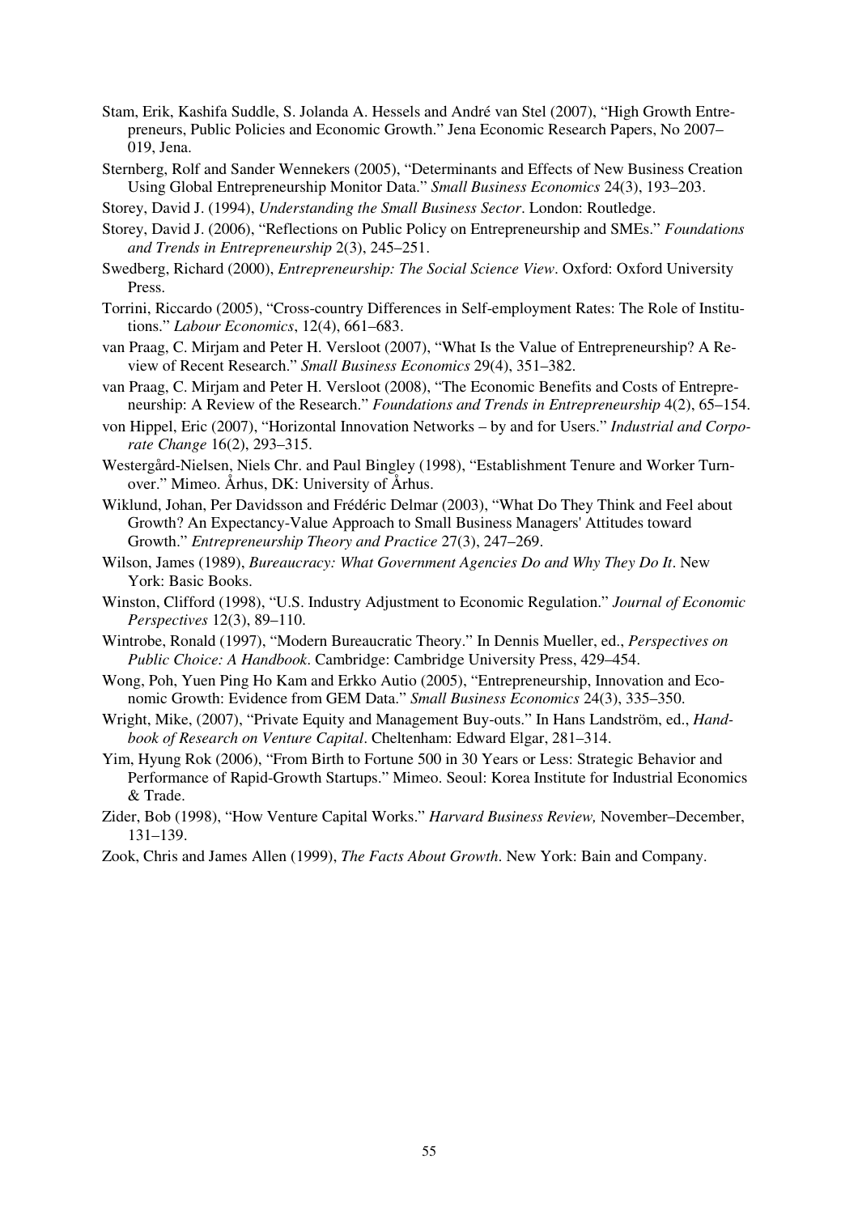Stam, Erik, Kashifa Suddle, S. Jolanda A. Hessels and André van Stel (2007), "High Growth Entrepreneurs, Public Policies and Economic Growth." Jena Economic Research Papers, No 2007–019, Jena.

Sternberg, Rolf and Sander Wennekers (2005), "Determinants and Effects of New Business Creation Using Global Entrepreneurship Monitor Data." *Small Business Economics* 24(3), 193–203.

Storey, David J. (1994), *Understanding the Small Business Sector*. London: Routledge.

Storey, David J. (2006), "Reflections on Public Policy on Entrepreneurship and SMEs." *Foundations and Trends in Entrepreneurship* 2(3), 245–251.

Swedberg, Richard (2000), *Entrepreneurship: The Social Science View*. Oxford: Oxford University Press.

Torrini, Riccardo (2005), "Cross-country Differences in Self-employment Rates: The Role of Institutions." *Labour Economics*, 12(4), 661–683.

van Praag, C. Mirjam and Peter H. Versloot (2007), "What Is the Value of Entrepreneurship? A Review of Recent Research." *Small Business Economics* 29(4), 351–382.

van Praag, C. Mirjam and Peter H. Versloot (2008), "The Economic Benefits and Costs of Entrepreneurship: A Review of the Research." *Foundations and Trends in Entrepreneurship* 4(2), 65–154.

von Hippel, Eric (2007), "Horizontal Innovation Networks – by and for Users." *Industrial and Corporate Change* 16(2), 293–315.

Westergård-Nielsen, Niels Chr. and Paul Bingley (1998), "Establishment Tenure and Worker Turnover." Mimeo. Århus, DK: University of Århus.

Wiklund, Johan, Per Davidsson and Frédéric Delmar (2003), "What Do They Think and Feel about Growth? An Expectancy-Value Approach to Small Business Managers' Attitudes toward Growth." *Entrepreneurship Theory and Practice* 27(3), 247–269.

Wilson, James (1989), *Bureaucracy: What Government Agencies Do and Why They Do It*. New York: Basic Books.

Winston, Clifford (1998), "U.S. Industry Adjustment to Economic Regulation." *Journal of Economic Perspectives* 12(3), 89–110.

Wintrobe, Ronald (1997), "Modern Bureaucratic Theory." In Dennis Mueller, ed., *Perspectives on Public Choice: A Handbook*. Cambridge: Cambridge University Press, 429–454.

Wong, Poh, Yuen Ping Ho Kam and Erkko Autio (2005), "Entrepreneurship, Innovation and Economic Growth: Evidence from GEM Data." *Small Business Economics* 24(3), 335–350.

Wright, Mike, (2007), "Private Equity and Management Buy-outs." In Hans Landström, ed., *Handbook of Research on Venture Capital*. Cheltenham: Edward Elgar, 281–314.

Yim, Hyung Rok (2006), "From Birth to Fortune 500 in 30 Years or Less: Strategic Behavior and Performance of Rapid-Growth Startups." Mimeo. Seoul: Korea Institute for Industrial Economics & Trade.

Zider, Bob (1998), "How Venture Capital Works." *Harvard Business Review,* November–December, 131–139.

Zook, Chris and James Allen (1999), *The Facts About Growth*. New York: Bain and Company.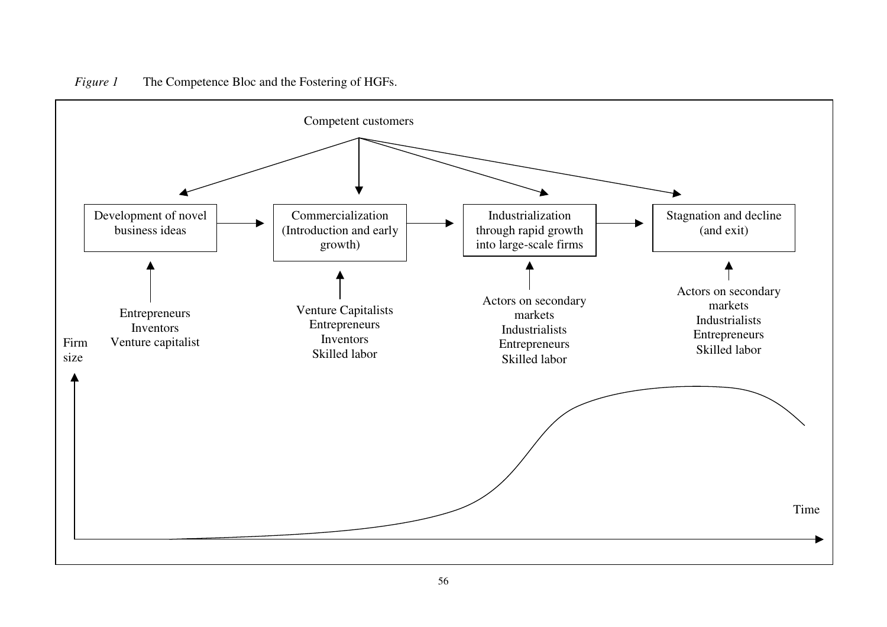*Figure 1* The Competence Bloc and the Fostering of HGFs.

Competent customers

Development of novel business ideas → Commercialization (Introduction and early growth) → Industrialization through rapid growth into large-scale firms → Stagnation and decline (and exit)

Entrepreneurs
Inventors
Venture capitalist

Venture Capitalists
Entrepreneurs
Inventors
Skilled labor

Actors on secondary markets
Industrialists
Entrepreneurs
Skilled labor

Actors on secondary markets
Industrialists
Entrepreneurs
Skilled labor

Firm size

Time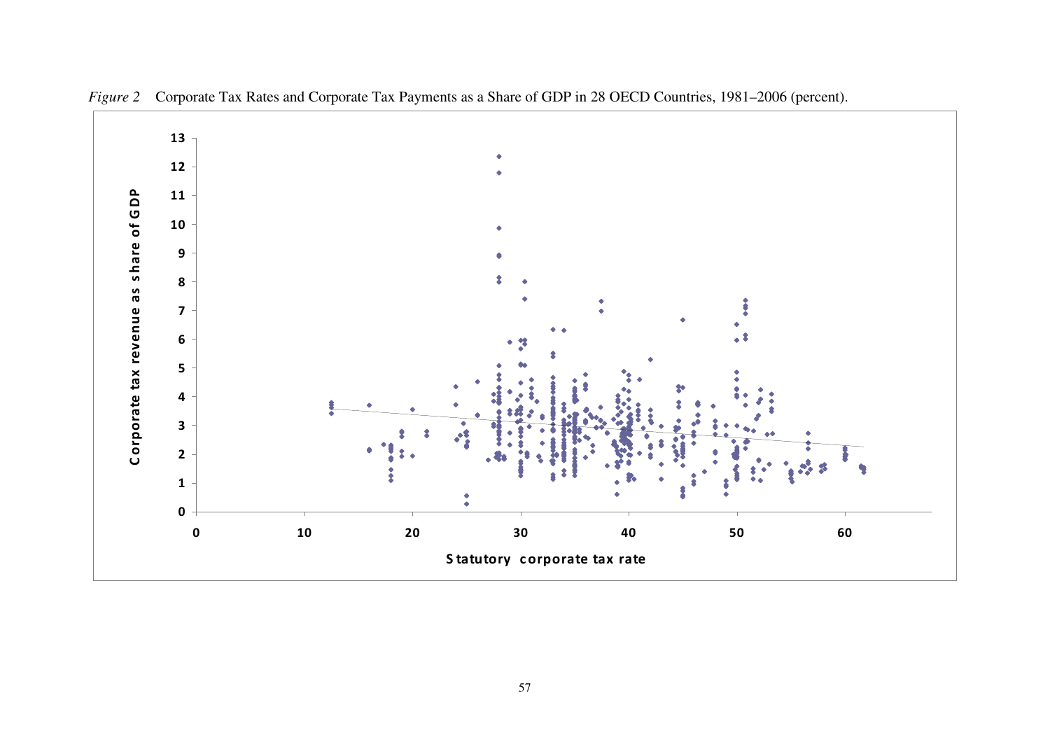*Figure 2* Corporate Tax Rates and Corporate Tax Payments as a Share of GDP in 28 OECD Countries, 1981–2006 (percent).

Corporate tax revenue as share of GDP

13
12
11
10
9
8
7
6
5
4
3
2
1
0

0
10
20
30
40
50
60

Statutory corporate tax rate